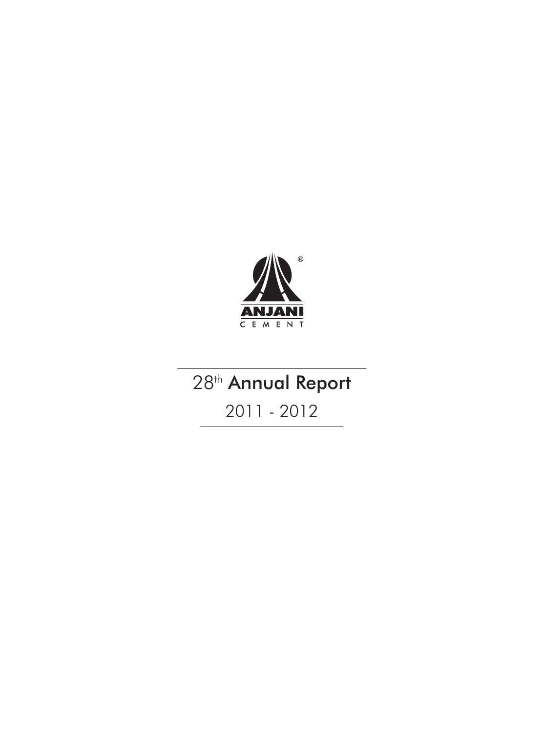ANJANI

CEMENT

# 28th Annual Report

## 2011 - 2012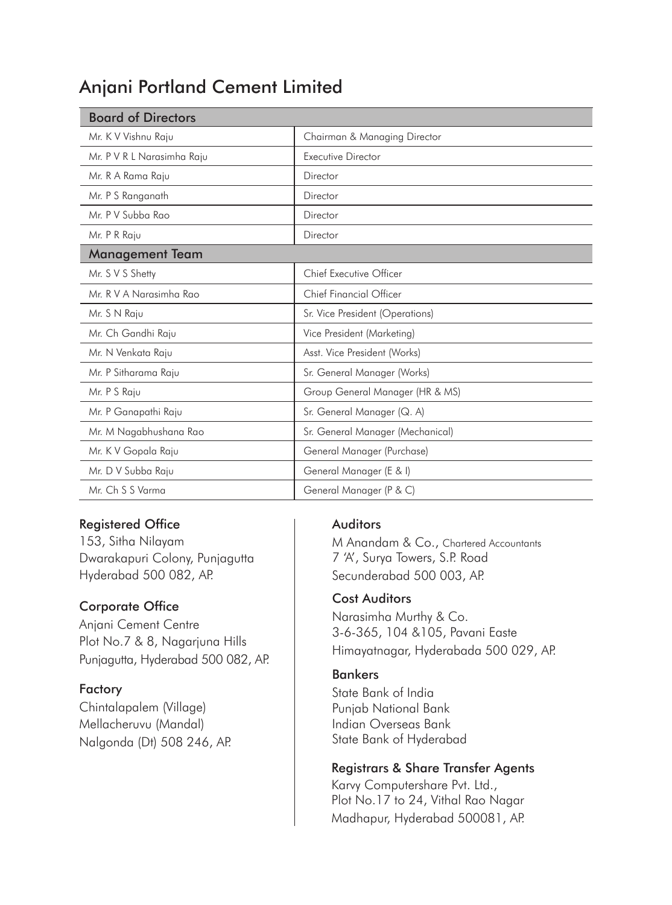# Anjani Portland Cement Limited

| Board of Directors | |
|---|---|
| Mr. K V Vishnu Raju | Chairman & Managing Director |
| Mr. P V R L Narasimha Raju | Executive Director |
| Mr. R A Rama Raju | Director |
| Mr. P S Ranganath | Director |
| Mr. P V Subba Rao | Director |
| Mr. P R Raju | Director |
| **Management Team** | |
| Mr. S V S Shetty | Chief Executive Officer |
| Mr. R V A Narasimha Rao | Chief Financial Officer |
| Mr. S N Raju | Sr. Vice President (Operations) |
| Mr. Ch Gandhi Raju | Vice President (Marketing) |
| Mr. N Venkata Raju | Asst. Vice President (Works) |
| Mr. P Sitharama Raju | Sr. General Manager (Works) |
| Mr. P S Raju | Group General Manager (HR & MS) |
| Mr. P Ganapathi Raju | Sr. General Manager (Q. A) |
| Mr. M Nagabhushana Rao | Sr. General Manager (Mechanical) |
| Mr. K V Gopala Raju | General Manager (Purchase) |
| Mr. D V Subba Raju | General Manager (E & I) |
| Mr. Ch S S Varma | General Manager (P & C) |

### Registered Office

153, Sitha Nilayam
Dwarakapuri Colony, Punjagutta
Hyderabad 500 082, AP.

### Corporate Office

Anjani Cement Centre
Plot No.7 & 8, Nagarjuna Hills
Punjagutta, Hyderabad 500 082, AP.

### Factory

Chintalapalem (Village)
Mellacheruvu (Mandal)
Nalgonda (Dt) 508 246, AP.

### Auditors

M Anandam & Co., Chartered Accountants
7 'A', Surya Towers, S.P. Road
Secunderabad 500 003, AP.

### Cost Auditors

Narasimha Murthy & Co.
3-6-365, 104 &105, Pavani Easte
Himayatnagar, Hyderabada 500 029, AP.

### Bankers

State Bank of India
Punjab National Bank
Indian Overseas Bank
State Bank of Hyderabad

### Registrars & Share Transfer Agents

Karvy Computershare Pvt. Ltd.,
Plot No.17 to 24, Vithal Rao Nagar
Madhapur, Hyderabad 500081, AP.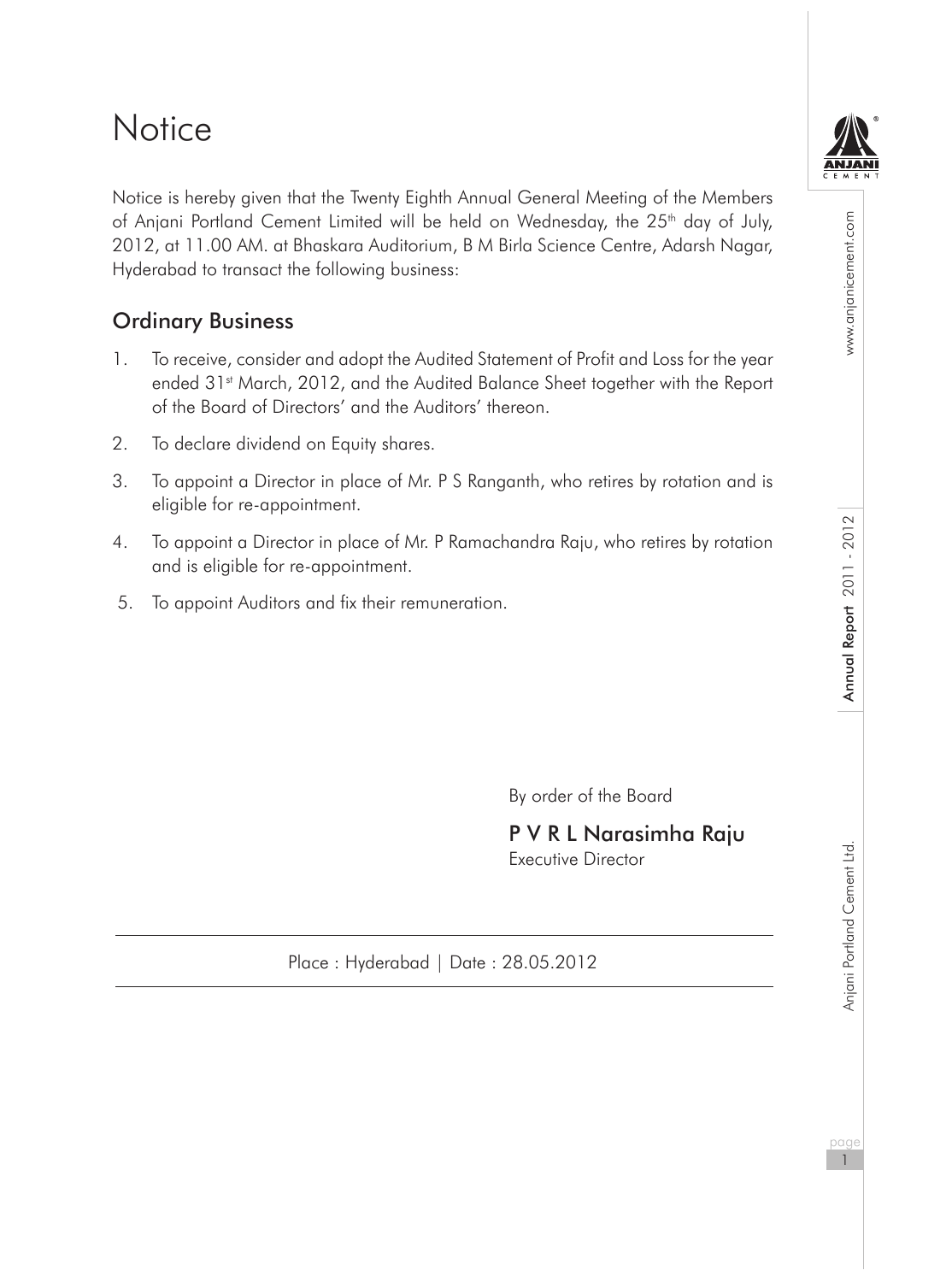# Notice

Notice is hereby given that the Twenty Eighth Annual General Meeting of the Members of Anjani Portland Cement Limited will be held on Wednesday, the 25th day of July, 2012, at 11.00 AM. at Bhaskara Auditorium, B M Birla Science Centre, Adarsh Nagar, Hyderabad to transact the following business:

## Ordinary Business

1. To receive, consider and adopt the Audited Statement of Profit and Loss for the year ended 31st March, 2012, and the Audited Balance Sheet together with the Report of the Board of Directors' and the Auditors' thereon.
2. To declare dividend on Equity shares.
3. To appoint a Director in place of Mr. P S Ranganth, who retires by rotation and is eligible for re-appointment.
4. To appoint a Director in place of Mr. P Ramachandra Raju, who retires by rotation and is eligible for re-appointment.
5. To appoint Auditors and fix their remuneration.

By order of the Board

**P V R L Narasimha Raju**
Executive Director

Place : Hyderabad | Date : 28.05.2012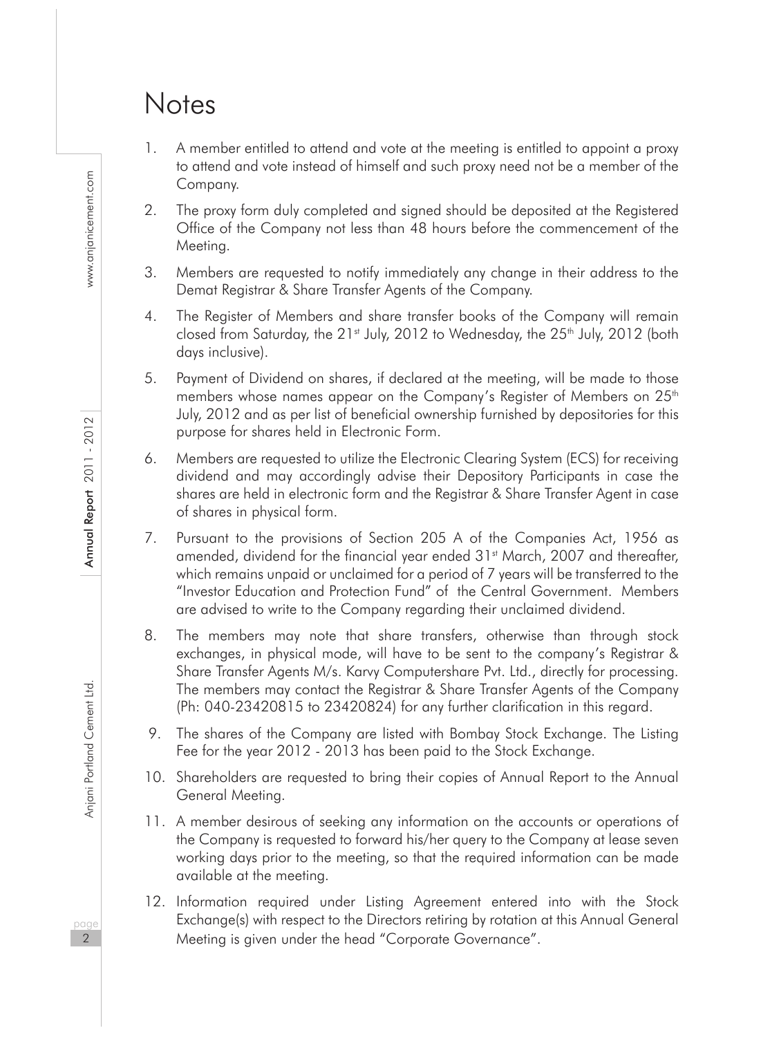# Notes

1. A member entitled to attend and vote at the meeting is entitled to appoint a proxy to attend and vote instead of himself and such proxy need not be a member of the Company.

2. The proxy form duly completed and signed should be deposited at the Registered Office of the Company not less than 48 hours before the commencement of the Meeting.

3. Members are requested to notify immediately any change in their address to the Demat Registrar & Share Transfer Agents of the Company.

4. The Register of Members and share transfer books of the Company will remain closed from Saturday, the 21st July, 2012 to Wednesday, the 25th July, 2012 (both days inclusive).

5. Payment of Dividend on shares, if declared at the meeting, will be made to those members whose names appear on the Company's Register of Members on 25th July, 2012 and as per list of beneficial ownership furnished by depositories for this purpose for shares held in Electronic Form.

6. Members are requested to utilize the Electronic Clearing System (ECS) for receiving dividend and may accordingly advise their Depository Participants in case the shares are held in electronic form and the Registrar & Share Transfer Agent in case of shares in physical form.

7. Pursuant to the provisions of Section 205 A of the Companies Act, 1956 as amended, dividend for the financial year ended 31st March, 2007 and thereafter, which remains unpaid or unclaimed for a period of 7 years will be transferred to the "Investor Education and Protection Fund" of the Central Government. Members are advised to write to the Company regarding their unclaimed dividend.

8. The members may note that share transfers, otherwise than through stock exchanges, in physical mode, will have to be sent to the company's Registrar & Share Transfer Agents M/s. Karvy Computershare Pvt. Ltd., directly for processing. The members may contact the Registrar & Share Transfer Agents of the Company (Ph: 040-23420815 to 23420824) for any further clarification in this regard.

9. The shares of the Company are listed with Bombay Stock Exchange. The Listing Fee for the year 2012 - 2013 has been paid to the Stock Exchange.

10. Shareholders are requested to bring their copies of Annual Report to the Annual General Meeting.

11. A member desirous of seeking any information on the accounts or operations of the Company is requested to forward his/her query to the Company at lease seven working days prior to the meeting, so that the required information can be made available at the meeting.

12. Information required under Listing Agreement entered into with the Stock Exchange(s) with respect to the Directors retiring by rotation at this Annual General Meeting is given under the head "Corporate Governance".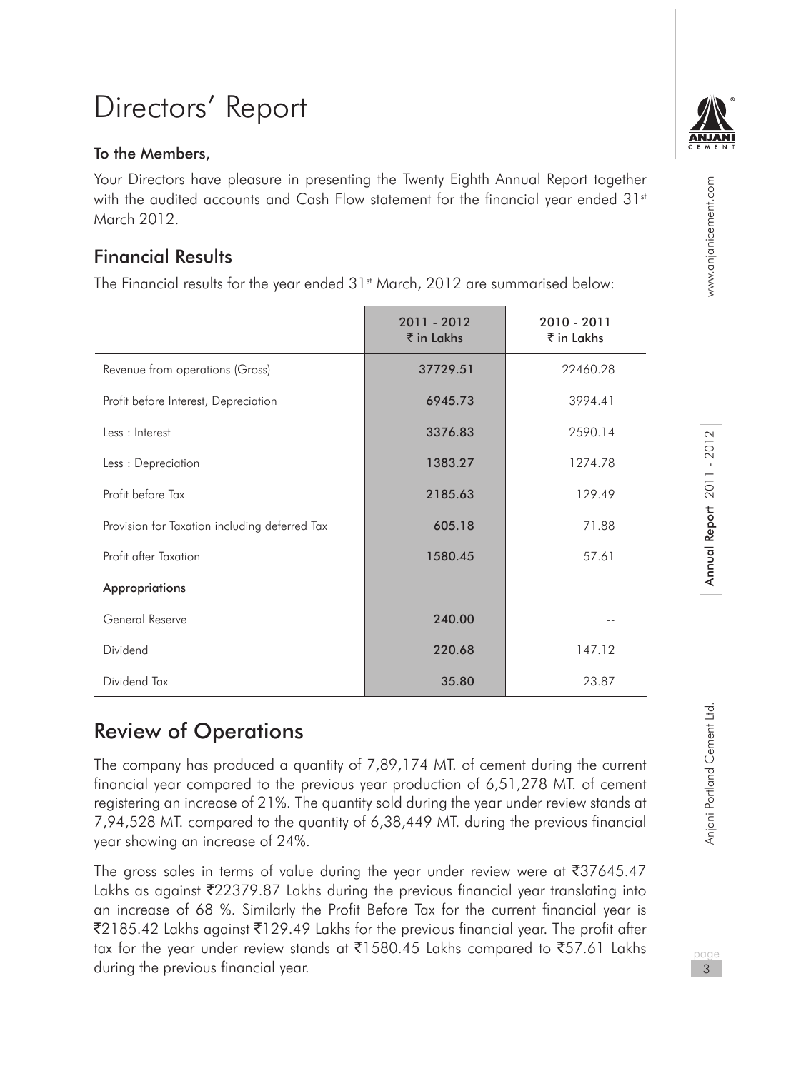# Directors' Report

**To the Members,**

Your Directors have pleasure in presenting the Twenty Eighth Annual Report together with the audited accounts and Cash Flow statement for the financial year ended 31st March 2012.

## Financial Results

The Financial results for the year ended 31st March, 2012 are summarised below:

| | 2011 - 2012 ₹ in Lakhs | 2010 - 2011 ₹ in Lakhs |
|---|---|---|
| Revenue from operations (Gross) | 37729.51 | 22460.28 |
| Profit before Interest, Depreciation | 6945.73 | 3994.41 |
| Less : Interest | 3376.83 | 2590.14 |
| Less : Depreciation | 1383.27 | 1274.78 |
| Profit before Tax | 2185.63 | 129.49 |
| Provision for Taxation including deferred Tax | 605.18 | 71.88 |
| Profit after Taxation | 1580.45 | 57.61 |
| **Appropriations** | | |
| General Reserve | 240.00 | -- |
| Dividend | 220.68 | 147.12 |
| Dividend Tax | 35.80 | 23.87 |

## Review of Operations

The company has produced a quantity of 7,89,174 MT. of cement during the current financial year compared to the previous year production of 6,51,278 MT. of cement registering an increase of 21%. The quantity sold during the year under review stands at 7,94,528 MT. compared to the quantity of 6,38,449 MT. during the previous financial year showing an increase of 24%.

The gross sales in terms of value during the year under review were at ₹37645.47 Lakhs as against ₹22379.87 Lakhs during the previous financial year translating into an increase of 68 %. Similarly the Profit Before Tax for the current financial year is ₹2185.42 Lakhs against ₹129.49 Lakhs for the previous financial year. The profit after tax for the year under review stands at ₹1580.45 Lakhs compared to ₹57.61 Lakhs during the previous financial year.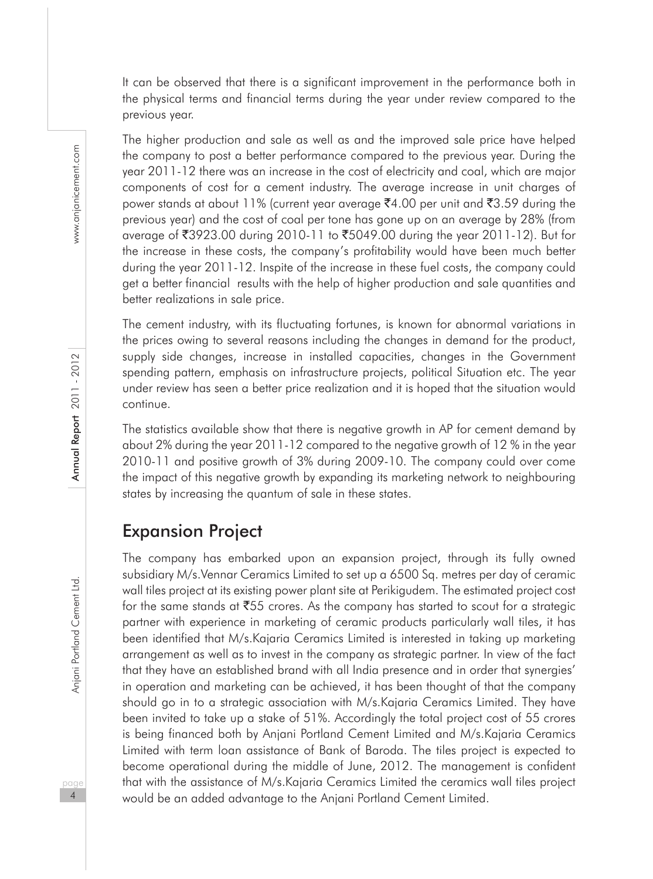It can be observed that there is a significant improvement in the performance both in the physical terms and financial terms during the year under review compared to the previous year.

The higher production and sale as well as and the improved sale price have helped the company to post a better performance compared to the previous year. During the year 2011-12 there was an increase in the cost of electricity and coal, which are major components of cost for a cement industry. The average increase in unit charges of power stands at about 11% (current year average ₹4.00 per unit and ₹3.59 during the previous year) and the cost of coal per tone has gone up on an average by 28% (from average of ₹3923.00 during 2010-11 to ₹5049.00 during the year 2011-12). But for the increase in these costs, the company's profitability would have been much better during the year 2011-12. Inspite of the increase in these fuel costs, the company could get a better financial results with the help of higher production and sale quantities and better realizations in sale price.

The cement industry, with its fluctuating fortunes, is known for abnormal variations in the prices owing to several reasons including the changes in demand for the product, supply side changes, increase in installed capacities, changes in the Government spending pattern, emphasis on infrastructure projects, political Situation etc. The year under review has seen a better price realization and it is hoped that the situation would continue.

The statistics available show that there is negative growth in AP for cement demand by about 2% during the year 2011-12 compared to the negative growth of 12 % in the year 2010-11 and positive growth of 3% during 2009-10. The company could over come the impact of this negative growth by expanding its marketing network to neighbouring states by increasing the quantum of sale in these states.

## Expansion Project

The company has embarked upon an expansion project, through its fully owned subsidiary M/s.Vennar Ceramics Limited to set up a 6500 Sq. metres per day of ceramic wall tiles project at its existing power plant site at Perikigudem. The estimated project cost for the same stands at ₹55 crores. As the company has started to scout for a strategic partner with experience in marketing of ceramic products particularly wall tiles, it has been identified that M/s.Kajaria Ceramics Limited is interested in taking up marketing arrangement as well as to invest in the company as strategic partner. In view of the fact that they have an established brand with all India presence and in order that synergies' in operation and marketing can be achieved, it has been thought of that the company should go in to a strategic association with M/s.Kajaria Ceramics Limited. They have been invited to take up a stake of 51%. Accordingly the total project cost of 55 crores is being financed both by Anjani Portland Cement Limited and M/s.Kajaria Ceramics Limited with term loan assistance of Bank of Baroda. The tiles project is expected to become operational during the middle of June, 2012. The management is confident that with the assistance of M/s.Kajaria Ceramics Limited the ceramics wall tiles project would be an added advantage to the Anjani Portland Cement Limited.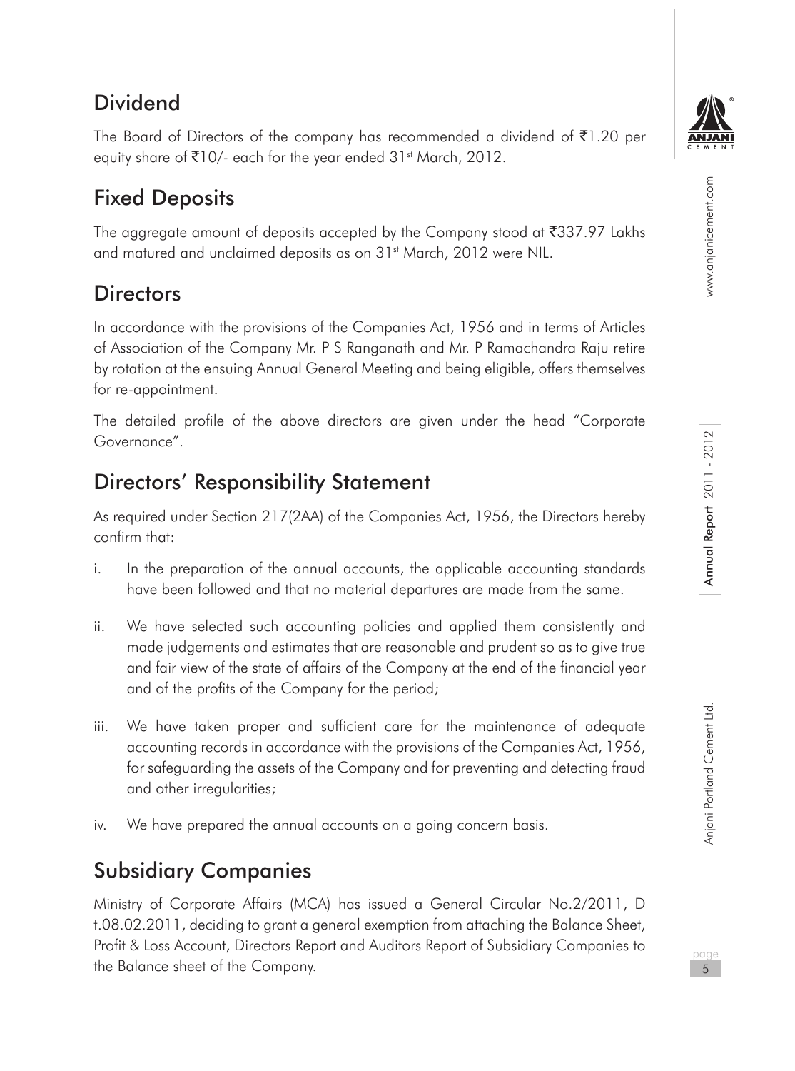## Dividend

The Board of Directors of the company has recommended a dividend of ₹1.20 per equity share of ₹10/- each for the year ended 31st March, 2012.

## Fixed Deposits

The aggregate amount of deposits accepted by the Company stood at ₹337.97 Lakhs and matured and unclaimed deposits as on 31st March, 2012 were NIL.

## Directors

In accordance with the provisions of the Companies Act, 1956 and in terms of Articles of Association of the Company Mr. P S Ranganath and Mr. P Ramachandra Raju retire by rotation at the ensuing Annual General Meeting and being eligible, offers themselves for re-appointment.

The detailed profile of the above directors are given under the head "Corporate Governance".

## Directors' Responsibility Statement

As required under Section 217(2AA) of the Companies Act, 1956, the Directors hereby confirm that:

i. In the preparation of the annual accounts, the applicable accounting standards have been followed and that no material departures are made from the same.

ii. We have selected such accounting policies and applied them consistently and made judgements and estimates that are reasonable and prudent so as to give true and fair view of the state of affairs of the Company at the end of the financial year and of the profits of the Company for the period;

iii. We have taken proper and sufficient care for the maintenance of adequate accounting records in accordance with the provisions of the Companies Act, 1956, for safeguarding the assets of the Company and for preventing and detecting fraud and other irregularities;

iv. We have prepared the annual accounts on a going concern basis.

## Subsidiary Companies

Ministry of Corporate Affairs (MCA) has issued a General Circular No.2/2011, D t.08.02.2011, deciding to grant a general exemption from attaching the Balance Sheet, Profit & Loss Account, Directors Report and Auditors Report of Subsidiary Companies to the Balance sheet of the Company.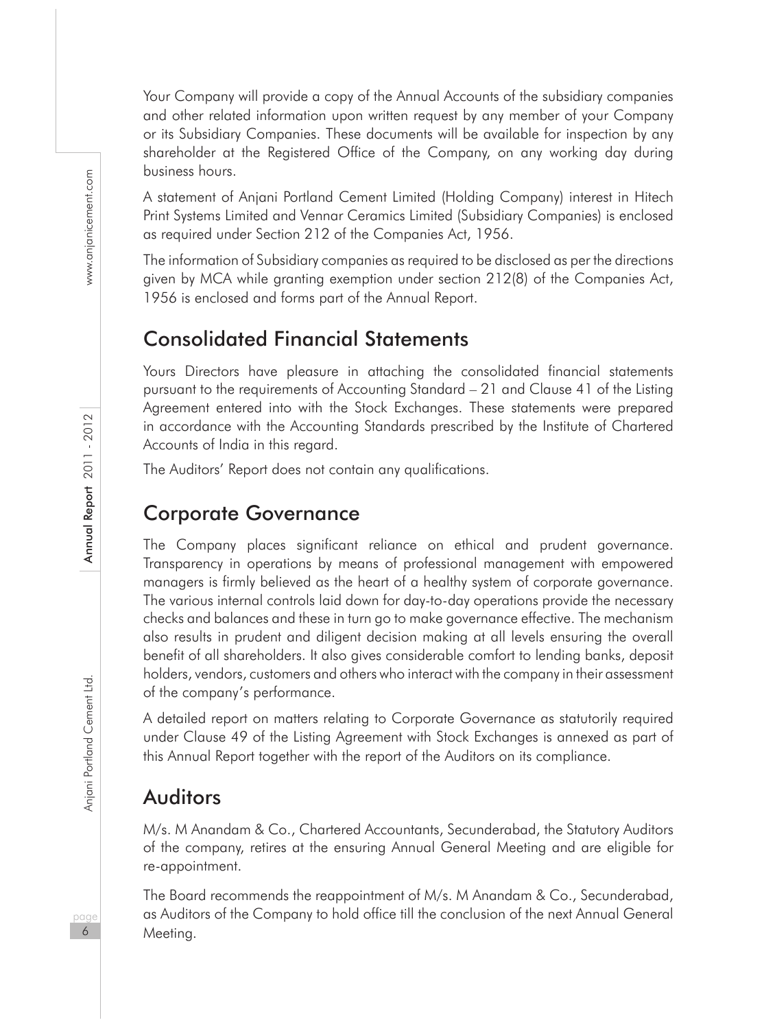Your Company will provide a copy of the Annual Accounts of the subsidiary companies and other related information upon written request by any member of your Company or its Subsidiary Companies. These documents will be available for inspection by any shareholder at the Registered Office of the Company, on any working day during business hours.

A statement of Anjani Portland Cement Limited (Holding Company) interest in Hitech Print Systems Limited and Vennar Ceramics Limited (Subsidiary Companies) is enclosed as required under Section 212 of the Companies Act, 1956.

The information of Subsidiary companies as required to be disclosed as per the directions given by MCA while granting exemption under section 212(8) of the Companies Act, 1956 is enclosed and forms part of the Annual Report.

## Consolidated Financial Statements

Yours Directors have pleasure in attaching the consolidated financial statements pursuant to the requirements of Accounting Standard – 21 and Clause 41 of the Listing Agreement entered into with the Stock Exchanges. These statements were prepared in accordance with the Accounting Standards prescribed by the Institute of Chartered Accounts of India in this regard.

The Auditors' Report does not contain any qualifications.

## Corporate Governance

The Company places significant reliance on ethical and prudent governance. Transparency in operations by means of professional management with empowered managers is firmly believed as the heart of a healthy system of corporate governance. The various internal controls laid down for day-to-day operations provide the necessary checks and balances and these in turn go to make governance effective. The mechanism also results in prudent and diligent decision making at all levels ensuring the overall benefit of all shareholders. It also gives considerable comfort to lending banks, deposit holders, vendors, customers and others who interact with the company in their assessment of the company's performance.

A detailed report on matters relating to Corporate Governance as statutorily required under Clause 49 of the Listing Agreement with Stock Exchanges is annexed as part of this Annual Report together with the report of the Auditors on its compliance.

## Auditors

M/s. M Anandam & Co., Chartered Accountants, Secunderabad, the Statutory Auditors of the company, retires at the ensuring Annual General Meeting and are eligible for re-appointment.

The Board recommends the reappointment of M/s. M Anandam & Co., Secunderabad, as Auditors of the Company to hold office till the conclusion of the next Annual General Meeting.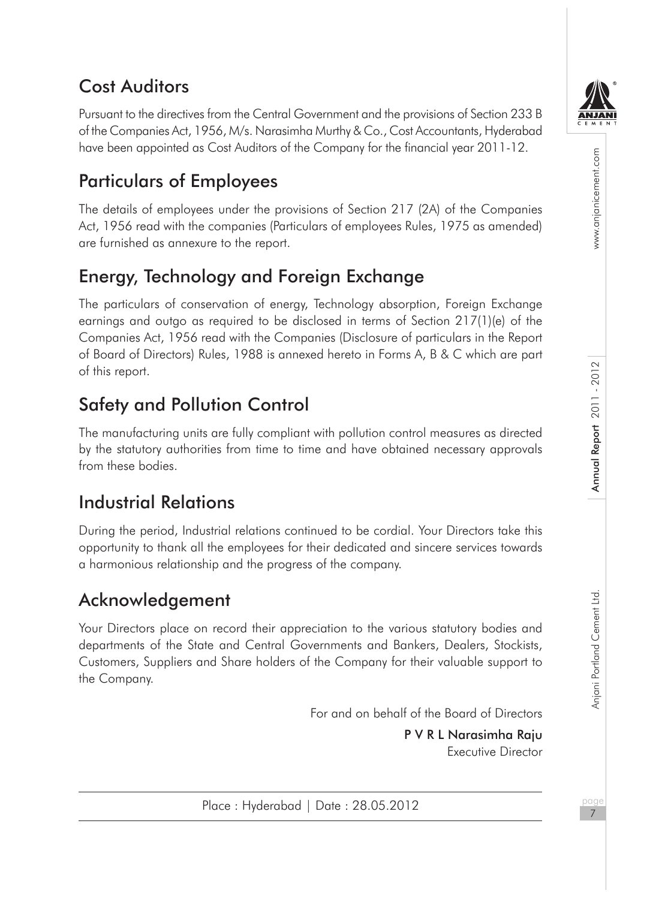## Cost Auditors

Pursuant to the directives from the Central Government and the provisions of Section 233 B of the Companies Act, 1956, M/s. Narasimha Murthy & Co., Cost Accountants, Hyderabad have been appointed as Cost Auditors of the Company for the financial year 2011-12.

## Particulars of Employees

The details of employees under the provisions of Section 217 (2A) of the Companies Act, 1956 read with the companies (Particulars of employees Rules, 1975 as amended) are furnished as annexure to the report.

## Energy, Technology and Foreign Exchange

The particulars of conservation of energy, Technology absorption, Foreign Exchange earnings and outgo as required to be disclosed in terms of Section 217(1)(e) of the Companies Act, 1956 read with the Companies (Disclosure of particulars in the Report of Board of Directors) Rules, 1988 is annexed hereto in Forms A, B & C which are part of this report.

## Safety and Pollution Control

The manufacturing units are fully compliant with pollution control measures as directed by the statutory authorities from time to time and have obtained necessary approvals from these bodies.

## Industrial Relations

During the period, Industrial relations continued to be cordial. Your Directors take this opportunity to thank all the employees for their dedicated and sincere services towards a harmonious relationship and the progress of the company.

## Acknowledgement

Your Directors place on record their appreciation to the various statutory bodies and departments of the State and Central Governments and Bankers, Dealers, Stockists, Customers, Suppliers and Share holders of the Company for their valuable support to the Company.

For and on behalf of the Board of Directors

**P V R L Narasimha Raju**
Executive Director

Place : Hyderabad | Date : 28.05.2012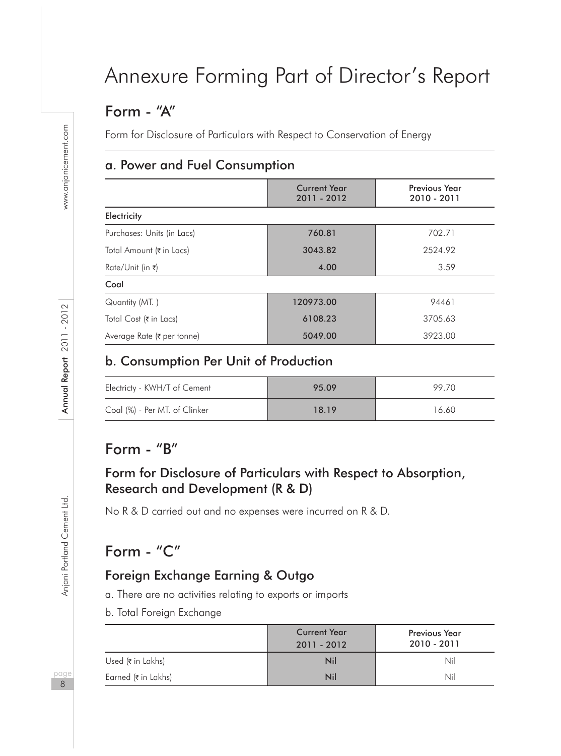# Annexure Forming Part of Director's Report

## Form - "A"

Form for Disclosure of Particulars with Respect to Conservation of Energy

### a. Power and Fuel Consumption

| | Current Year 2011 - 2012 | Previous Year 2010 - 2011 |
|---|---|---|
| **Electricity** | | |
| Purchases: Units (in Lacs) | **760.81** | 702.71 |
| Total Amount (₹ in Lacs) | **3043.82** | 2524.92 |
| Rate/Unit (in ₹) | **4.00** | 3.59 |
| **Coal** | | |
| Quantity (MT. ) | **120973.00** | 94461 |
| Total Cost (₹ in Lacs) | **6108.23** | 3705.63 |
| Average Rate (₹ per tonne) | **5049.00** | 3923.00 |

### b. Consumption Per Unit of Production

| | | |
|---|---|---|
| Electricty - KWH/T of Cement | **95.09** | 99.70 |
| Coal (%) - Per MT. of Clinker | **18.19** | 16.60 |

## Form - "B"

### Form for Disclosure of Particulars with Respect to Absorption, Research and Development (R & D)

No R & D carried out and no expenses were incurred on R & D.

## Form - "C"

### Foreign Exchange Earning & Outgo

a. There are no activities relating to exports or imports

b. Total Foreign Exchange

| | Current Year 2011 - 2012 | Previous Year 2010 - 2011 |
|---|---|---|
| Used (₹ in Lakhs) | **Nil** | Nil |
| Earned (₹ in Lakhs) | **Nil** | Nil |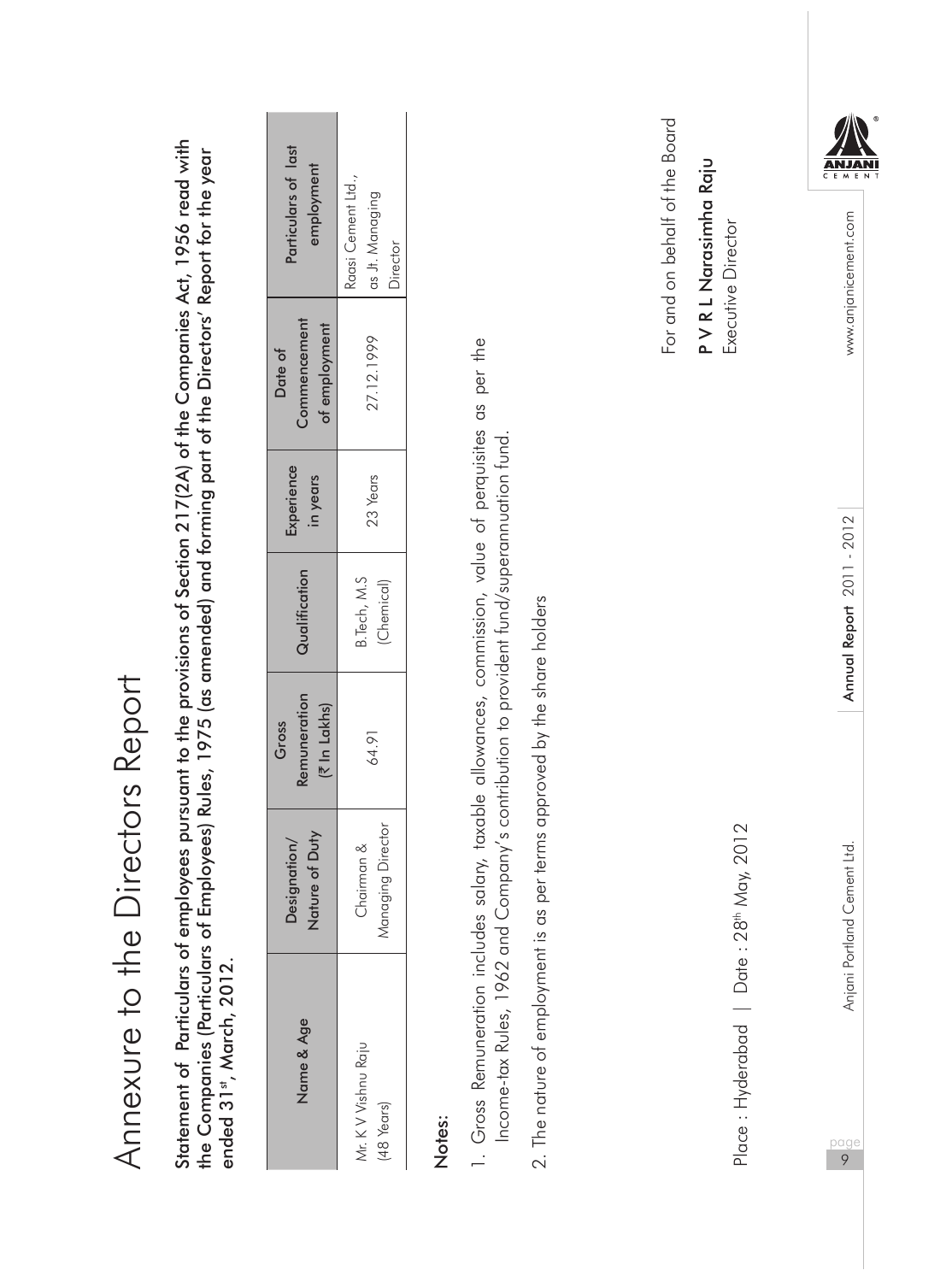# Annexure to the Directors Report

**Statement of Particulars of employees pursuant to the provisions of Section 217(2A) of the Companies Act, 1956 read with the Companies (Particulars of Employees) Rules, 1975 (as amended) and forming part of the Directors' Report for the year ended 31st, March, 2012.**

| Name & Age | Designation/ Nature of Duty | Gross Remuneration (₹ In Lakhs) | Qualification | Experience in years | Date of Commencement of employment | Particulars of last employment |
|---|---|---|---|---|---|---|
| Mr. K V Vishnu Raju (48 Years) | Chairman & Managing Director | 64.91 | B.Tech, M.S (Chemical) | 23 Years | 27.12.1999 | Raasi Cement Ltd., as Jt. Managing Director |

**Notes:**

1. Gross Remuneration includes salary, taxable allowances, commission, value of perquisites as per the Income-tax Rules, 1962 and Company's contribution to provident fund/superannuation fund.
2. The nature of employment is as per terms approved by the share holders

For and on behalf of the Board

**P V R L Narasimha Raju**
Executive Director

Place : Hyderabad | Date : 28th May, 2012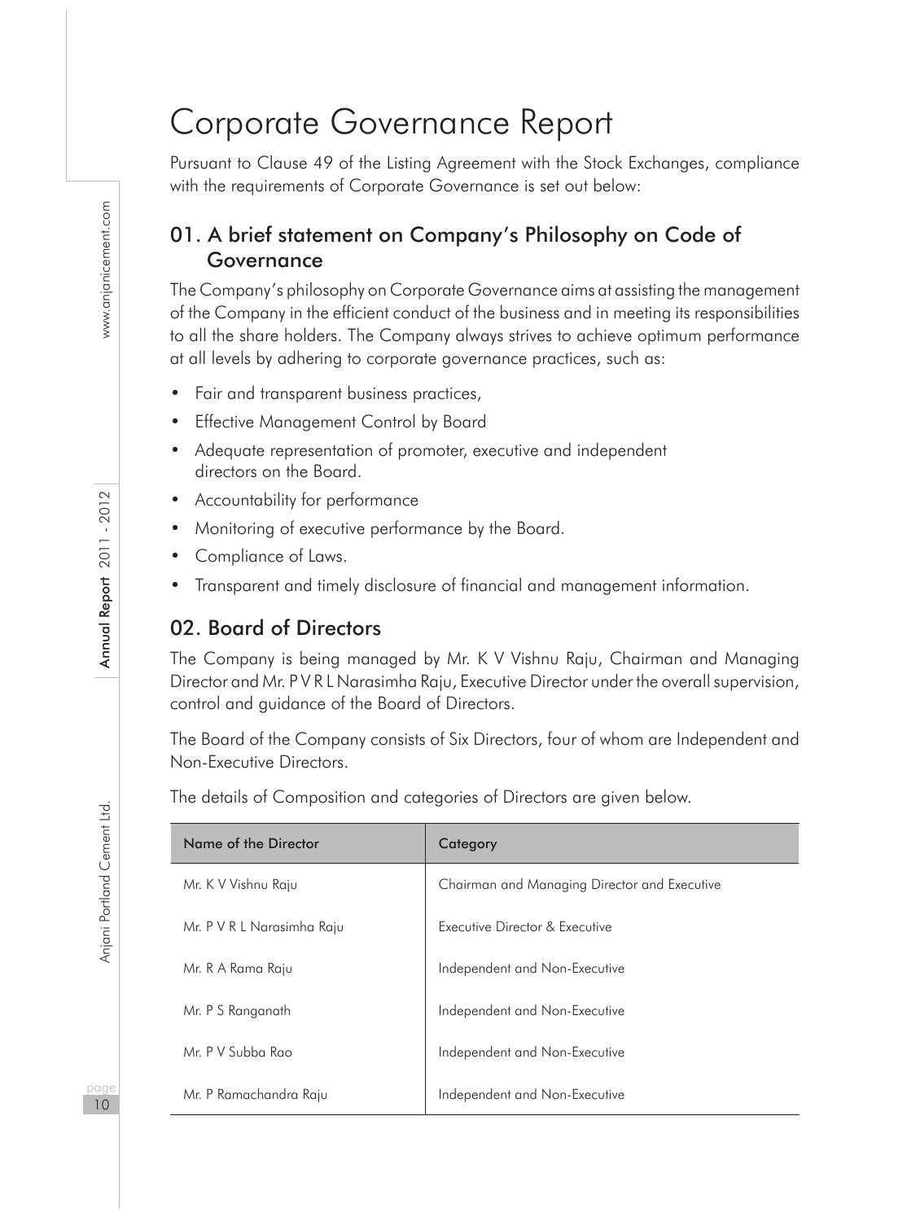# Corporate Governance Report

Pursuant to Clause 49 of the Listing Agreement with the Stock Exchanges, compliance with the requirements of Corporate Governance is set out below:

## 01. A brief statement on Company's Philosophy on Code of Governance

The Company's philosophy on Corporate Governance aims at assisting the management of the Company in the efficient conduct of the business and in meeting its responsibilities to all the share holders. The Company always strives to achieve optimum performance at all levels by adhering to corporate governance practices, such as:

- Fair and transparent business practices,
- Effective Management Control by Board
- Adequate representation of promoter, executive and independent directors on the Board.
- Accountability for performance
- Monitoring of executive performance by the Board.
- Compliance of Laws.
- Transparent and timely disclosure of financial and management information.

## 02. Board of Directors

The Company is being managed by Mr. K V Vishnu Raju, Chairman and Managing Director and Mr. P V R L Narasimha Raju, Executive Director under the overall supervision, control and guidance of the Board of Directors.

The Board of the Company consists of Six Directors, four of whom are Independent and Non-Executive Directors.

The details of Composition and categories of Directors are given below.

| Name of the Director | Category |
|---|---|
| Mr. K V Vishnu Raju | Chairman and Managing Director and Executive |
| Mr. P V R L Narasimha Raju | Executive Director & Executive |
| Mr. R A Rama Raju | Independent and Non-Executive |
| Mr. P S Ranganath | Independent and Non-Executive |
| Mr. P V Subba Rao | Independent and Non-Executive |
| Mr. P Ramachandra Raju | Independent and Non-Executive |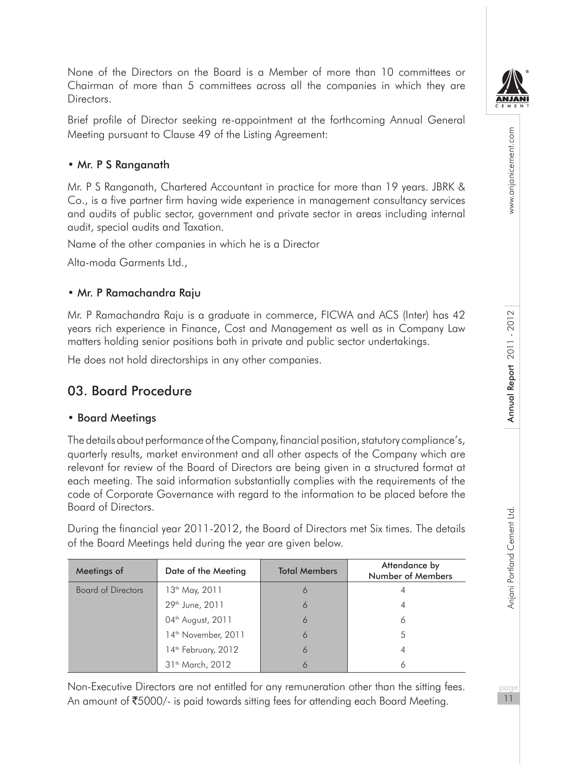None of the Directors on the Board is a Member of more than 10 committees or Chairman of more than 5 committees across all the companies in which they are Directors.

Brief profile of Director seeking re-appointment at the forthcoming Annual General Meeting pursuant to Clause 49 of the Listing Agreement:

- **Mr. P S Ranganath**

Mr. P S Ranganath, Chartered Accountant in practice for more than 19 years. JBRK & Co., is a five partner firm having wide experience in management consultancy services and audits of public sector, government and private sector in areas including internal audit, special audits and Taxation.

Name of the other companies in which he is a Director

Alta-moda Garments Ltd.,

- **Mr. P Ramachandra Raju**

Mr. P Ramachandra Raju is a graduate in commerce, FICWA and ACS (Inter) has 42 years rich experience in Finance, Cost and Management as well as in Company Law matters holding senior positions both in private and public sector undertakings.

He does not hold directorships in any other companies.

## 03. Board Procedure

- **Board Meetings**

The details about performance of the Company, financial position, statutory compliance's, quarterly results, market environment and all other aspects of the Company which are relevant for review of the Board of Directors are being given in a structured format at each meeting. The said information substantially complies with the requirements of the code of Corporate Governance with regard to the information to be placed before the Board of Directors.

During the financial year 2011-2012, the Board of Directors met Six times. The details of the Board Meetings held during the year are given below.

| Meetings of | Date of the Meeting | Total Members | Attendance by Number of Members |
|---|---|---|---|
| Board of Directors | 13th May, 2011 | 6 | 4 |
| | 29th June, 2011 | 6 | 4 |
| | 04th August, 2011 | 6 | 6 |
| | 14th November, 2011 | 6 | 5 |
| | 14th February, 2012 | 6 | 4 |
| | 31st March, 2012 | 6 | 6 |

Non-Executive Directors are not entitled for any remuneration other than the sitting fees. An amount of ₹5000/- is paid towards sitting fees for attending each Board Meeting.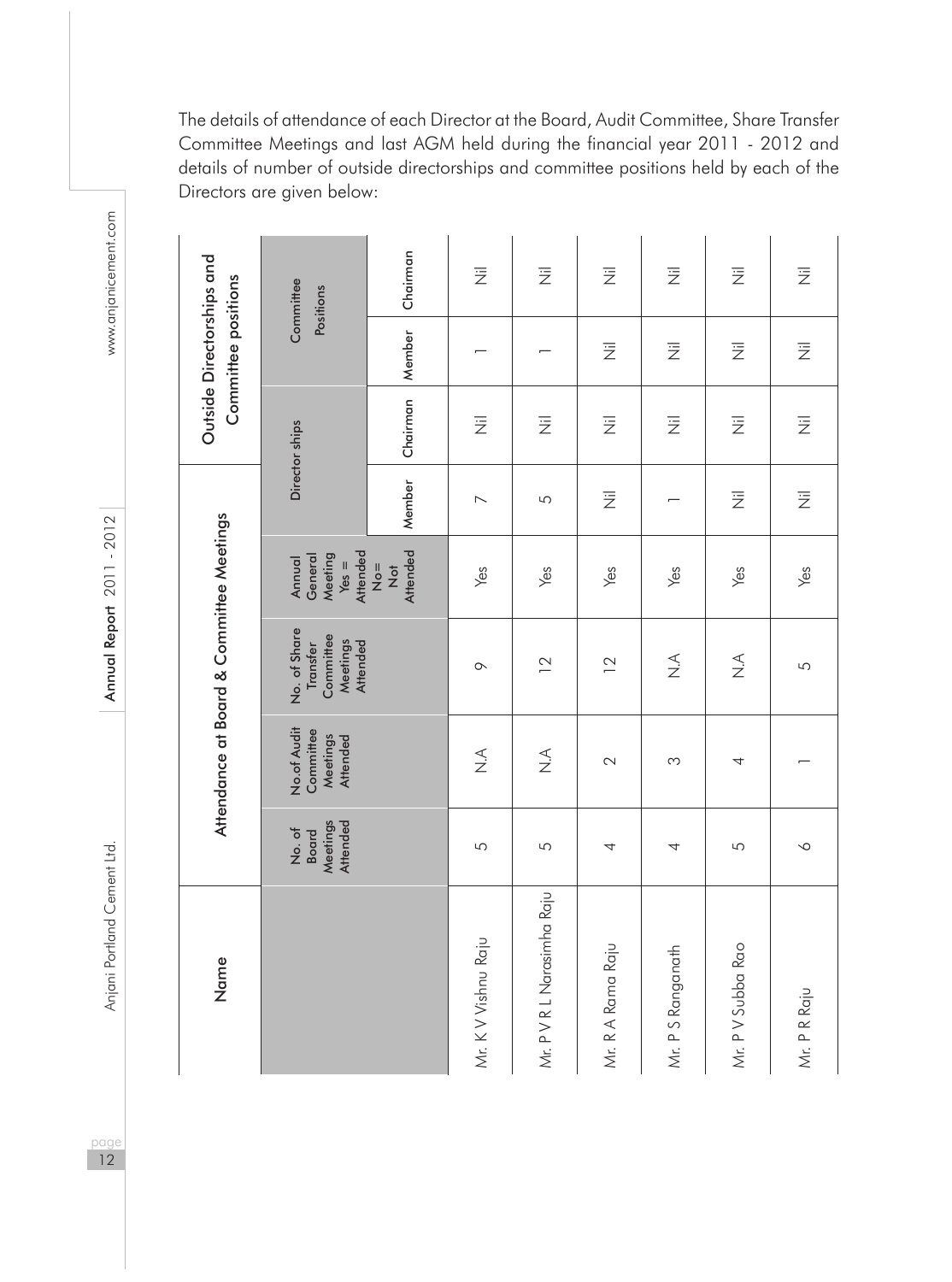The details of attendance of each Director at the Board, Audit Committee, Share Transfer Committee Meetings and last AGM held during the financial year 2011 - 2012 and details of number of outside directorships and committee positions held by each of the Directors are given below:

| Name | Attendance at Board & Committee Meetings | | | | Outside Directorships and Committee positions | | | |
|---|---|---|---|---|---|---|---|---|
| | No. of Board Meetings Attended | No.of Audit Committee Meetings Attended | No. of Share Transfer Committee Meetings Attended | Annual General Meeting Yes = Attended No= Not Attended | Director ships | | Committee Positions | |
| | | | | | Member | Chairman | Member | Chairman |
| Mr. K V Vishnu Raju | 5 | N.A | 9 | Yes | 7 | Nil | 1 | Nil |
| Mr. P V R L Narasimha Raju | 5 | N.A | 12 | Yes | 5 | Nil | 1 | Nil |
| Mr. R A Rama Raju | 4 | 2 | 12 | Yes | Nil | Nil | Nil | Nil |
| Mr. P S Ranganath | 4 | 3 | N.A | Yes | 1 | Nil | Nil | Nil |
| Mr. P V Subba Rao | 5 | 4 | N.A | Yes | Nil | Nil | Nil | Nil |
| Mr. P R Raju | 6 | 1 | 5 | Yes | Nil | Nil | Nil | Nil |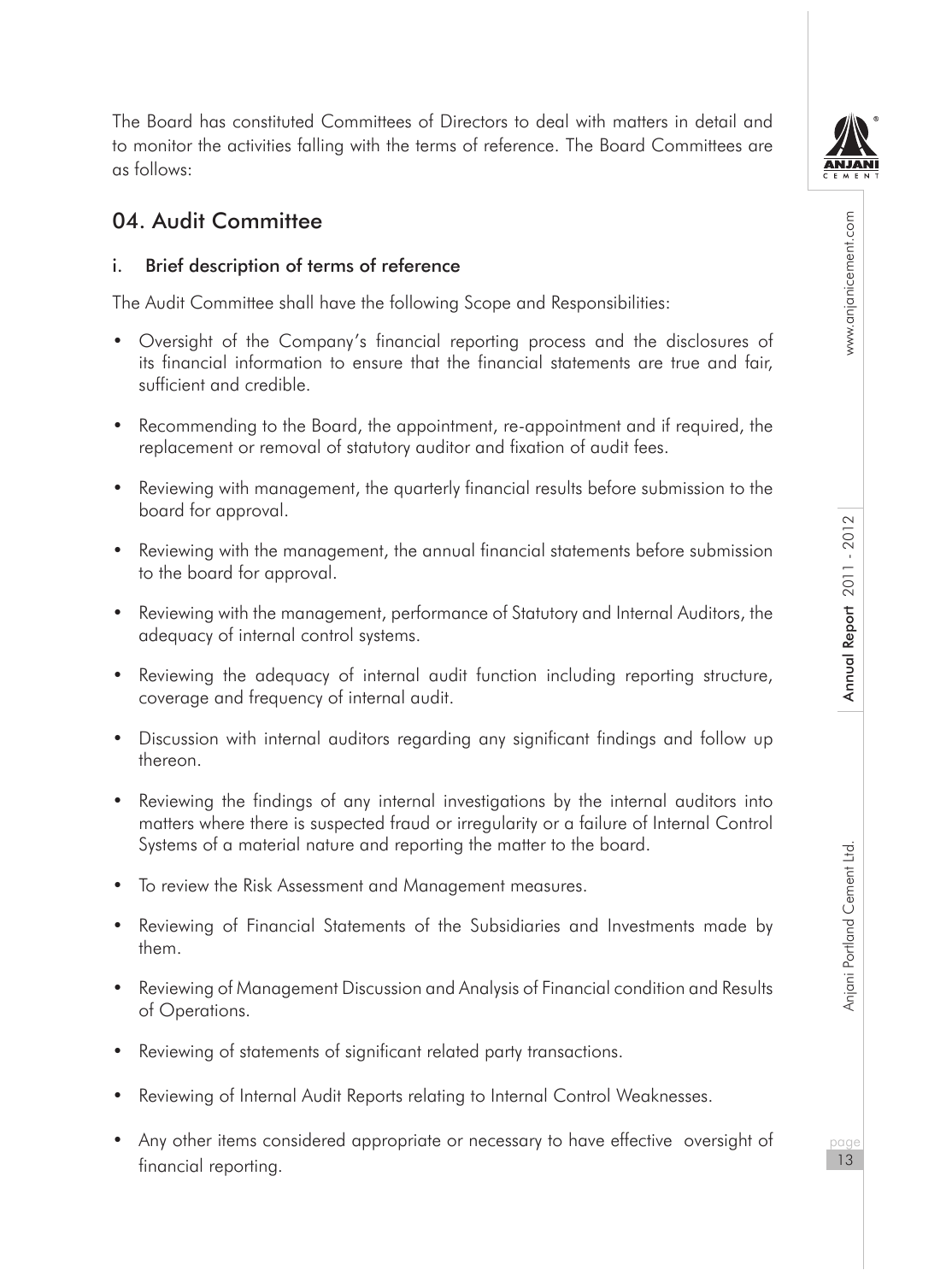The Board has constituted Committees of Directors to deal with matters in detail and to monitor the activities falling with the terms of reference. The Board Committees are as follows:

## 04. Audit Committee

### i. Brief description of terms of reference

The Audit Committee shall have the following Scope and Responsibilities:

- Oversight of the Company's financial reporting process and the disclosures of its financial information to ensure that the financial statements are true and fair, sufficient and credible.
- Recommending to the Board, the appointment, re-appointment and if required, the replacement or removal of statutory auditor and fixation of audit fees.
- Reviewing with management, the quarterly financial results before submission to the board for approval.
- Reviewing with the management, the annual financial statements before submission to the board for approval.
- Reviewing with the management, performance of Statutory and Internal Auditors, the adequacy of internal control systems.
- Reviewing the adequacy of internal audit function including reporting structure, coverage and frequency of internal audit.
- Discussion with internal auditors regarding any significant findings and follow up thereon.
- Reviewing the findings of any internal investigations by the internal auditors into matters where there is suspected fraud or irregularity or a failure of Internal Control Systems of a material nature and reporting the matter to the board.
- To review the Risk Assessment and Management measures.
- Reviewing of Financial Statements of the Subsidiaries and Investments made by them.
- Reviewing of Management Discussion and Analysis of Financial condition and Results of Operations.
- Reviewing of statements of significant related party transactions.
- Reviewing of Internal Audit Reports relating to Internal Control Weaknesses.
- Any other items considered appropriate or necessary to have effective oversight of financial reporting.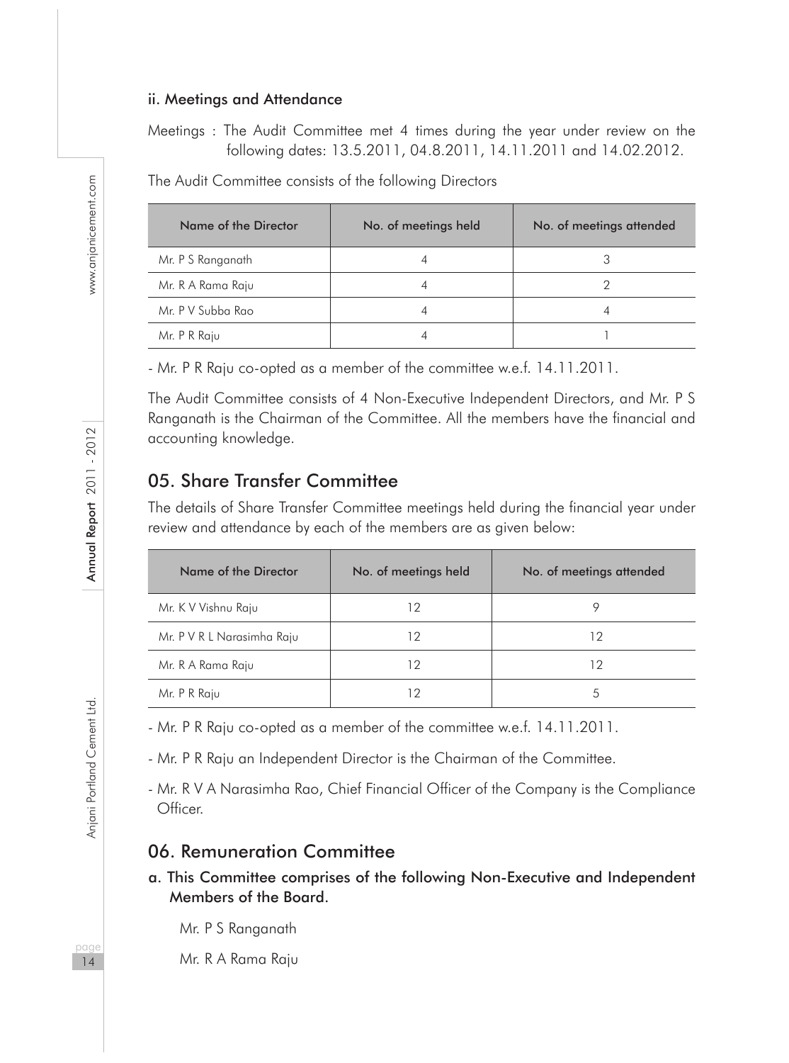#### ii. Meetings and Attendance

Meetings : The Audit Committee met 4 times during the year under review on the following dates: 13.5.2011, 04.8.2011, 14.11.2011 and 14.02.2012.

The Audit Committee consists of the following Directors

| Name of the Director | No. of meetings held | No. of meetings attended |
|---|---|---|
| Mr. P S Ranganath | 4 | 3 |
| Mr. R A Rama Raju | 4 | 2 |
| Mr. P V Subba Rao | 4 | 4 |
| Mr. P R Raju | 4 | 1 |

- Mr. P R Raju co-opted as a member of the committee w.e.f. 14.11.2011.

The Audit Committee consists of 4 Non-Executive Independent Directors, and Mr. P S Ranganath is the Chairman of the Committee. All the members have the financial and accounting knowledge.

## 05. Share Transfer Committee

The details of Share Transfer Committee meetings held during the financial year under review and attendance by each of the members are as given below:

| Name of the Director | No. of meetings held | No. of meetings attended |
|---|---|---|
| Mr. K V Vishnu Raju | 12 | 9 |
| Mr. P V R L Narasimha Raju | 12 | 12 |
| Mr. R A Rama Raju | 12 | 12 |
| Mr. P R Raju | 12 | 5 |

- Mr. P R Raju co-opted as a member of the committee w.e.f. 14.11.2011.
- Mr. P R Raju an Independent Director is the Chairman of the Committee.
- Mr. R V A Narasimha Rao, Chief Financial Officer of the Company is the Compliance Officer.

## 06. Remuneration Committee

a. **This Committee comprises of the following Non-Executive and Independent Members of the Board.**

   Mr. P S Ranganath

   Mr. R A Rama Raju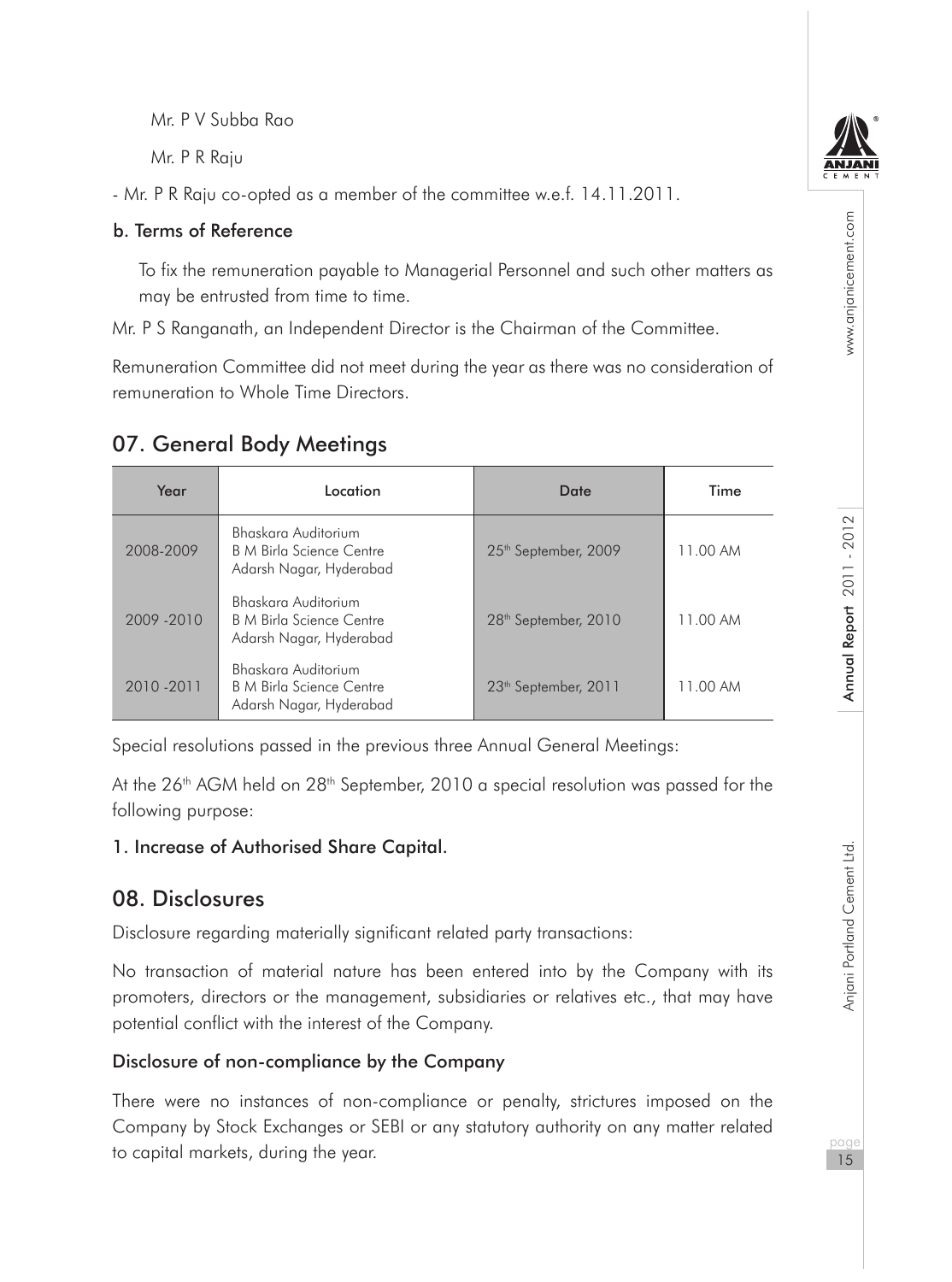Mr. P V Subba Rao

Mr. P R Raju

- Mr. P R Raju co-opted as a member of the committee w.e.f. 14.11.2011.

**b. Terms of Reference**

To fix the remuneration payable to Managerial Personnel and such other matters as may be entrusted from time to time.

Mr. P S Ranganath, an Independent Director is the Chairman of the Committee.

Remuneration Committee did not meet during the year as there was no consideration of remuneration to Whole Time Directors.

## 07. General Body Meetings

| Year | Location | Date | Time |
|---|---|---|---|
| 2008-2009 | Bhaskara Auditorium B M Birla Science Centre Adarsh Nagar, Hyderabad | 25th September, 2009 | 11.00 AM |
| 2009 -2010 | Bhaskara Auditorium B M Birla Science Centre Adarsh Nagar, Hyderabad | 28th September, 2010 | 11.00 AM |
| 2010 -2011 | Bhaskara Auditorium B M Birla Science Centre Adarsh Nagar, Hyderabad | 23th September, 2011 | 11.00 AM |

Special resolutions passed in the previous three Annual General Meetings:

At the 26th AGM held on 28th September, 2010 a special resolution was passed for the following purpose:

**1. Increase of Authorised Share Capital.**

## 08. Disclosures

Disclosure regarding materially significant related party transactions:

No transaction of material nature has been entered into by the Company with its promoters, directors or the management, subsidiaries or relatives etc., that may have potential conflict with the interest of the Company.

**Disclosure of non-compliance by the Company**

There were no instances of non-compliance or penalty, strictures imposed on the Company by Stock Exchanges or SEBI or any statutory authority on any matter related to capital markets, during the year.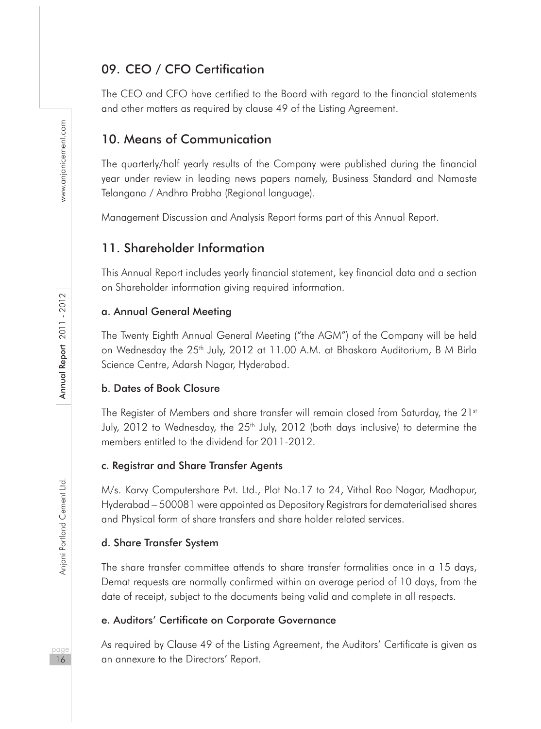## 09. CEO / CFO Certification

The CEO and CFO have certified to the Board with regard to the financial statements and other matters as required by clause 49 of the Listing Agreement.

## 10. Means of Communication

The quarterly/half yearly results of the Company were published during the financial year under review in leading news papers namely, Business Standard and Namaste Telangana / Andhra Prabha (Regional language).

Management Discussion and Analysis Report forms part of this Annual Report.

## 11. Shareholder Information

This Annual Report includes yearly financial statement, key financial data and a section on Shareholder information giving required information.

### a. Annual General Meeting

The Twenty Eighth Annual General Meeting ("the AGM") of the Company will be held on Wednesday the 25th July, 2012 at 11.00 A.M. at Bhaskara Auditorium, B M Birla Science Centre, Adarsh Nagar, Hyderabad.

### b. Dates of Book Closure

The Register of Members and share transfer will remain closed from Saturday, the 21st July, 2012 to Wednesday, the 25th July, 2012 (both days inclusive) to determine the members entitled to the dividend for 2011-2012.

### c. Registrar and Share Transfer Agents

M/s. Karvy Computershare Pvt. Ltd., Plot No.17 to 24, Vithal Rao Nagar, Madhapur, Hyderabad – 500081 were appointed as Depository Registrars for dematerialised shares and Physical form of share transfers and share holder related services.

### d. Share Transfer System

The share transfer committee attends to share transfer formalities once in a 15 days, Demat requests are normally confirmed within an average period of 10 days, from the date of receipt, subject to the documents being valid and complete in all respects.

### e. Auditors' Certificate on Corporate Governance

As required by Clause 49 of the Listing Agreement, the Auditors' Certificate is given as an annexure to the Directors' Report.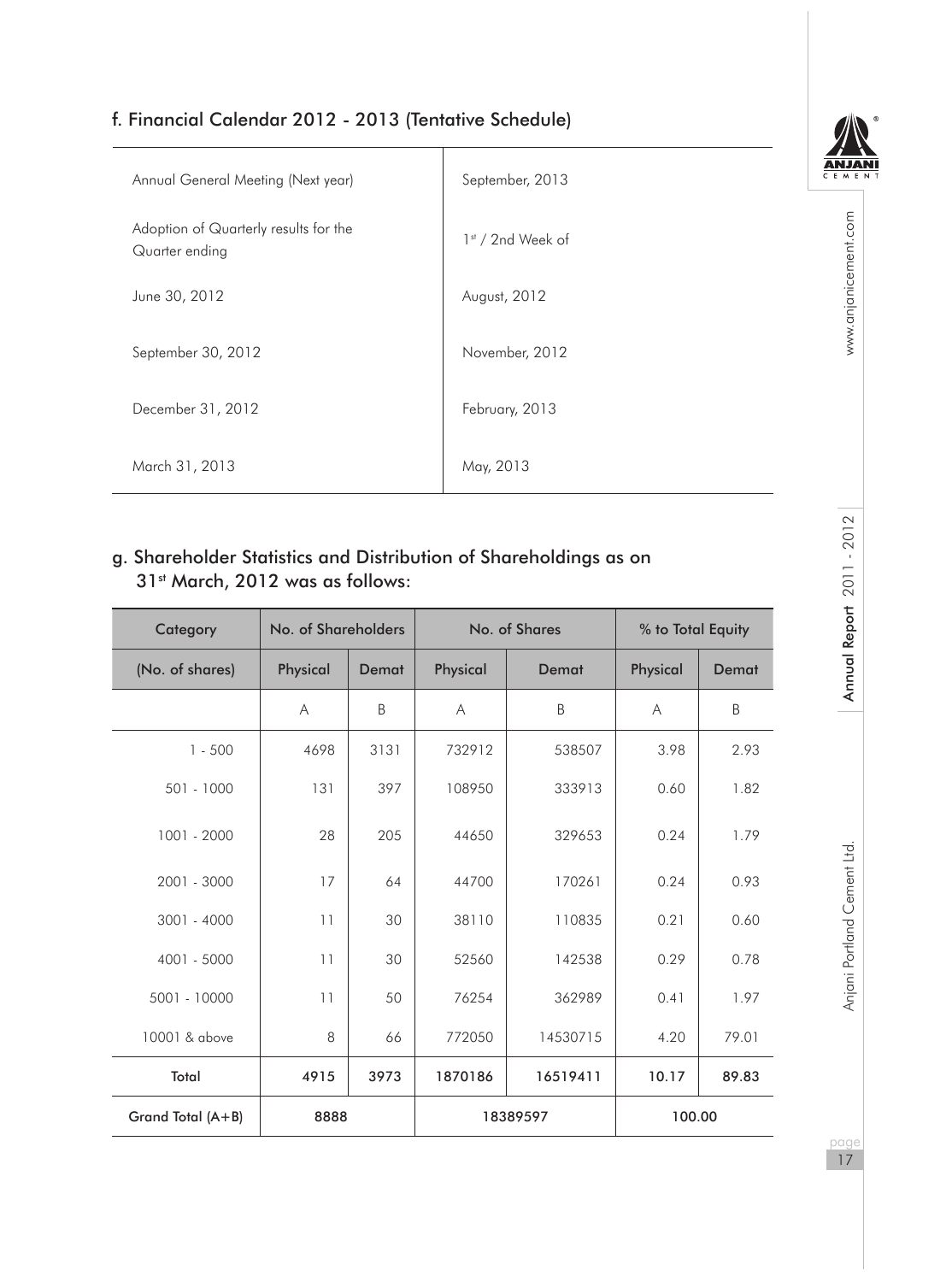## f. Financial Calendar 2012 - 2013 (Tentative Schedule)

| | |
|---|---|
| Annual General Meeting (Next year) | September, 2013 |
| Adoption of Quarterly results for the Quarter ending | 1st / 2nd Week of |
| June 30, 2012 | August, 2012 |
| September 30, 2012 | November, 2012 |
| December 31, 2012 | February, 2013 |
| March 31, 2013 | May, 2013 |

## g. Shareholder Statistics and Distribution of Shareholdings as on 31st March, 2012 was as follows:

| Category | No. of Shareholders | | No. of Shares | | % to Total Equity | |
|---|---|---|---|---|---|---|
| (No. of shares) | Physical | Demat | Physical | Demat | Physical | Demat |
| | A | B | A | B | A | B |
| 1 - 500 | 4698 | 3131 | 732912 | 538507 | 3.98 | 2.93 |
| 501 - 1000 | 131 | 397 | 108950 | 333913 | 0.60 | 1.82 |
| 1001 - 2000 | 28 | 205 | 44650 | 329653 | 0.24 | 1.79 |
| 2001 - 3000 | 17 | 64 | 44700 | 170261 | 0.24 | 0.93 |
| 3001 - 4000 | 11 | 30 | 38110 | 110835 | 0.21 | 0.60 |
| 4001 - 5000 | 11 | 30 | 52560 | 142538 | 0.29 | 0.78 |
| 5001 - 10000 | 11 | 50 | 76254 | 362989 | 0.41 | 1.97 |
| 10001 & above | 8 | 66 | 772050 | 14530715 | 4.20 | 79.01 |
| Total | 4915 | 3973 | 1870186 | 16519411 | 10.17 | 89.83 |
| Grand Total (A+B) | 8888 | | 18389597 | | 100.00 | |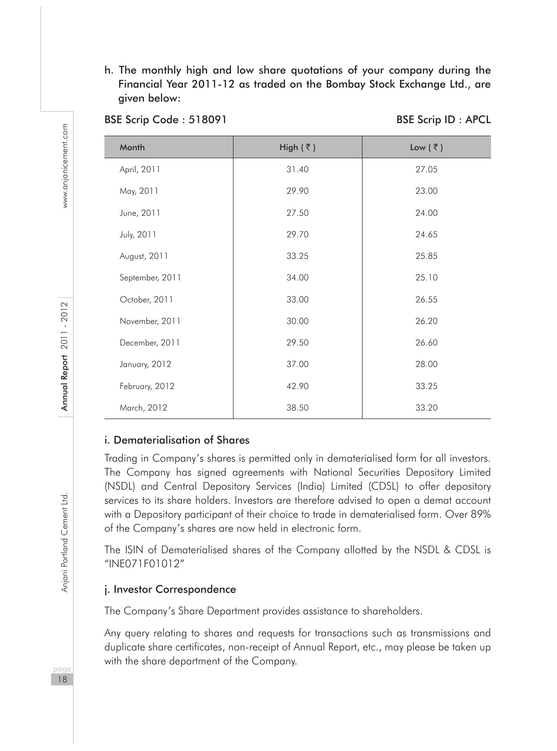h. The monthly high and low share quotations of your company during the Financial Year 2011-12 as traded on the Bombay Stock Exchange Ltd., are given below:

BSE Scrip Code : 518091 BSE Scrip ID : APCL

| Month | High ( ₹ ) | Low ( ₹ ) |
|---|---|---|
| April, 2011 | 31.40 | 27.05 |
| May, 2011 | 29.90 | 23.00 |
| June, 2011 | 27.50 | 24.00 |
| July, 2011 | 29.70 | 24.65 |
| August, 2011 | 33.25 | 25.85 |
| September, 2011 | 34.00 | 25.10 |
| October, 2011 | 33.00 | 26.55 |
| November, 2011 | 30.00 | 26.20 |
| December, 2011 | 29.50 | 26.60 |
| January, 2012 | 37.00 | 28.00 |
| February, 2012 | 42.90 | 33.25 |
| March, 2012 | 38.50 | 33.20 |

### i. Dematerialisation of Shares

Trading in Company's shares is permitted only in dematerialised form for all investors. The Company has signed agreements with National Securities Depository Limited (NSDL) and Central Depository Services (India) Limited (CDSL) to offer depository services to its share holders. Investors are therefore advised to open a demat account with a Depository participant of their choice to trade in dematerialised form. Over 89% of the Company's shares are now held in electronic form.

The ISIN of Dematerialised shares of the Company allotted by the NSDL & CDSL is "INE071F01012"

### j. Investor Correspondence

The Company's Share Department provides assistance to shareholders.

Any query relating to shares and requests for transactions such as transmissions and duplicate share certificates, non-receipt of Annual Report, etc., may please be taken up with the share department of the Company.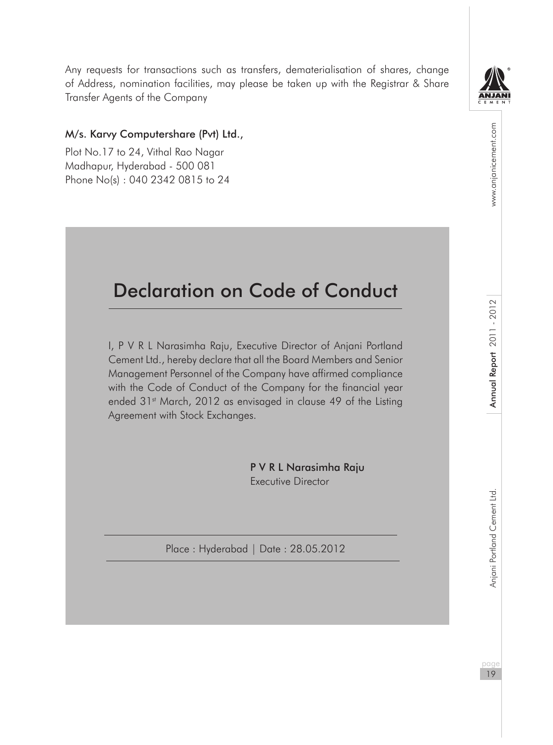Any requests for transactions such as transfers, dematerialisation of shares, change of Address, nomination facilities, may please be taken up with the Registrar & Share Transfer Agents of the Company

**M/s. Karvy Computershare (Pvt) Ltd.,**

Plot No.17 to 24, Vithal Rao Nagar
Madhapur, Hyderabad - 500 081
Phone No(s) : 040 2342 0815 to 24

# Declaration on Code of Conduct

I, P V R L Narasimha Raju, Executive Director of Anjani Portland Cement Ltd., hereby declare that all the Board Members and Senior Management Personnel of the Company have affirmed compliance with the Code of Conduct of the Company for the financial year ended 31st March, 2012 as envisaged in clause 49 of the Listing Agreement with Stock Exchanges.

**P V R L Narasimha Raju**
Executive Director

Place : Hyderabad | Date : 28.05.2012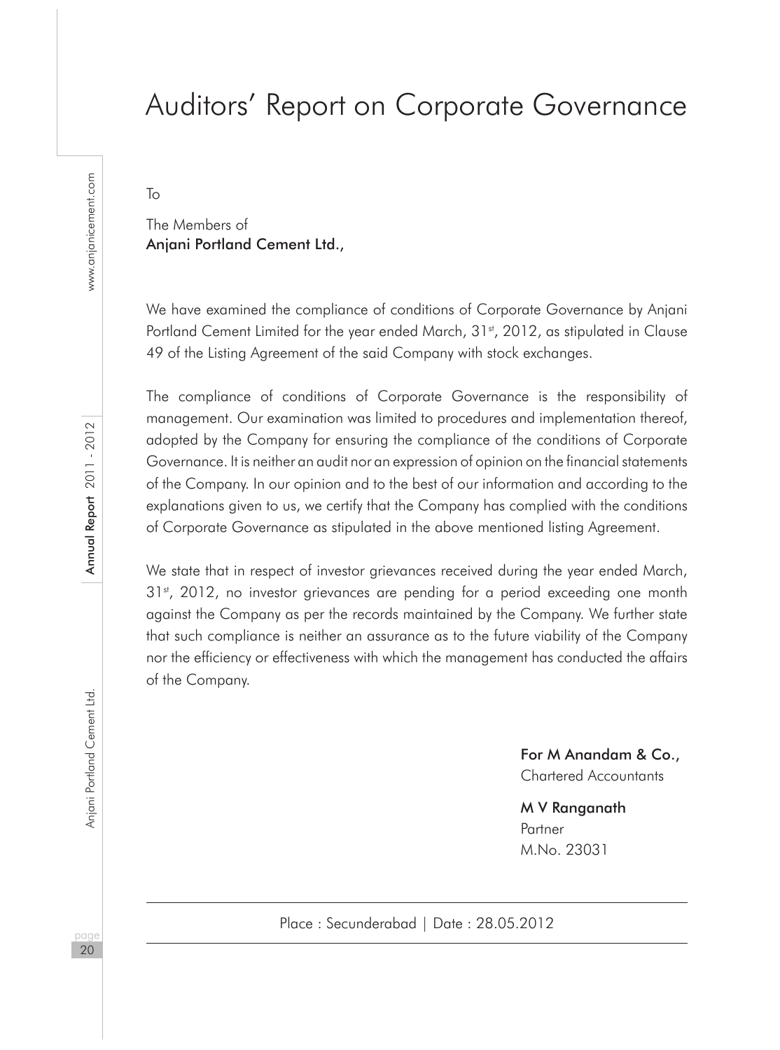# Auditors' Report on Corporate Governance

To

The Members of
**Anjani Portland Cement Ltd.,**

We have examined the compliance of conditions of Corporate Governance by Anjani Portland Cement Limited for the year ended March, 31st, 2012, as stipulated in Clause 49 of the Listing Agreement of the said Company with stock exchanges.

The compliance of conditions of Corporate Governance is the responsibility of management. Our examination was limited to procedures and implementation thereof, adopted by the Company for ensuring the compliance of the conditions of Corporate Governance. It is neither an audit nor an expression of opinion on the financial statements of the Company. In our opinion and to the best of our information and according to the explanations given to us, we certify that the Company has complied with the conditions of Corporate Governance as stipulated in the above mentioned listing Agreement.

We state that in respect of investor grievances received during the year ended March, 31st, 2012, no investor grievances are pending for a period exceeding one month against the Company as per the records maintained by the Company. We further state that such compliance is neither an assurance as to the future viability of the Company nor the efficiency or effectiveness with which the management has conducted the affairs of the Company.

**For M Anandam & Co.,**
Chartered Accountants

**M V Ranganath**
Partner
M.No. 23031

Place : Secunderabad | Date : 28.05.2012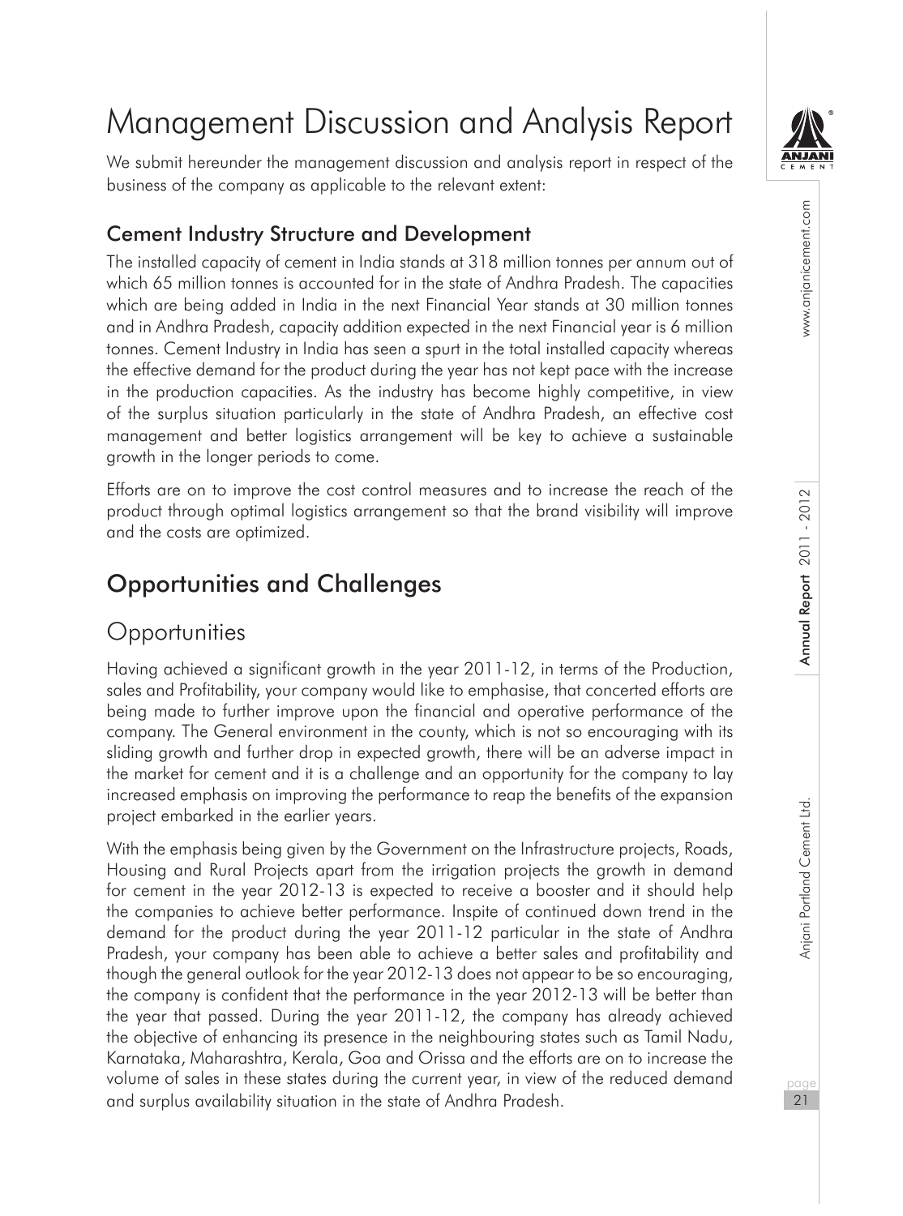# Management Discussion and Analysis Report

We submit hereunder the management discussion and analysis report in respect of the business of the company as applicable to the relevant extent:

## Cement Industry Structure and Development

The installed capacity of cement in India stands at 318 million tonnes per annum out of which 65 million tonnes is accounted for in the state of Andhra Pradesh. The capacities which are being added in India in the next Financial Year stands at 30 million tonnes and in Andhra Pradesh, capacity addition expected in the next Financial year is 6 million tonnes. Cement Industry in India has seen a spurt in the total installed capacity whereas the effective demand for the product during the year has not kept pace with the increase in the production capacities. As the industry has become highly competitive, in view of the surplus situation particularly in the state of Andhra Pradesh, an effective cost management and better logistics arrangement will be key to achieve a sustainable growth in the longer periods to come.

Efforts are on to improve the cost control measures and to increase the reach of the product through optimal logistics arrangement so that the brand visibility will improve and the costs are optimized.

## Opportunities and Challenges

### Opportunities

Having achieved a significant growth in the year 2011-12, in terms of the Production, sales and Profitability, your company would like to emphasise, that concerted efforts are being made to further improve upon the financial and operative performance of the company. The General environment in the county, which is not so encouraging with its sliding growth and further drop in expected growth, there will be an adverse impact in the market for cement and it is a challenge and an opportunity for the company to lay increased emphasis on improving the performance to reap the benefits of the expansion project embarked in the earlier years.

With the emphasis being given by the Government on the Infrastructure projects, Roads, Housing and Rural Projects apart from the irrigation projects the growth in demand for cement in the year 2012-13 is expected to receive a booster and it should help the companies to achieve better performance. Inspite of continued down trend in the demand for the product during the year 2011-12 particular in the state of Andhra Pradesh, your company has been able to achieve a better sales and profitability and though the general outlook for the year 2012-13 does not appear to be so encouraging, the company is confident that the performance in the year 2012-13 will be better than the year that passed. During the year 2011-12, the company has already achieved the objective of enhancing its presence in the neighbouring states such as Tamil Nadu, Karnataka, Maharashtra, Kerala, Goa and Orissa and the efforts are on to increase the volume of sales in these states during the current year, in view of the reduced demand and surplus availability situation in the state of Andhra Pradesh.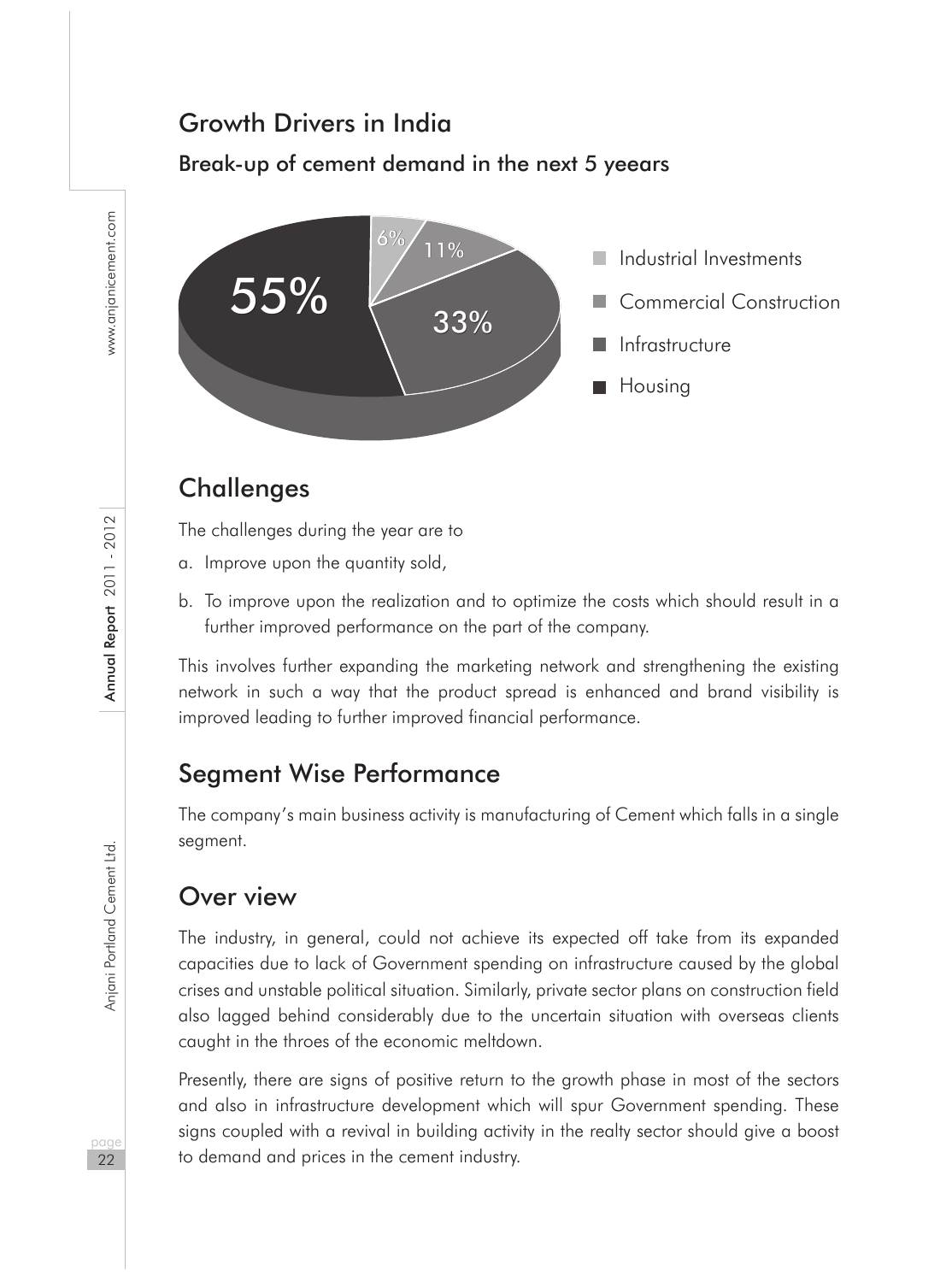## Growth Drivers in India

### Break-up of cement demand in the next 5 yeears

- Industrial Investments: 6%
- Commercial Construction: 11%
- Infrastructure: 33%
- Housing: 55%

## Challenges

The challenges during the year are to

a. Improve upon the quantity sold,

b. To improve upon the realization and to optimize the costs which should result in a further improved performance on the part of the company.

This involves further expanding the marketing network and strengthening the existing network in such a way that the product spread is enhanced and brand visibility is improved leading to further improved financial performance.

## Segment Wise Performance

The company's main business activity is manufacturing of Cement which falls in a single segment.

## Over view

The industry, in general, could not achieve its expected off take from its expanded capacities due to lack of Government spending on infrastructure caused by the global crises and unstable political situation. Similarly, private sector plans on construction field also lagged behind considerably due to the uncertain situation with overseas clients caught in the throes of the economic meltdown.

Presently, there are signs of positive return to the growth phase in most of the sectors and also in infrastructure development which will spur Government spending. These signs coupled with a revival in building activity in the realty sector should give a boost to demand and prices in the cement industry.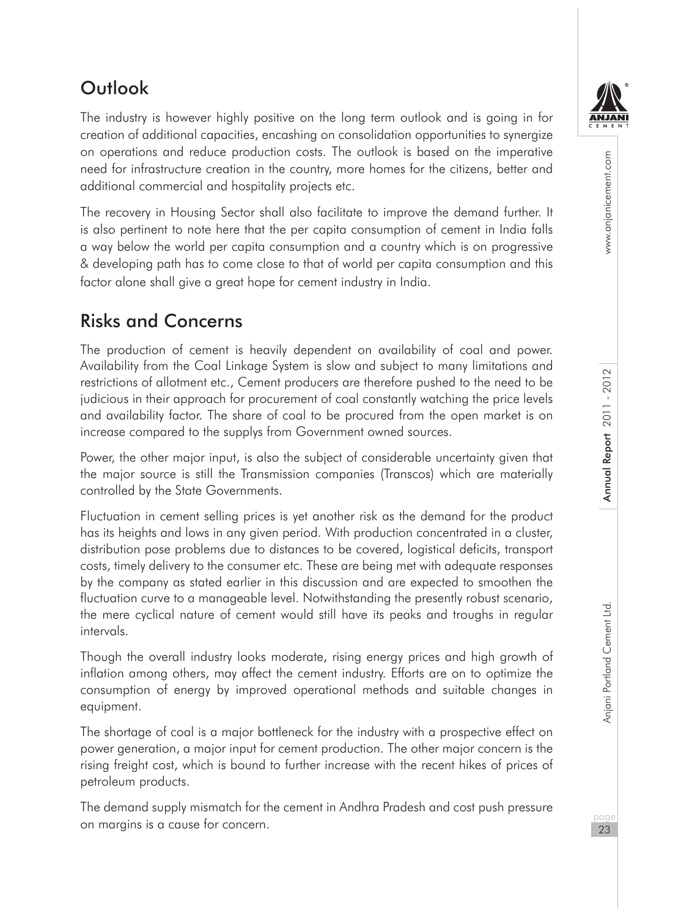## Outlook

The industry is however highly positive on the long term outlook and is going in for creation of additional capacities, encashing on consolidation opportunities to synergize on operations and reduce production costs. The outlook is based on the imperative need for infrastructure creation in the country, more homes for the citizens, better and additional commercial and hospitality projects etc.

The recovery in Housing Sector shall also facilitate to improve the demand further. It is also pertinent to note here that the per capita consumption of cement in India falls a way below the world per capita consumption and a country which is on progressive & developing path has to come close to that of world per capita consumption and this factor alone shall give a great hope for cement industry in India.

## Risks and Concerns

The production of cement is heavily dependent on availability of coal and power. Availability from the Coal Linkage System is slow and subject to many limitations and restrictions of allotment etc., Cement producers are therefore pushed to the need to be judicious in their approach for procurement of coal constantly watching the price levels and availability factor. The share of coal to be procured from the open market is on increase compared to the supplys from Government owned sources.

Power, the other major input, is also the subject of considerable uncertainty given that the major source is still the Transmission companies (Transcos) which are materially controlled by the State Governments.

Fluctuation in cement selling prices is yet another risk as the demand for the product has its heights and lows in any given period. With production concentrated in a cluster, distribution pose problems due to distances to be covered, logistical deficits, transport costs, timely delivery to the consumer etc. These are being met with adequate responses by the company as stated earlier in this discussion and are expected to smoothen the fluctuation curve to a manageable level. Notwithstanding the presently robust scenario, the mere cyclical nature of cement would still have its peaks and troughs in regular intervals.

Though the overall industry looks moderate, rising energy prices and high growth of inflation among others, may affect the cement industry. Efforts are on to optimize the consumption of energy by improved operational methods and suitable changes in equipment.

The shortage of coal is a major bottleneck for the industry with a prospective effect on power generation, a major input for cement production. The other major concern is the rising freight cost, which is bound to further increase with the recent hikes of prices of petroleum products.

The demand supply mismatch for the cement in Andhra Pradesh and cost push pressure on margins is a cause for concern.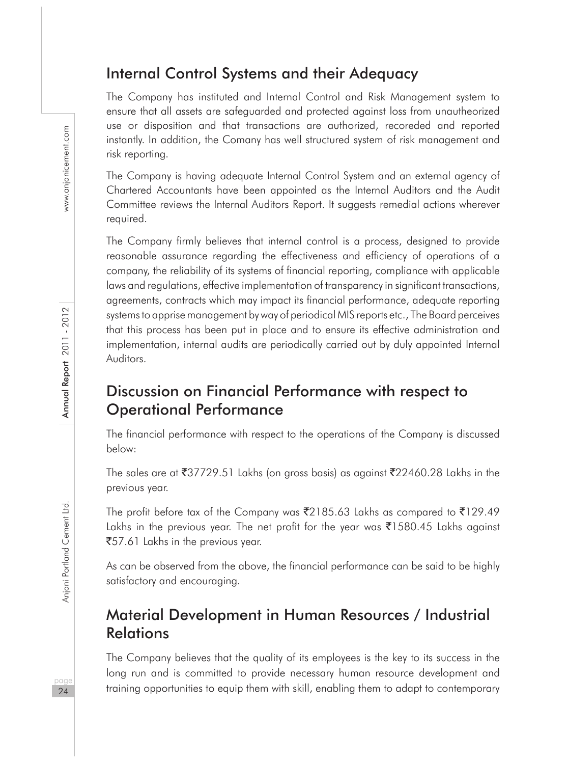## Internal Control Systems and their Adequacy

The Company has instituted and Internal Control and Risk Management system to ensure that all assets are safeguarded and protected against loss from unautheorized use or disposition and that transactions are authorized, recoreded and reported instantly. In addition, the Comany has well structured system of risk management and risk reporting.

The Company is having adequate Internal Control System and an external agency of Chartered Accountants have been appointed as the Internal Auditors and the Audit Committee reviews the Internal Auditors Report. It suggests remedial actions wherever required.

The Company firmly believes that internal control is a process, designed to provide reasonable assurance regarding the effectiveness and efficiency of operations of a company, the reliability of its systems of financial reporting, compliance with applicable laws and regulations, effective implementation of transparency in significant transactions, agreements, contracts which may impact its financial performance, adequate reporting systems to apprise management by way of periodical MIS reports etc., The Board perceives that this process has been put in place and to ensure its effective administration and implementation, internal audits are periodically carried out by duly appointed Internal Auditors.

## Discussion on Financial Performance with respect to Operational Performance

The financial performance with respect to the operations of the Company is discussed below:

The sales are at ₹37729.51 Lakhs (on gross basis) as against ₹22460.28 Lakhs in the previous year.

The profit before tax of the Company was ₹2185.63 Lakhs as compared to ₹129.49 Lakhs in the previous year. The net profit for the year was ₹1580.45 Lakhs against ₹57.61 Lakhs in the previous year.

As can be observed from the above, the financial performance can be said to be highly satisfactory and encouraging.

## Material Development in Human Resources / Industrial Relations

The Company believes that the quality of its employees is the key to its success in the long run and is committed to provide necessary human resource development and training opportunities to equip them with skill, enabling them to adapt to contemporary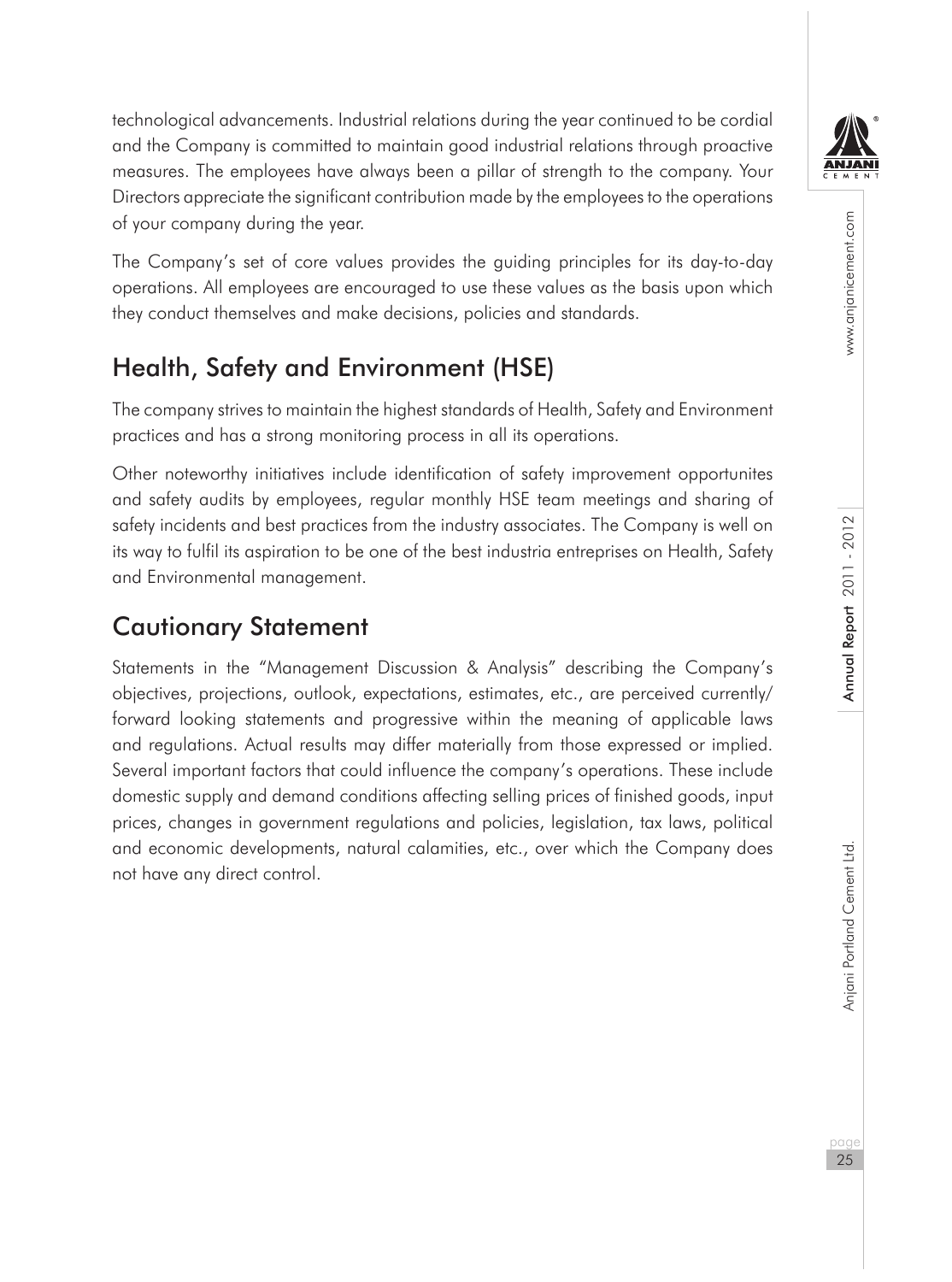technological advancements. Industrial relations during the year continued to be cordial and the Company is committed to maintain good industrial relations through proactive measures. The employees have always been a pillar of strength to the company. Your Directors appreciate the significant contribution made by the employees to the operations of your company during the year.

The Company's set of core values provides the guiding principles for its day-to-day operations. All employees are encouraged to use these values as the basis upon which they conduct themselves and make decisions, policies and standards.

## Health, Safety and Environment (HSE)

The company strives to maintain the highest standards of Health, Safety and Environment practices and has a strong monitoring process in all its operations.

Other noteworthy initiatives include identification of safety improvement opportunites and safety audits by employees, regular monthly HSE team meetings and sharing of safety incidents and best practices from the industry associates. The Company is well on its way to fulfil its aspiration to be one of the best industria entreprises on Health, Safety and Environmental management.

## Cautionary Statement

Statements in the "Management Discussion & Analysis" describing the Company's objectives, projections, outlook, expectations, estimates, etc., are perceived currently/ forward looking statements and progressive within the meaning of applicable laws and regulations. Actual results may differ materially from those expressed or implied. Several important factors that could influence the company's operations. These include domestic supply and demand conditions affecting selling prices of finished goods, input prices, changes in government regulations and policies, legislation, tax laws, political and economic developments, natural calamities, etc., over which the Company does not have any direct control.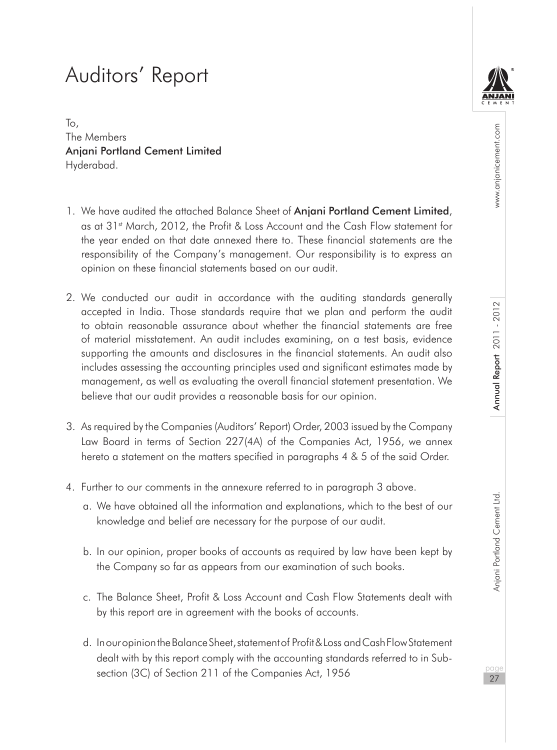# Auditors' Report

To,
The Members
**Anjani Portland Cement Limited**
Hyderabad.

1. We have audited the attached Balance Sheet of **Anjani Portland Cement Limited**, as at 31st March, 2012, the Profit & Loss Account and the Cash Flow statement for the year ended on that date annexed there to. These financial statements are the responsibility of the Company's management. Our responsibility is to express an opinion on these financial statements based on our audit.

2. We conducted our audit in accordance with the auditing standards generally accepted in India. Those standards require that we plan and perform the audit to obtain reasonable assurance about whether the financial statements are free of material misstatement. An audit includes examining, on a test basis, evidence supporting the amounts and disclosures in the financial statements. An audit also includes assessing the accounting principles used and significant estimates made by management, as well as evaluating the overall financial statement presentation. We believe that our audit provides a reasonable basis for our opinion.

3. As required by the Companies (Auditors' Report) Order, 2003 issued by the Company Law Board in terms of Section 227(4A) of the Companies Act, 1956, we annex hereto a statement on the matters specified in paragraphs 4 & 5 of the said Order.

4. Further to our comments in the annexure referred to in paragraph 3 above.

   a. We have obtained all the information and explanations, which to the best of our knowledge and belief are necessary for the purpose of our audit.

   b. In our opinion, proper books of accounts as required by law have been kept by the Company so far as appears from our examination of such books.

   c. The Balance Sheet, Profit & Loss Account and Cash Flow Statements dealt with by this report are in agreement with the books of accounts.

   d. In our opinion the Balance Sheet, statement of Profit & Loss and Cash Flow Statement dealt with by this report comply with the accounting standards referred to in Sub-section (3C) of Section 211 of the Companies Act, 1956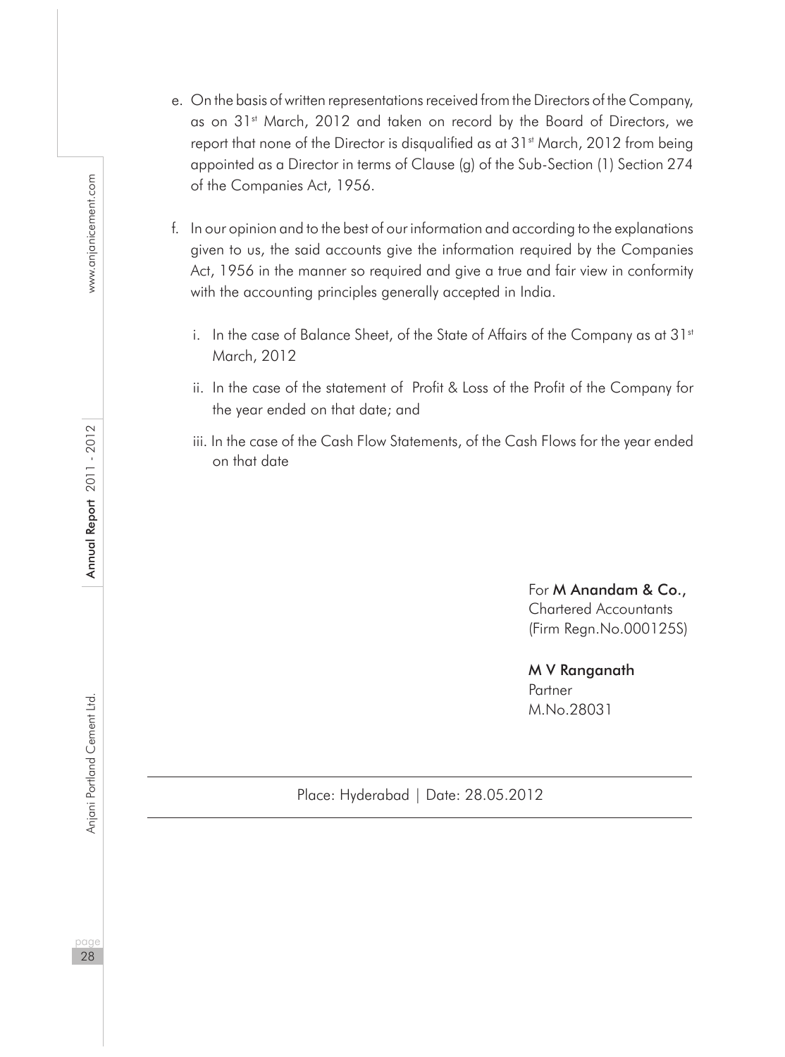e. On the basis of written representations received from the Directors of the Company, as on 31st March, 2012 and taken on record by the Board of Directors, we report that none of the Director is disqualified as at 31st March, 2012 from being appointed as a Director in terms of Clause (g) of the Sub-Section (1) Section 274 of the Companies Act, 1956.

f. In our opinion and to the best of our information and according to the explanations given to us, the said accounts give the information required by the Companies Act, 1956 in the manner so required and give a true and fair view in conformity with the accounting principles generally accepted in India.

   i. In the case of Balance Sheet, of the State of Affairs of the Company as at 31st March, 2012

   ii. In the case of the statement of Profit & Loss of the Profit of the Company for the year ended on that date; and

   iii. In the case of the Cash Flow Statements, of the Cash Flows for the year ended on that date

For **M Anandam & Co.,**
Chartered Accountants
(Firm Regn.No.000125S)

**M V Ranganath**
Partner
M.No.28031

Place: Hyderabad | Date: 28.05.2012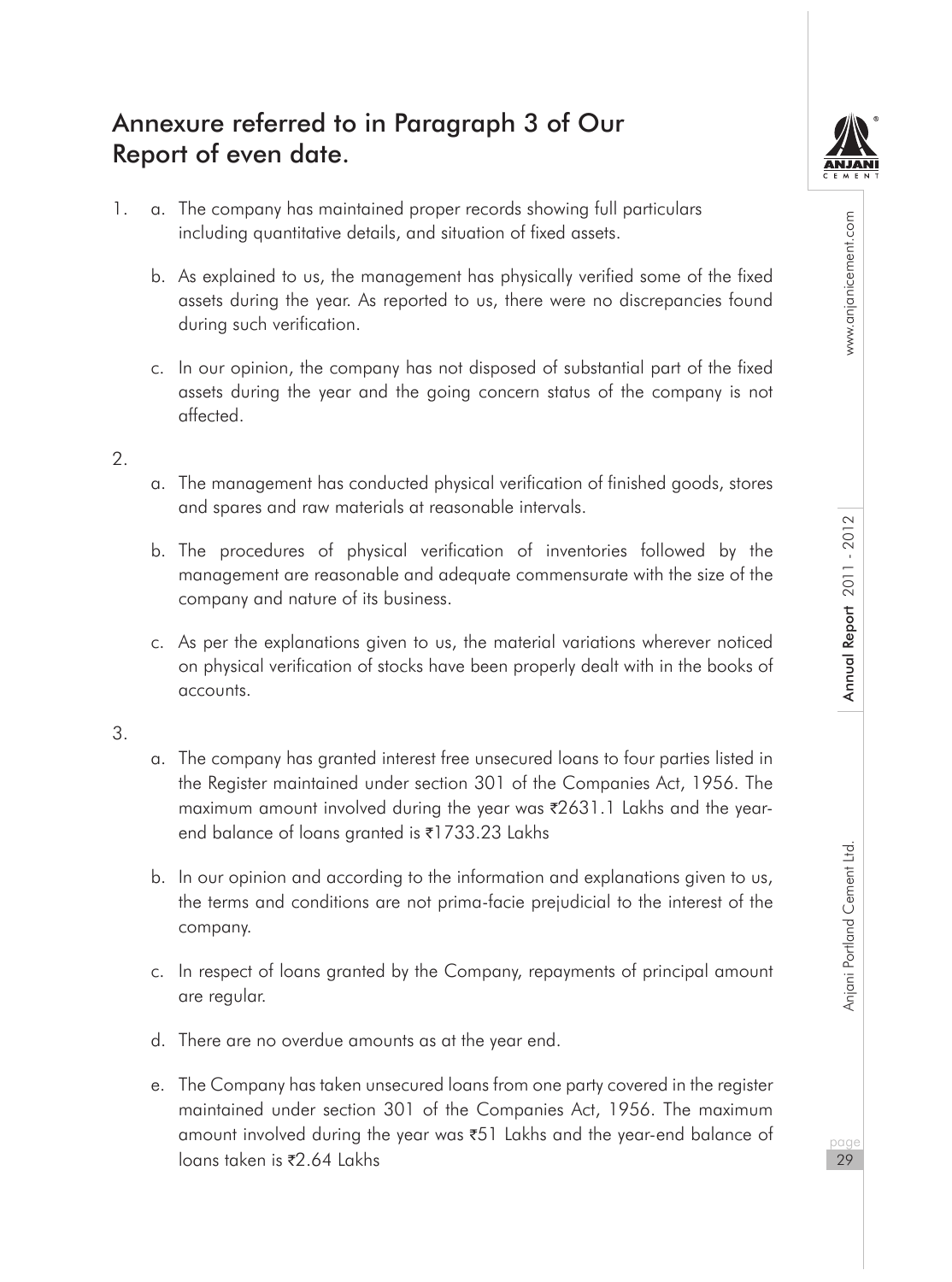# Annexure referred to in Paragraph 3 of Our Report of even date.

1. a. The company has maintained proper records showing full particulars including quantitative details, and situation of fixed assets.

   b. As explained to us, the management has physically verified some of the fixed assets during the year. As reported to us, there were no discrepancies found during such verification.

   c. In our opinion, the company has not disposed of substantial part of the fixed assets during the year and the going concern status of the company is not affected.

2. a. The management has conducted physical verification of finished goods, stores and spares and raw materials at reasonable intervals.

   b. The procedures of physical verification of inventories followed by the management are reasonable and adequate commensurate with the size of the company and nature of its business.

   c. As per the explanations given to us, the material variations wherever noticed on physical verification of stocks have been properly dealt with in the books of accounts.

3. a. The company has granted interest free unsecured loans to four parties listed in the Register maintained under section 301 of the Companies Act, 1956. The maximum amount involved during the year was ₹2631.1 Lakhs and the year-end balance of loans granted is ₹1733.23 Lakhs

   b. In our opinion and according to the information and explanations given to us, the terms and conditions are not prima-facie prejudicial to the interest of the company.

   c. In respect of loans granted by the Company, repayments of principal amount are regular.

   d. There are no overdue amounts as at the year end.

   e. The Company has taken unsecured loans from one party covered in the register maintained under section 301 of the Companies Act, 1956. The maximum amount involved during the year was ₹51 Lakhs and the year-end balance of loans taken is ₹2.64 Lakhs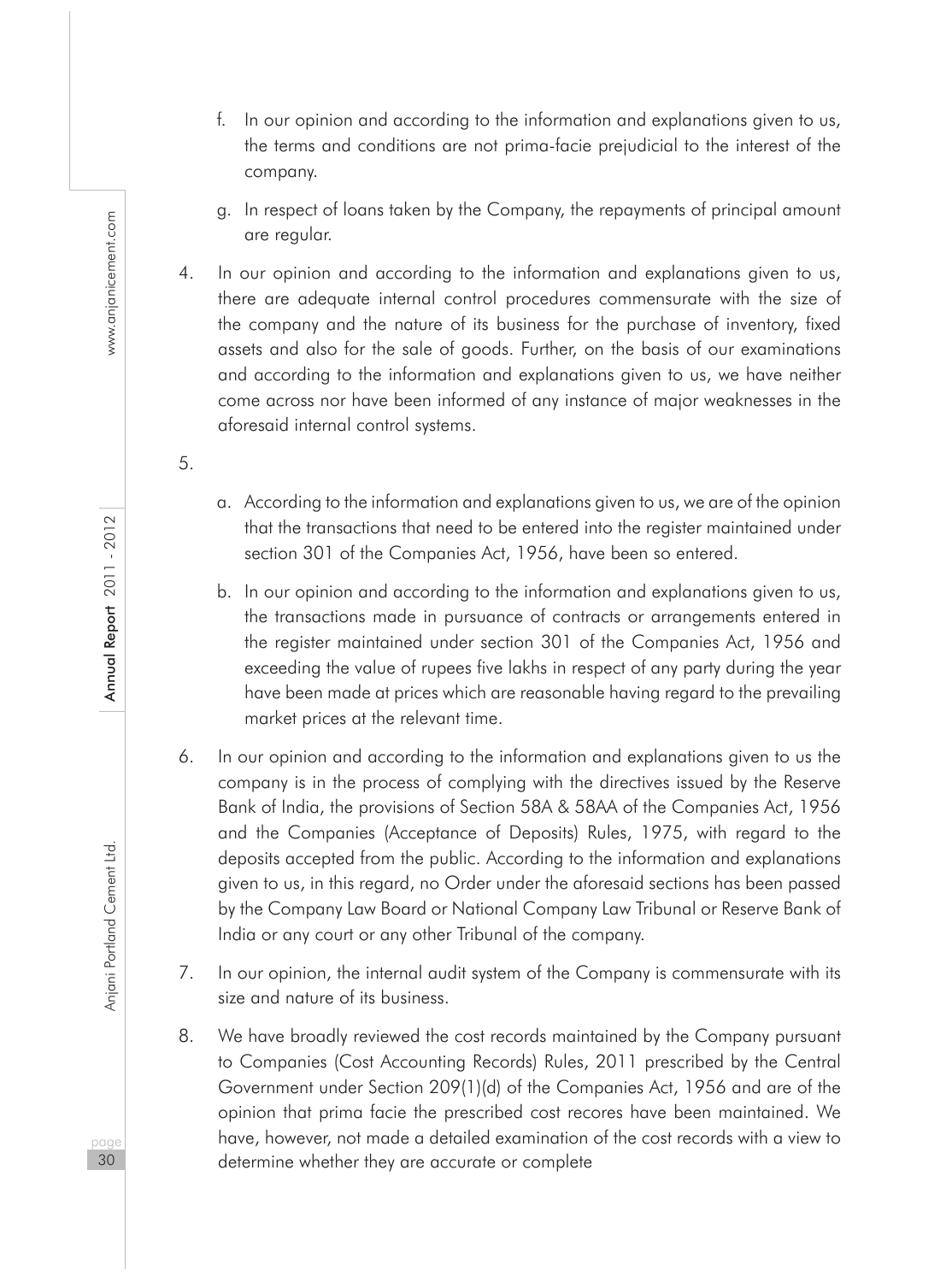f. In our opinion and according to the information and explanations given to us, the terms and conditions are not prima-facie prejudicial to the interest of the company.

g. In respect of loans taken by the Company, the repayments of principal amount are regular.

4. In our opinion and according to the information and explanations given to us, there are adequate internal control procedures commensurate with the size of the company and the nature of its business for the purchase of inventory, fixed assets and also for the sale of goods. Further, on the basis of our examinations and according to the information and explanations given to us, we have neither come across nor have been informed of any instance of major weaknesses in the aforesaid internal control systems.

5.

a. According to the information and explanations given to us, we are of the opinion that the transactions that need to be entered into the register maintained under section 301 of the Companies Act, 1956, have been so entered.

b. In our opinion and according to the information and explanations given to us, the transactions made in pursuance of contracts or arrangements entered in the register maintained under section 301 of the Companies Act, 1956 and exceeding the value of rupees five lakhs in respect of any party during the year have been made at prices which are reasonable having regard to the prevailing market prices at the relevant time.

6. In our opinion and according to the information and explanations given to us the company is in the process of complying with the directives issued by the Reserve Bank of India, the provisions of Section 58A & 58AA of the Companies Act, 1956 and the Companies (Acceptance of Deposits) Rules, 1975, with regard to the deposits accepted from the public. According to the information and explanations given to us, in this regard, no Order under the aforesaid sections has been passed by the Company Law Board or National Company Law Tribunal or Reserve Bank of India or any court or any other Tribunal of the company.

7. In our opinion, the internal audit system of the Company is commensurate with its size and nature of its business.

8. We have broadly reviewed the cost records maintained by the Company pursuant to Companies (Cost Accounting Records) Rules, 2011 prescribed by the Central Government under Section 209(1)(d) of the Companies Act, 1956 and are of the opinion that prima facie the prescribed cost recores have been maintained. We have, however, not made a detailed examination of the cost records with a view to determine whether they are accurate or complete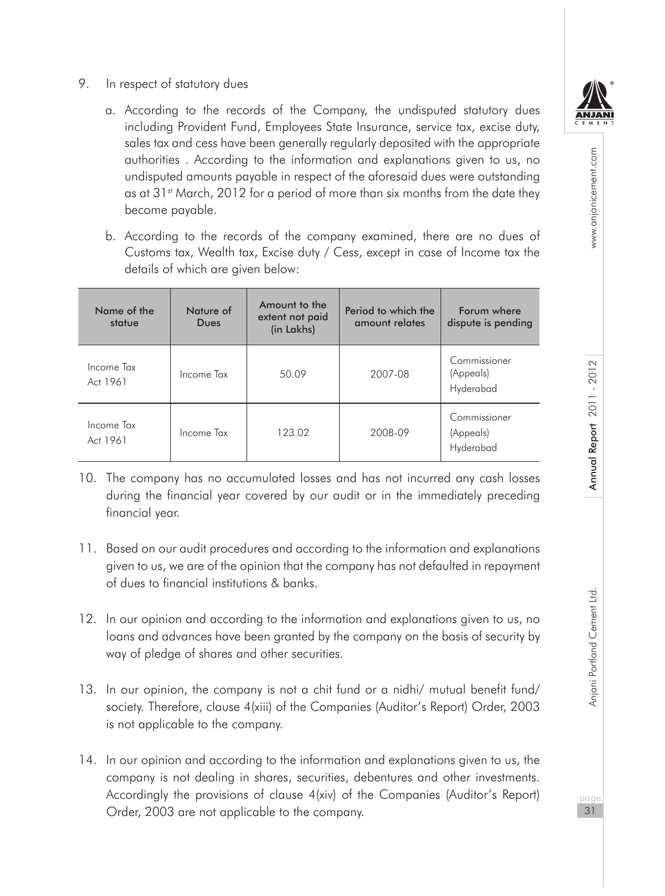9. In respect of statutory dues

   a. According to the records of the Company, the undisputed statutory dues including Provident Fund, Employees State Insurance, service tax, excise duty, sales tax and cess have been generally regularly deposited with the appropriate authorities . According to the information and explanations given to us, no undisputed amounts payable in respect of the aforesaid dues were outstanding as at 31st March, 2012 for a period of more than six months from the date they become payable.

   b. According to the records of the company examined, there are no dues of Customs tax, Wealth tax, Excise duty / Cess, except in case of Income tax the details of which are given below:

| Name of the statue | Nature of Dues | Amount to the extent not paid (in Lakhs) | Period to which the amount relates | Forum where dispute is pending |
|---|---|---|---|---|
| Income Tax Act 1961 | Income Tax | 50.09 | 2007-08 | Commissioner (Appeals) Hyderabad |
| Income Tax Act 1961 | Income Tax | 123.02 | 2008-09 | Commissioner (Appeals) Hyderabad |

10. The company has no accumulated losses and has not incurred any cash losses during the financial year covered by our audit or in the immediately preceding financial year.

11. Based on our audit procedures and according to the information and explanations given to us, we are of the opinion that the company has not defaulted in repayment of dues to financial institutions & banks.

12. In our opinion and according to the information and explanations given to us, no loans and advances have been granted by the company on the basis of security by way of pledge of shares and other securities.

13. In our opinion, the company is not a chit fund or a nidhi/ mutual benefit fund/ society. Therefore, clause 4(xiii) of the Companies (Auditor's Report) Order, 2003 is not applicable to the company.

14. In our opinion and according to the information and explanations given to us, the company is not dealing in shares, securities, debentures and other investments. Accordingly the provisions of clause 4(xiv) of the Companies (Auditor's Report) Order, 2003 are not applicable to the company.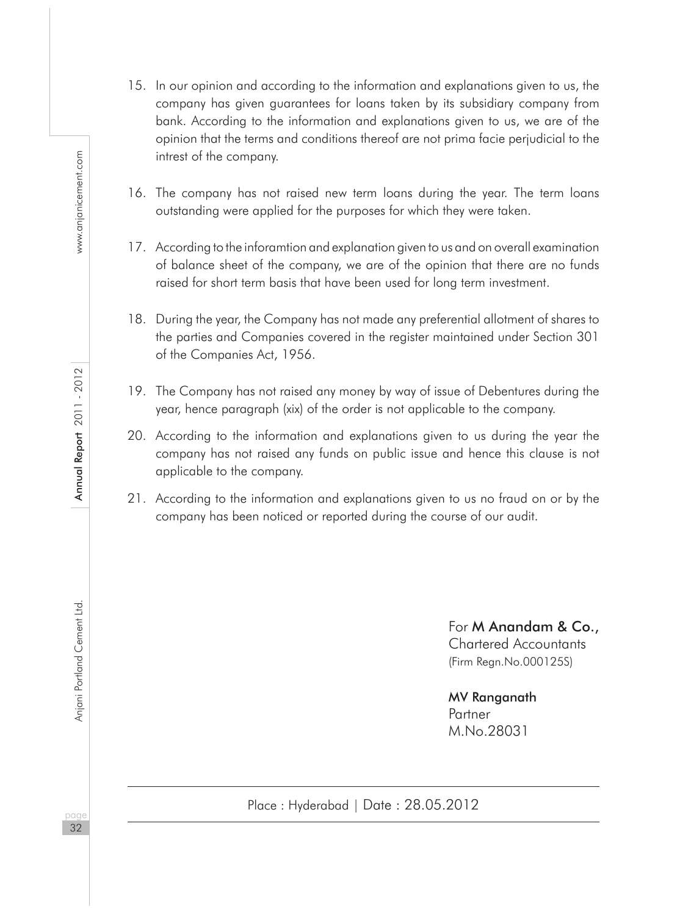15. In our opinion and according to the information and explanations given to us, the company has given guarantees for loans taken by its subsidiary company from bank. According to the information and explanations given to us, we are of the opinion that the terms and conditions thereof are not prima facie perjudicial to the intrest of the company.

16. The company has not raised new term loans during the year. The term loans outstanding were applied for the purposes for which they were taken.

17. According to the inforamtion and explanation given to us and on overall examination of balance sheet of the company, we are of the opinion that there are no funds raised for short term basis that have been used for long term investment.

18. During the year, the Company has not made any preferential allotment of shares to the parties and Companies covered in the register maintained under Section 301 of the Companies Act, 1956.

19. The Company has not raised any money by way of issue of Debentures during the year, hence paragraph (xix) of the order is not applicable to the company.

20. According to the information and explanations given to us during the year the company has not raised any funds on public issue and hence this clause is not applicable to the company.

21. According to the information and explanations given to us no fraud on or by the company has been noticed or reported during the course of our audit.

For **M Anandam & Co.,**
Chartered Accountants
(Firm Regn.No.000125S)

**MV Ranganath**
Partner
M.No.28031

Place : Hyderabad | Date : 28.05.2012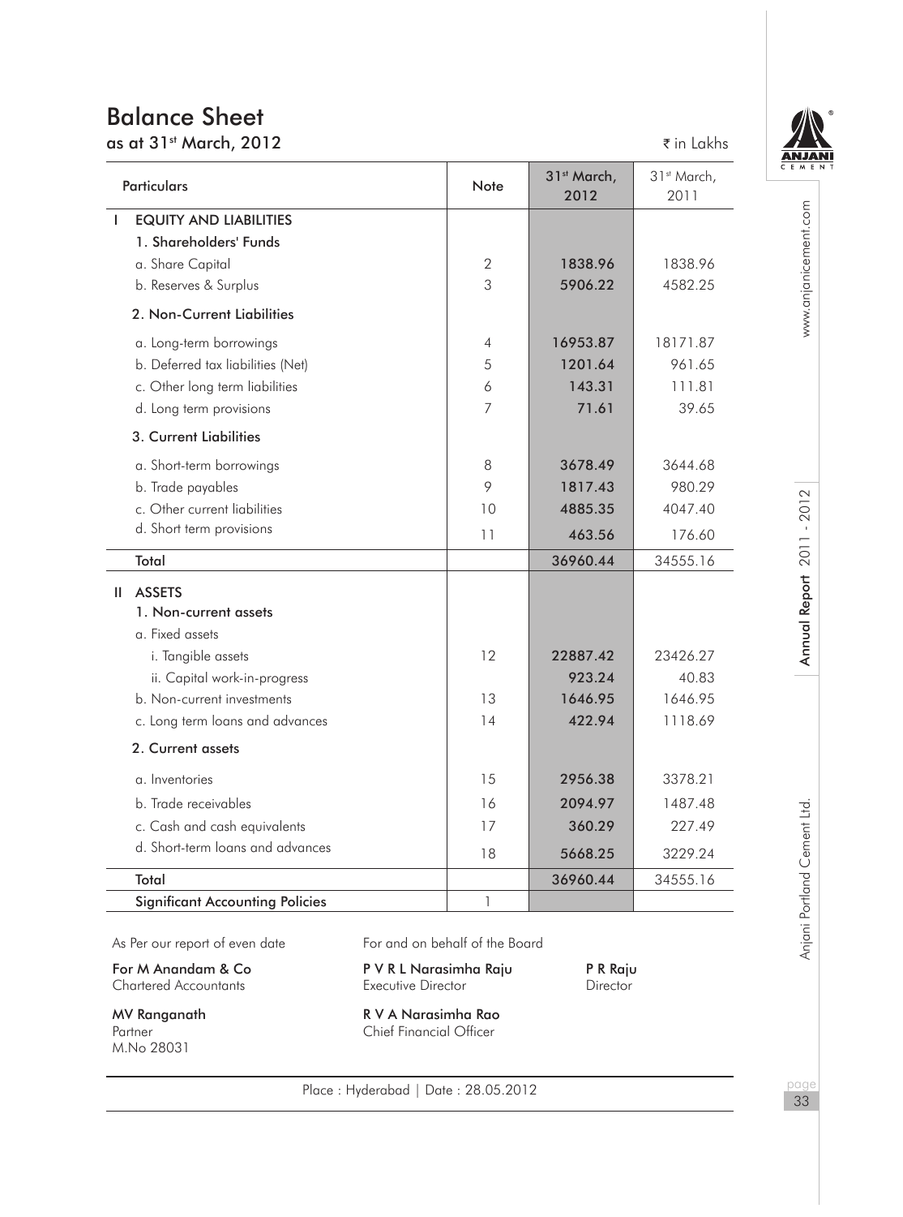# Balance Sheet

## as at 31st March, 2012

₹ in Lakhs

| Particulars | Note | 31st March, 2012 | 31st March, 2011 |
|---|---|---|---|
| **I EQUITY AND LIABILITIES** | | | |
| **1. Shareholders' Funds** | | | |
| a. Share Capital | 2 | **1838.96** | 1838.96 |
| b. Reserves & Surplus | 3 | **5906.22** | 4582.25 |
| **2. Non-Current Liabilities** | | | |
| a. Long-term borrowings | 4 | **16953.87** | 18171.87 |
| b. Deferred tax liabilities (Net) | 5 | **1201.64** | 961.65 |
| c. Other long term liabilities | 6 | **143.31** | 111.81 |
| d. Long term provisions | 7 | **71.61** | 39.65 |
| **3. Current Liabilities** | | | |
| a. Short-term borrowings | 8 | **3678.49** | 3644.68 |
| b. Trade payables | 9 | **1817.43** | 980.29 |
| c. Other current liabilities | 10 | **4885.35** | 4047.40 |
| d. Short term provisions | 11 | **463.56** | 176.60 |
| **Total** | | **36960.44** | 34555.16 |
| **II ASSETS** | | | |
| **1. Non-current assets** | | | |
| a. Fixed assets | | | |
| i. Tangible assets | 12 | **22887.42** | 23426.27 |
| ii. Capital work-in-progress | | **923.24** | 40.83 |
| b. Non-current investments | 13 | **1646.95** | 1646.95 |
| c. Long term loans and advances | 14 | **422.94** | 1118.69 |
| **2. Current assets** | | | |
| a. Inventories | 15 | **2956.38** | 3378.21 |
| b. Trade receivables | 16 | **2094.97** | 1487.48 |
| c. Cash and cash equivalents | 17 | **360.29** | 227.49 |
| d. Short-term loans and advances | 18 | **5668.25** | 3229.24 |
| **Total** | | **36960.44** | 34555.16 |
| **Significant Accounting Policies** | 1 | | |

As Per our report of even date

**For M Anandam & Co**
Chartered Accountants

**MV Ranganath**
Partner
M.No 28031

For and on behalf of the Board

**P V R L Narasimha Raju**
Executive Director

**P R Raju**
Director

**R V A Narasimha Rao**
Chief Financial Officer

Place : Hyderabad | Date : 28.05.2012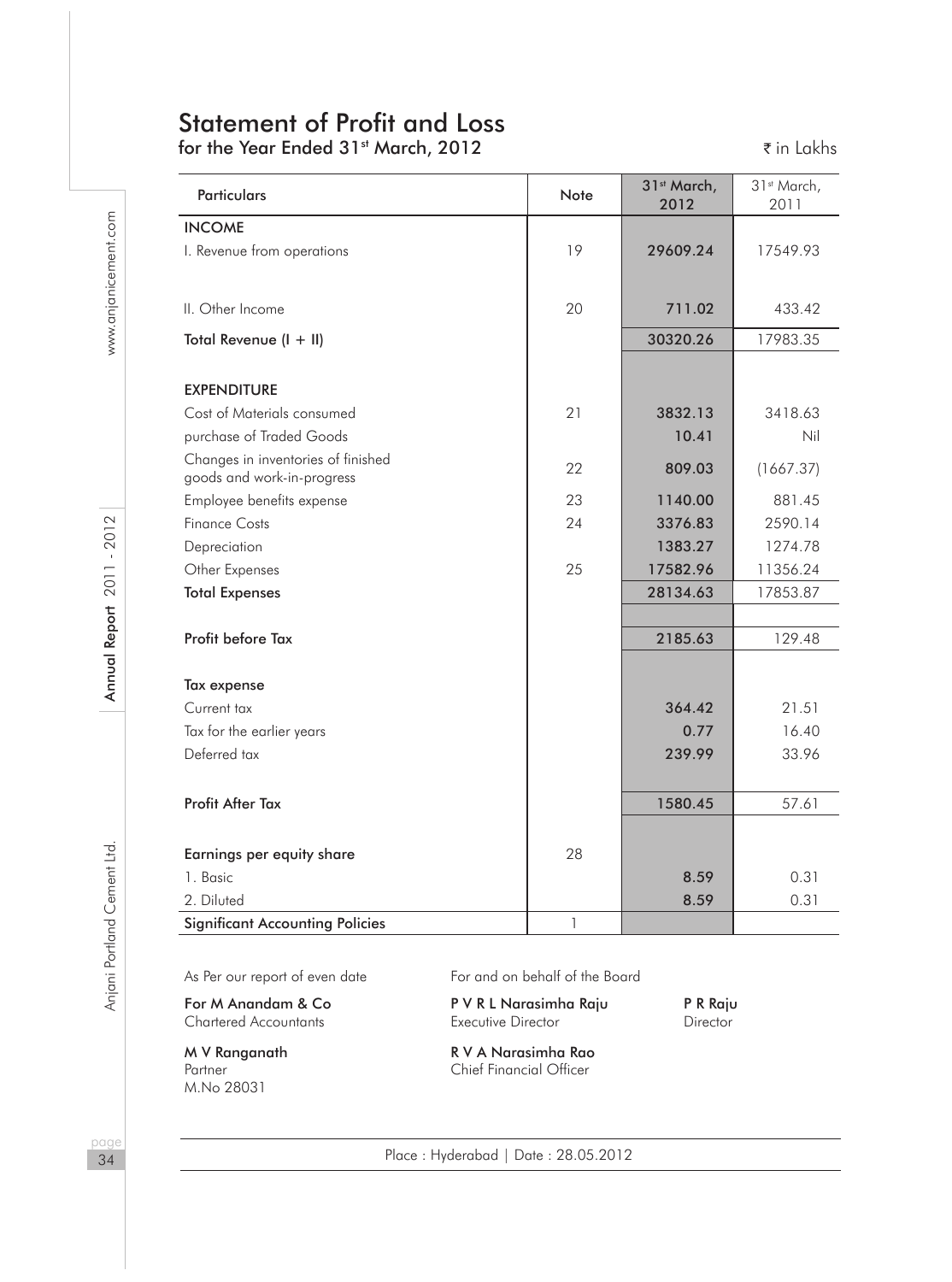# Statement of Profit and Loss

## for the Year Ended 31st March, 2012

₹ in Lakhs

| Particulars | Note | 31st March, 2012 | 31st March, 2011 |
|---|---|---|---|
| **INCOME** | | | |
| I. Revenue from operations | 19 | 29609.24 | 17549.93 |
| II. Other Income | 20 | 711.02 | 433.42 |
| **Total Revenue (I + II)** | | 30320.26 | 17983.35 |
| **EXPENDITURE** | | | |
| Cost of Materials consumed | 21 | 3832.13 | 3418.63 |
| purchase of Traded Goods | | 10.41 | Nil |
| Changes in inventories of finished goods and work-in-progress | 22 | 809.03 | (1667.37) |
| Employee benefits expense | 23 | 1140.00 | 881.45 |
| Finance Costs | 24 | 3376.83 | 2590.14 |
| Depreciation | | 1383.27 | 1274.78 |
| Other Expenses | 25 | 17582.96 | 11356.24 |
| **Total Expenses** | | 28134.63 | 17853.87 |
| **Profit before Tax** | | 2185.63 | 129.48 |
| **Tax expense** | | | |
| Current tax | | 364.42 | 21.51 |
| Tax for the earlier years | | 0.77 | 16.40 |
| Deferred tax | | 239.99 | 33.96 |
| **Profit After Tax** | | 1580.45 | 57.61 |
| **Earnings per equity share** | 28 | | |
| 1. Basic | | 8.59 | 0.31 |
| 2. Diluted | | 8.59 | 0.31 |
| **Significant Accounting Policies** | 1 | | |

As Per our report of even date

**For M Anandam & Co**
Chartered Accountants

**M V Ranganath**
Partner
M.No 28031

For and on behalf of the Board

**P V R L Narasimha Raju**
Executive Director

**P R Raju**
Director

**R V A Narasimha Rao**
Chief Financial Officer

Place : Hyderabad | Date : 28.05.2012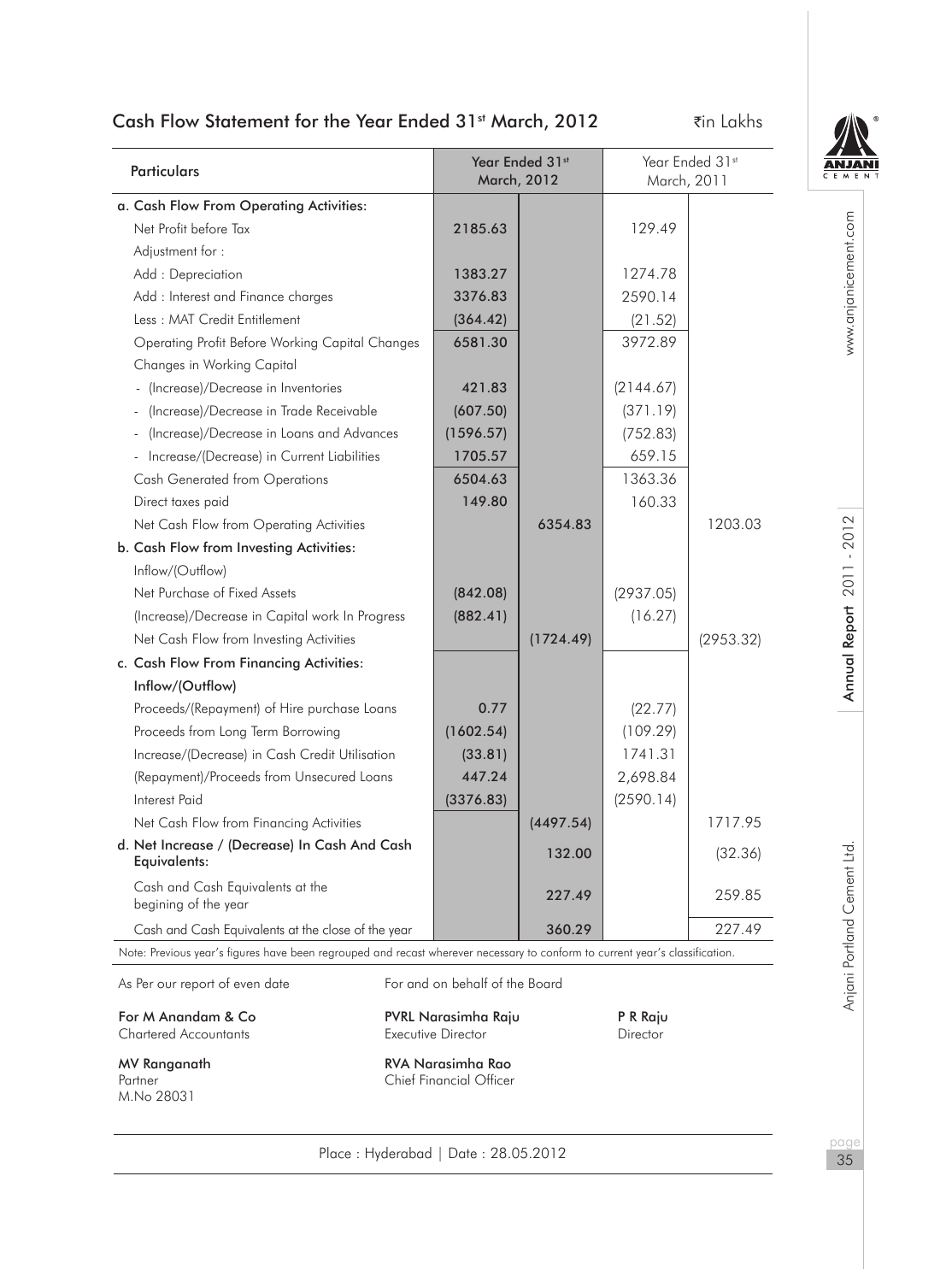## Cash Flow Statement for the Year Ended 31st March, 2012

₹in Lakhs

| Particulars | Year Ended 31st March, 2012 | | Year Ended 31st March, 2011 | |
|---|---|---|---|---|
| **a. Cash Flow From Operating Activities:** | | | | |
| Net Profit before Tax | 2185.63 | | 129.49 | |
| Adjustment for : | | | | |
| Add : Depreciation | 1383.27 | | 1274.78 | |
| Add : Interest and Finance charges | 3376.83 | | 2590.14 | |
| Less : MAT Credit Entitlement | (364.42) | | (21.52) | |
| Operating Profit Before Working Capital Changes | 6581.30 | | 3972.89 | |
| Changes in Working Capital | | | | |
| - (Increase)/Decrease in Inventories | 421.83 | | (2144.67) | |
| - (Increase)/Decrease in Trade Receivable | (607.50) | | (371.19) | |
| - (Increase)/Decrease in Loans and Advances | (1596.57) | | (752.83) | |
| - Increase/(Decrease) in Current Liabilities | 1705.57 | | 659.15 | |
| Cash Generated from Operations | 6504.63 | | 1363.36 | |
| Direct taxes paid | 149.80 | | 160.33 | |
| Net Cash Flow from Operating Activities | | 6354.83 | | 1203.03 |
| **b. Cash Flow from Investing Activities:** | | | | |
| Inflow/(Outflow) | | | | |
| Net Purchase of Fixed Assets | (842.08) | | (2937.05) | |
| (Increase)/Decrease in Capital work In Progress | (882.41) | | (16.27) | |
| Net Cash Flow from Investing Activities | | (1724.49) | | (2953.32) |
| **c. Cash Flow From Financing Activities:** | | | | |
| **Inflow/(Outflow)** | | | | |
| Proceeds/(Repayment) of Hire purchase Loans | 0.77 | | (22.77) | |
| Proceeds from Long Term Borrowing | (1602.54) | | (109.29) | |
| Increase/(Decrease) in Cash Credit Utilisation | (33.81) | | 1741.31 | |
| (Repayment)/Proceeds from Unsecured Loans | 447.24 | | 2,698.84 | |
| Interest Paid | (3376.83) | | (2590.14) | |
| Net Cash Flow from Financing Activities | | (4497.54) | | 1717.95 |
| **d. Net Increase / (Decrease) In Cash And Cash Equivalents:** | | 132.00 | | (32.36) |
| Cash and Cash Equivalents at the begining of the year | | 227.49 | | 259.85 |
| Cash and Cash Equivalents at the close of the year | | 360.29 | | 227.49 |

Note: Previous year's figures have been regrouped and recast wherever necessary to conform to current year's classification.

As Per our report of even date

**For M Anandam & Co**
Chartered Accountants

**MV Ranganath**
Partner
M.No 28031

For and on behalf of the Board

**PVRL Narasimha Raju**
Executive Director

**P R Raju**
Director

**RVA Narasimha Rao**
Chief Financial Officer

Place : Hyderabad | Date : 28.05.2012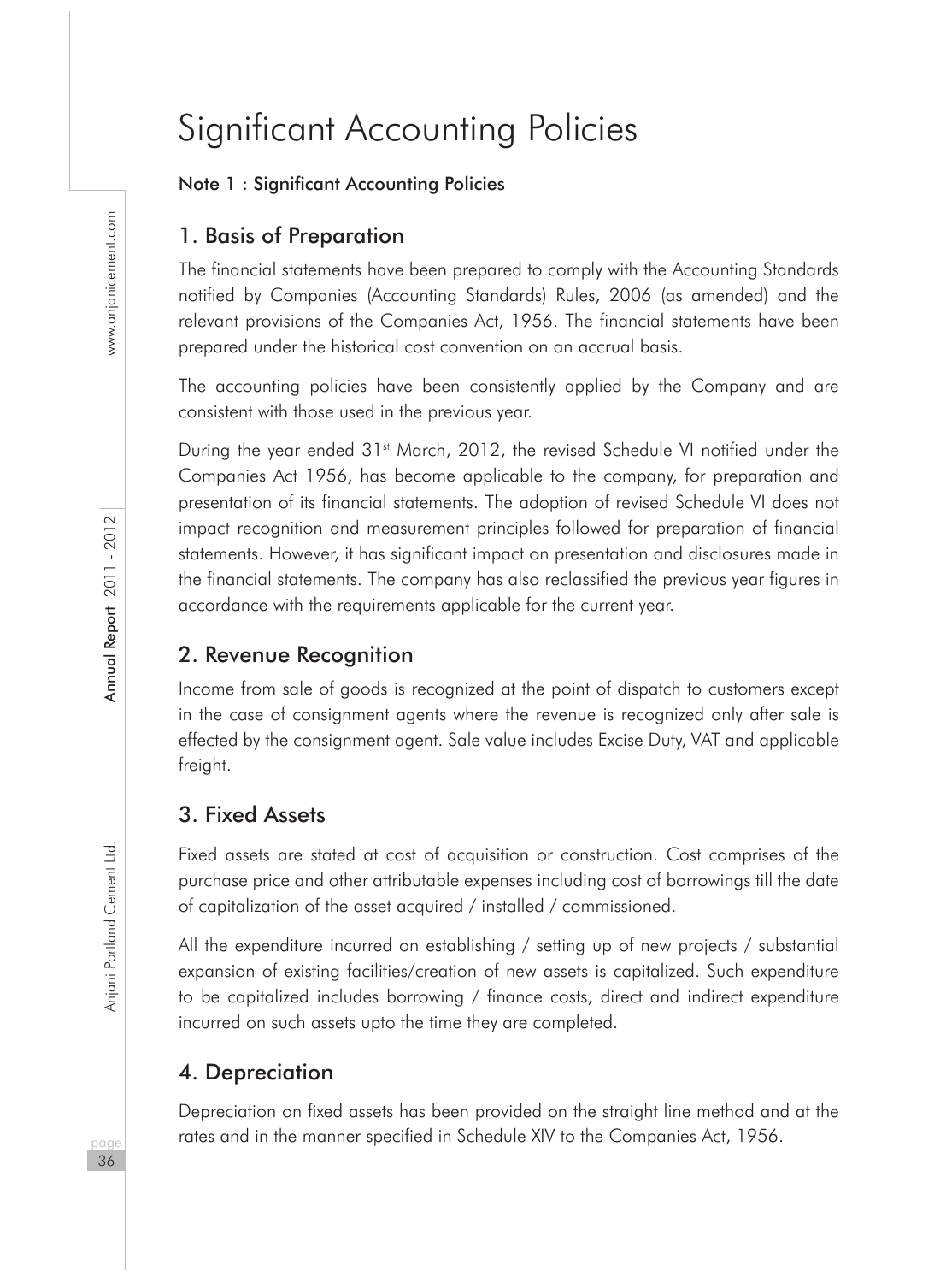# Significant Accounting Policies

**Note 1 : Significant Accounting Policies**

## 1. Basis of Preparation

The financial statements have been prepared to comply with the Accounting Standards notified by Companies (Accounting Standards) Rules, 2006 (as amended) and the relevant provisions of the Companies Act, 1956. The financial statements have been prepared under the historical cost convention on an accrual basis.

The accounting policies have been consistently applied by the Company and are consistent with those used in the previous year.

During the year ended 31st March, 2012, the revised Schedule VI notified under the Companies Act 1956, has become applicable to the company, for preparation and presentation of its financial statements. The adoption of revised Schedule VI does not impact recognition and measurement principles followed for preparation of financial statements. However, it has significant impact on presentation and disclosures made in the financial statements. The company has also reclassified the previous year figures in accordance with the requirements applicable for the current year.

## 2. Revenue Recognition

Income from sale of goods is recognized at the point of dispatch to customers except in the case of consignment agents where the revenue is recognized only after sale is effected by the consignment agent. Sale value includes Excise Duty, VAT and applicable freight.

## 3. Fixed Assets

Fixed assets are stated at cost of acquisition or construction. Cost comprises of the purchase price and other attributable expenses including cost of borrowings till the date of capitalization of the asset acquired / installed / commissioned.

All the expenditure incurred on establishing / setting up of new projects / substantial expansion of existing facilities/creation of new assets is capitalized. Such expenditure to be capitalized includes borrowing / finance costs, direct and indirect expenditure incurred on such assets upto the time they are completed.

## 4. Depreciation

Depreciation on fixed assets has been provided on the straight line method and at the rates and in the manner specified in Schedule XIV to the Companies Act, 1956.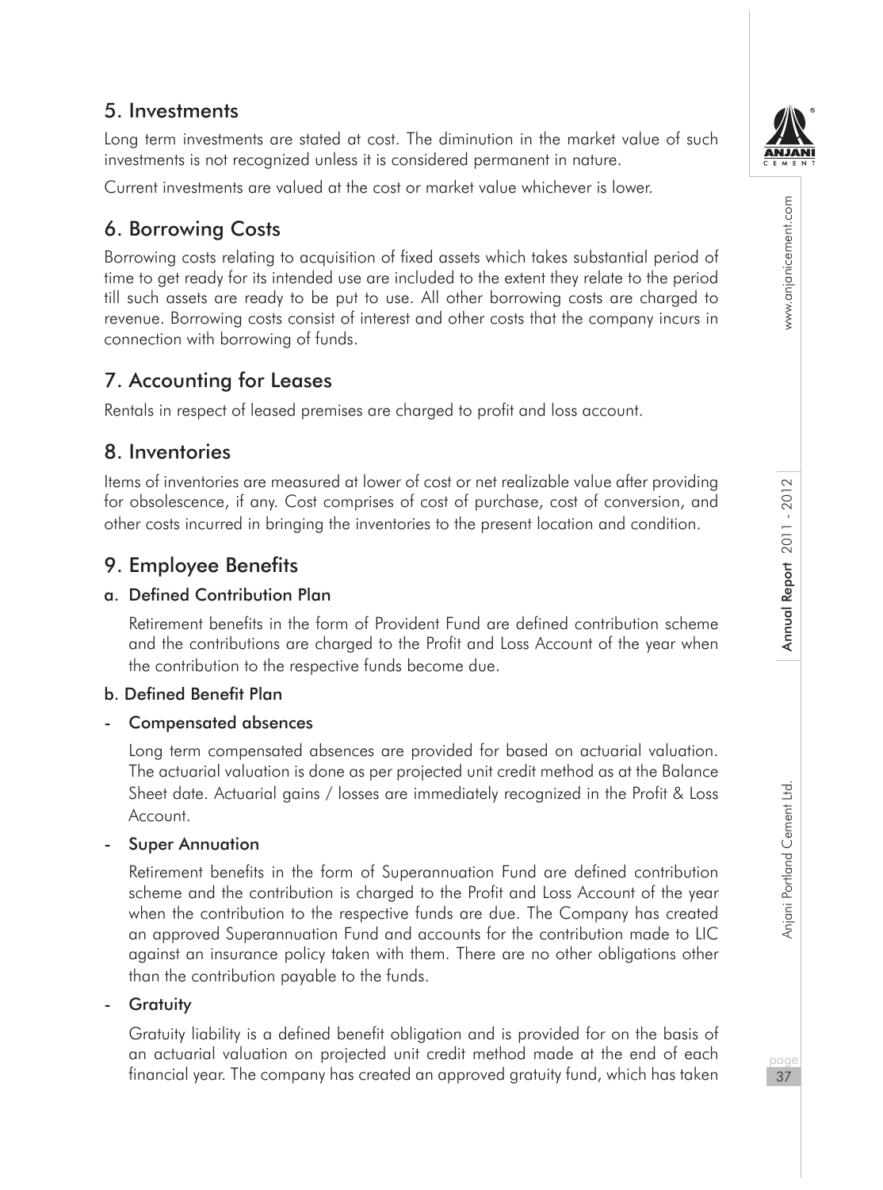## 5. Investments

Long term investments are stated at cost. The diminution in the market value of such investments is not recognized unless it is considered permanent in nature.

Current investments are valued at the cost or market value whichever is lower.

## 6. Borrowing Costs

Borrowing costs relating to acquisition of fixed assets which takes substantial period of time to get ready for its intended use are included to the extent they relate to the period till such assets are ready to be put to use. All other borrowing costs are charged to revenue. Borrowing costs consist of interest and other costs that the company incurs in connection with borrowing of funds.

## 7. Accounting for Leases

Rentals in respect of leased premises are charged to profit and loss account.

## 8. Inventories

Items of inventories are measured at lower of cost or net realizable value after providing for obsolescence, if any. Cost comprises of cost of purchase, cost of conversion, and other costs incurred in bringing the inventories to the present location and condition.

## 9. Employee Benefits

**a. Defined Contribution Plan**

Retirement benefits in the form of Provident Fund are defined contribution scheme and the contributions are charged to the Profit and Loss Account of the year when the contribution to the respective funds become due.

**b. Defined Benefit Plan**

- **Compensated absences**

  Long term compensated absences are provided for based on actuarial valuation. The actuarial valuation is done as per projected unit credit method as at the Balance Sheet date. Actuarial gains / losses are immediately recognized in the Profit & Loss Account.

- **Super Annuation**

  Retirement benefits in the form of Superannuation Fund are defined contribution scheme and the contribution is charged to the Profit and Loss Account of the year when the contribution to the respective funds are due. The Company has created an approved Superannuation Fund and accounts for the contribution made to LIC against an insurance policy taken with them. There are no other obligations other than the contribution payable to the funds.

- **Gratuity**

  Gratuity liability is a defined benefit obligation and is provided for on the basis of an actuarial valuation on projected unit credit method made at the end of each financial year. The company has created an approved gratuity fund, which has taken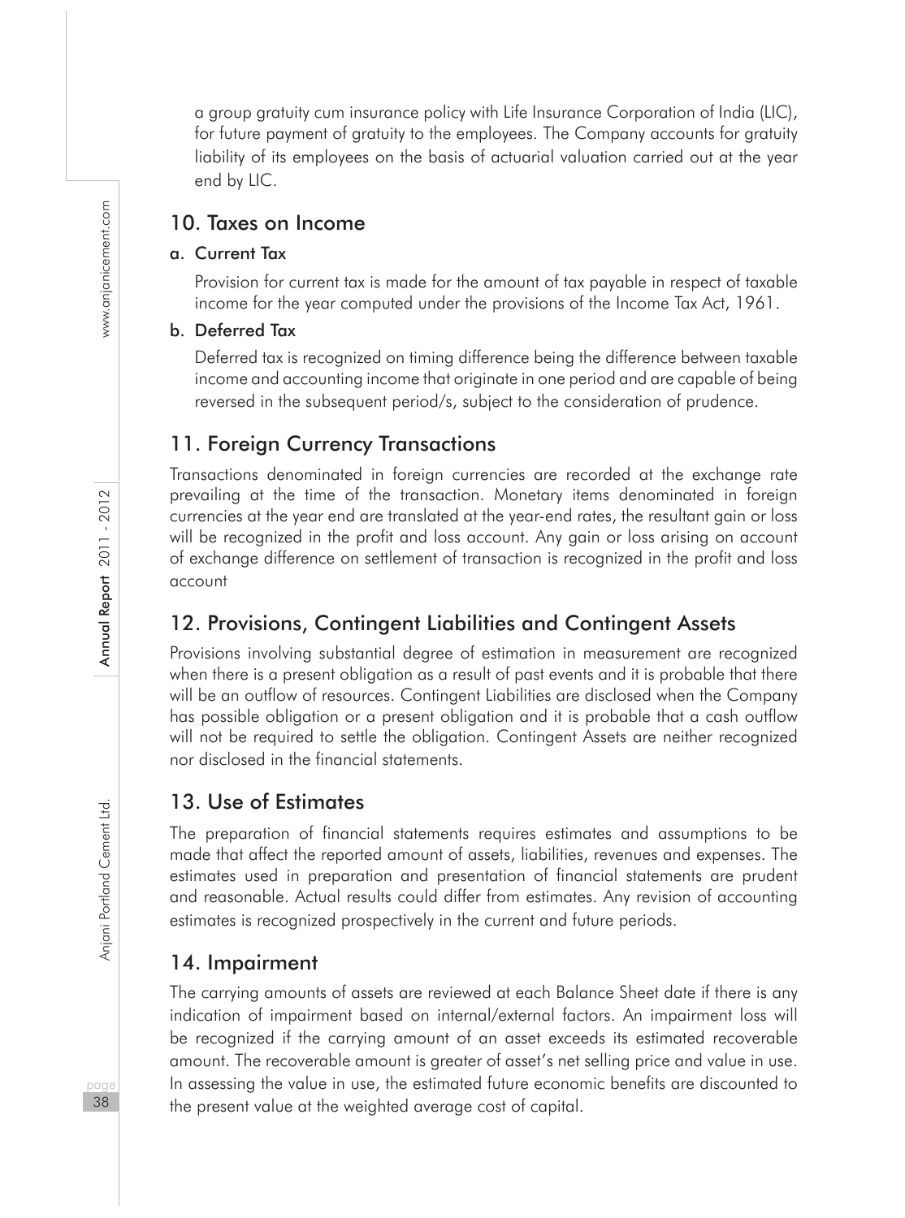a group gratuity cum insurance policy with Life Insurance Corporation of India (LIC), for future payment of gratuity to the employees. The Company accounts for gratuity liability of its employees on the basis of actuarial valuation carried out at the year end by LIC.

## 10. Taxes on Income

### a. Current Tax

Provision for current tax is made for the amount of tax payable in respect of taxable income for the year computed under the provisions of the Income Tax Act, 1961.

### b. Deferred Tax

Deferred tax is recognized on timing difference being the difference between taxable income and accounting income that originate in one period and are capable of being reversed in the subsequent period/s, subject to the consideration of prudence.

## 11. Foreign Currency Transactions

Transactions denominated in foreign currencies are recorded at the exchange rate prevailing at the time of the transaction. Monetary items denominated in foreign currencies at the year end are translated at the year-end rates, the resultant gain or loss will be recognized in the profit and loss account. Any gain or loss arising on account of exchange difference on settlement of transaction is recognized in the profit and loss account

## 12. Provisions, Contingent Liabilities and Contingent Assets

Provisions involving substantial degree of estimation in measurement are recognized when there is a present obligation as a result of past events and it is probable that there will be an outflow of resources. Contingent Liabilities are disclosed when the Company has possible obligation or a present obligation and it is probable that a cash outflow will not be required to settle the obligation. Contingent Assets are neither recognized nor disclosed in the financial statements.

## 13. Use of Estimates

The preparation of financial statements requires estimates and assumptions to be made that affect the reported amount of assets, liabilities, revenues and expenses. The estimates used in preparation and presentation of financial statements are prudent and reasonable. Actual results could differ from estimates. Any revision of accounting estimates is recognized prospectively in the current and future periods.

## 14. Impairment

The carrying amounts of assets are reviewed at each Balance Sheet date if there is any indication of impairment based on internal/external factors. An impairment loss will be recognized if the carrying amount of an asset exceeds its estimated recoverable amount. The recoverable amount is greater of asset's net selling price and value in use. In assessing the value in use, the estimated future economic benefits are discounted to the present value at the weighted average cost of capital.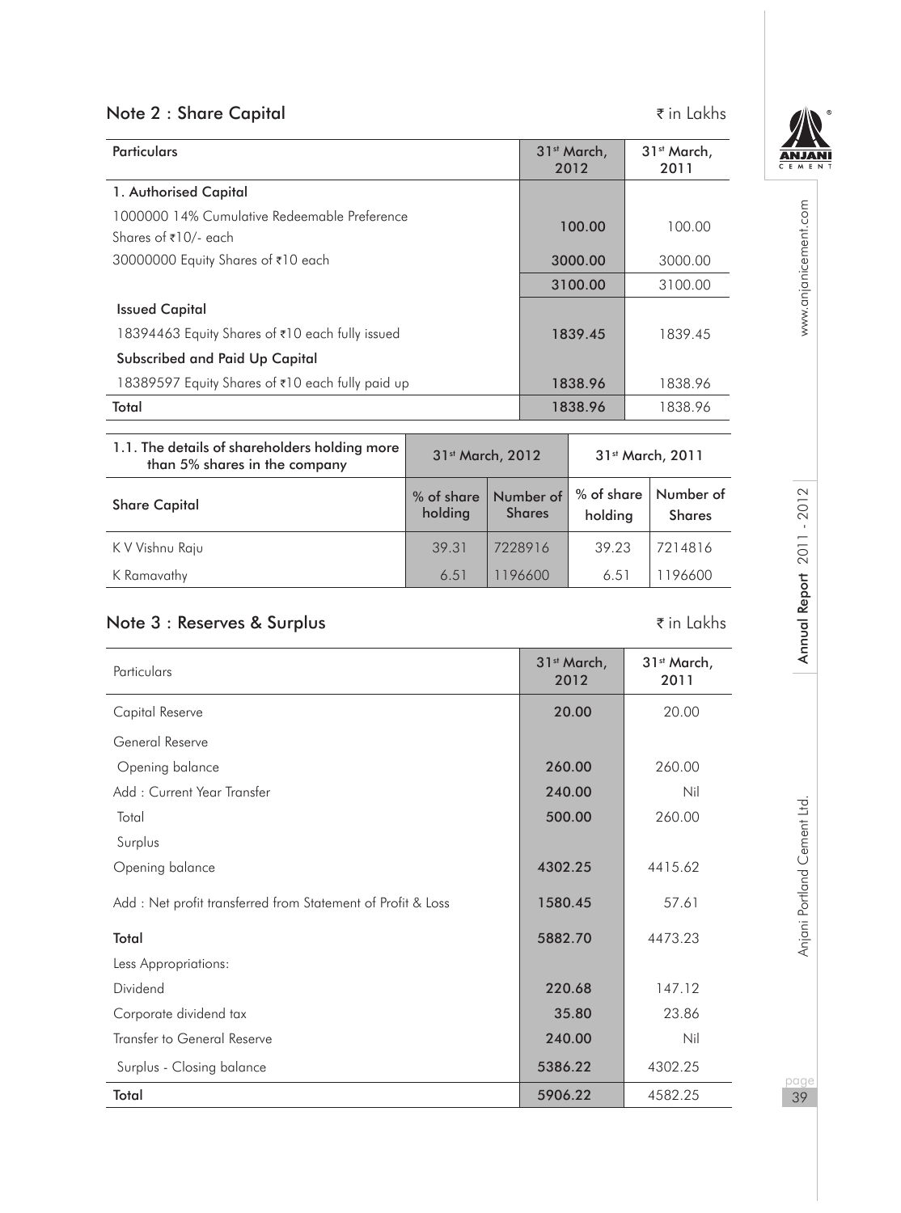## Note 2 : Share Capital

₹ in Lakhs

| Particulars | 31st March, 2012 | 31st March, 2011 |
|---|---|---|
| **1. Authorised Capital** | | |
| 1000000 14% Cumulative Redeemable Preference Shares of ₹10/- each | 100.00 | 100.00 |
| 30000000 Equity Shares of ₹10 each | 3000.00 | 3000.00 |
| | 3100.00 | 3100.00 |
| **Issued Capital** | | |
| 18394463 Equity Shares of ₹10 each fully issued | 1839.45 | 1839.45 |
| **Subscribed and Paid Up Capital** | | |
| 18389597 Equity Shares of ₹10 each fully paid up | 1838.96 | 1838.96 |
| **Total** | 1838.96 | 1838.96 |

| 1.1. The details of shareholders holding more than 5% shares in the company | 31st March, 2012 | | 31st March, 2011 | |
|---|---|---|---|---|
| **Share Capital** | % of share holding | Number of Shares | % of share holding | Number of Shares |
| K V Vishnu Raju | 39.31 | 7228916 | 39.23 | 7214816 |
| K Ramavathy | 6.51 | 1196600 | 6.51 | 1196600 |

## Note 3 : Reserves & Surplus

₹ in Lakhs

| Particulars | 31st March, 2012 | 31st March, 2011 |
|---|---|---|
| Capital Reserve | 20.00 | 20.00 |
| General Reserve | | |
| Opening balance | 260.00 | 260.00 |
| Add : Current Year Transfer | 240.00 | Nil |
| Total | 500.00 | 260.00 |
| Surplus | | |
| Opening balance | 4302.25 | 4415.62 |
| Add : Net profit transferred from Statement of Profit & Loss | 1580.45 | 57.61 |
| **Total** | 5882.70 | 4473.23 |
| Less Appropriations: | | |
| Dividend | 220.68 | 147.12 |
| Corporate dividend tax | 35.80 | 23.86 |
| Transfer to General Reserve | 240.00 | Nil |
| Surplus - Closing balance | 5386.22 | 4302.25 |
| **Total** | 5906.22 | 4582.25 |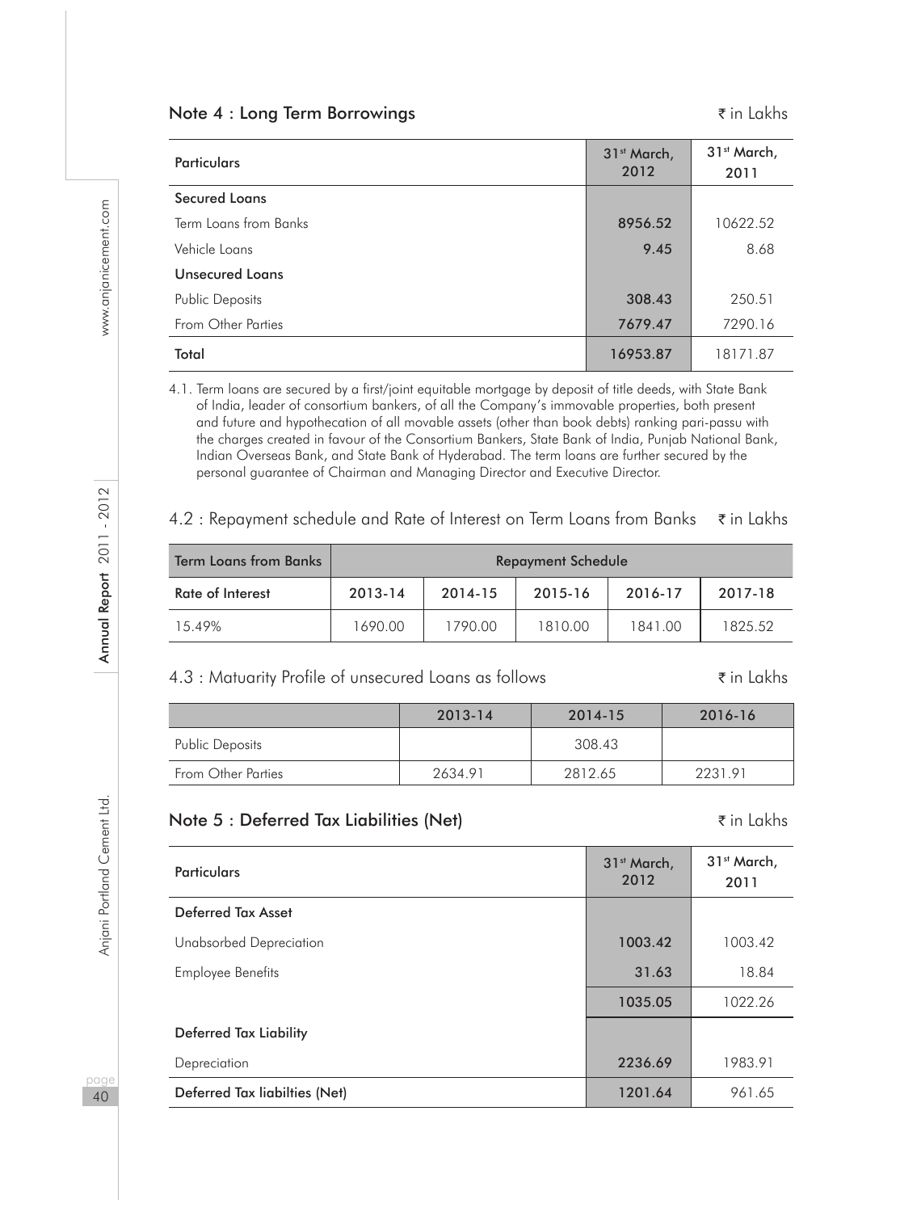## Note 4 : Long Term Borrowings

₹ in Lakhs

| Particulars | 31st March, 2012 | 31st March, 2011 |
|---|---|---|
| **Secured Loans** | | |
| Term Loans from Banks | **8956.52** | 10622.52 |
| Vehicle Loans | **9.45** | 8.68 |
| **Unsecured Loans** | | |
| Public Deposits | **308.43** | 250.51 |
| From Other Parties | **7679.47** | 7290.16 |
| Total | **16953.87** | 18171.87 |

4.1. Term loans are secured by a first/joint equitable mortgage by deposit of title deeds, with State Bank of India, leader of consortium bankers, of all the Company's immovable properties, both present and future and hypothecation of all movable assets (other than book debts) ranking pari-passu with the charges created in favour of the Consortium Bankers, State Bank of India, Punjab National Bank, Indian Overseas Bank, and State Bank of Hyderabad. The term loans are further secured by the personal guarantee of Chairman and Managing Director and Executive Director.

### 4.2 : Repayment schedule and Rate of Interest on Term Loans from Banks

₹ in Lakhs

| Term Loans from Banks | Repayment Schedule | | | | |
|---|---|---|---|---|---|
| Rate of Interest | 2013-14 | 2014-15 | 2015-16 | 2016-17 | 2017-18 |
| 15.49% | 1690.00 | 1790.00 | 1810.00 | 1841.00 | 1825.52 |

### 4.3 : Matuarity Profile of unsecured Loans as follows

₹ in Lakhs

| | 2013-14 | 2014-15 | 2016-16 |
|---|---|---|---|
| Public Deposits | | 308.43 | |
| From Other Parties | 2634.91 | 2812.65 | 2231.91 |

## Note 5 : Deferred Tax Liabilities (Net)

₹ in Lakhs

| Particulars | 31st March, 2012 | 31st March, 2011 |
|---|---|---|
| **Deferred Tax Asset** | | |
| Unabsorbed Depreciation | **1003.42** | 1003.42 |
| Employee Benefits | **31.63** | 18.84 |
| | **1035.05** | 1022.26 |
| **Deferred Tax Liability** | | |
| Depreciation | **2236.69** | 1983.91 |
| Deferred Tax liabilties (Net) | **1201.64** | 961.65 |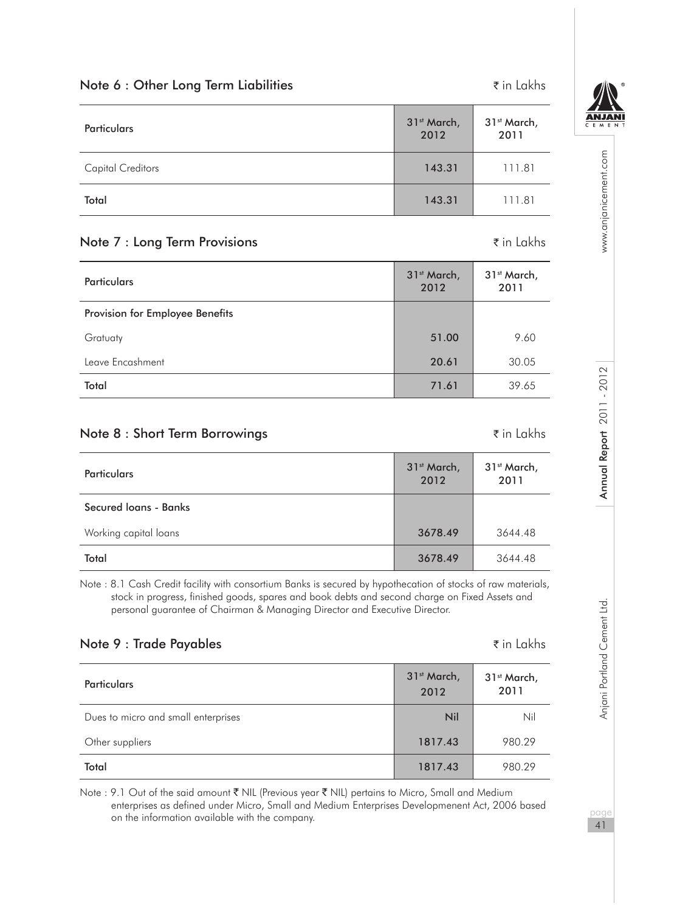## Note 6 : Other Long Term Liabilities

₹ in Lakhs

| Particulars | 31st March, 2012 | 31st March, 2011 |
|---|---|---|
| Capital Creditors | 143.31 | 111.81 |
| Total | 143.31 | 111.81 |

## Note 7 : Long Term Provisions

₹ in Lakhs

| Particulars | 31st March, 2012 | 31st March, 2011 |
|---|---|---|
| **Provision for Employee Benefits** | | |
| Gratuaty | 51.00 | 9.60 |
| Leave Encashment | 20.61 | 30.05 |
| Total | 71.61 | 39.65 |

## Note 8 : Short Term Borrowings

₹ in Lakhs

| Particulars | 31st March, 2012 | 31st March, 2011 |
|---|---|---|
| **Secured loans - Banks** | | |
| Working capital loans | 3678.49 | 3644.48 |
| Total | 3678.49 | 3644.48 |

Note : 8.1 Cash Credit facility with consortium Banks is secured by hypothecation of stocks of raw materials, stock in progress, finished goods, spares and book debts and second charge on Fixed Assets and personal guarantee of Chairman & Managing Director and Executive Director.

## Note 9 : Trade Payables

₹ in Lakhs

| Particulars | 31st March, 2012 | 31st March, 2011 |
|---|---|---|
| Dues to micro and small enterprises | Nil | Nil |
| Other suppliers | 1817.43 | 980.29 |
| Total | 1817.43 | 980.29 |

Note : 9.1 Out of the said amount ₹ NIL (Previous year ₹ NIL) pertains to Micro, Small and Medium enterprises as defined under Micro, Small and Medium Enterprises Developmenent Act, 2006 based on the information available with the company.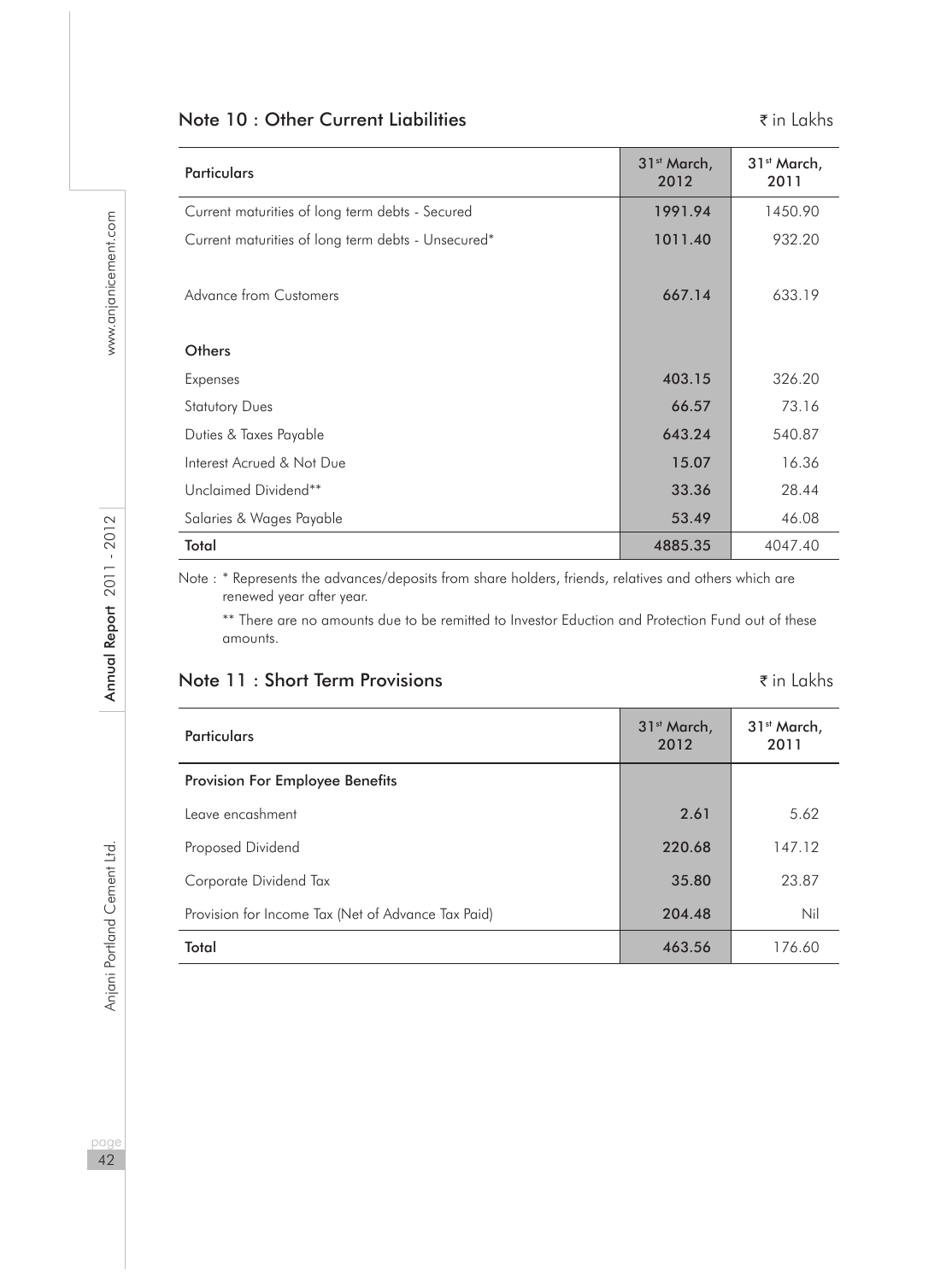## Note 10 : Other Current Liabilities

₹ in Lakhs

| Particulars | 31st March, 2012 | 31st March, 2011 |
|---|---|---|
| Current maturities of long term debts - Secured | **1991.94** | 1450.90 |
| Current maturities of long term debts - Unsecured* | **1011.40** | 932.20 |
| Advance from Customers | **667.14** | 633.19 |
| **Others** | | |
| Expenses | **403.15** | 326.20 |
| Statutory Dues | **66.57** | 73.16 |
| Duties & Taxes Payable | **643.24** | 540.87 |
| Interest Acrued & Not Due | **15.07** | 16.36 |
| Unclaimed Dividend** | **33.36** | 28.44 |
| Salaries & Wages Payable | **53.49** | 46.08 |
| **Total** | **4885.35** | 4047.40 |

Note : * Represents the advances/deposits from share holders, friends, relatives and others which are renewed year after year.

** There are no amounts due to be remitted to Investor Eduction and Protection Fund out of these amounts.

## Note 11 : Short Term Provisions

₹ in Lakhs

| Particulars | 31st March, 2012 | 31st March, 2011 |
|---|---|---|
| **Provision For Employee Benefits** | | |
| Leave encashment | **2.61** | 5.62 |
| Proposed Dividend | **220.68** | 147.12 |
| Corporate Dividend Tax | **35.80** | 23.87 |
| Provision for Income Tax (Net of Advance Tax Paid) | **204.48** | Nil |
| **Total** | **463.56** | 176.60 |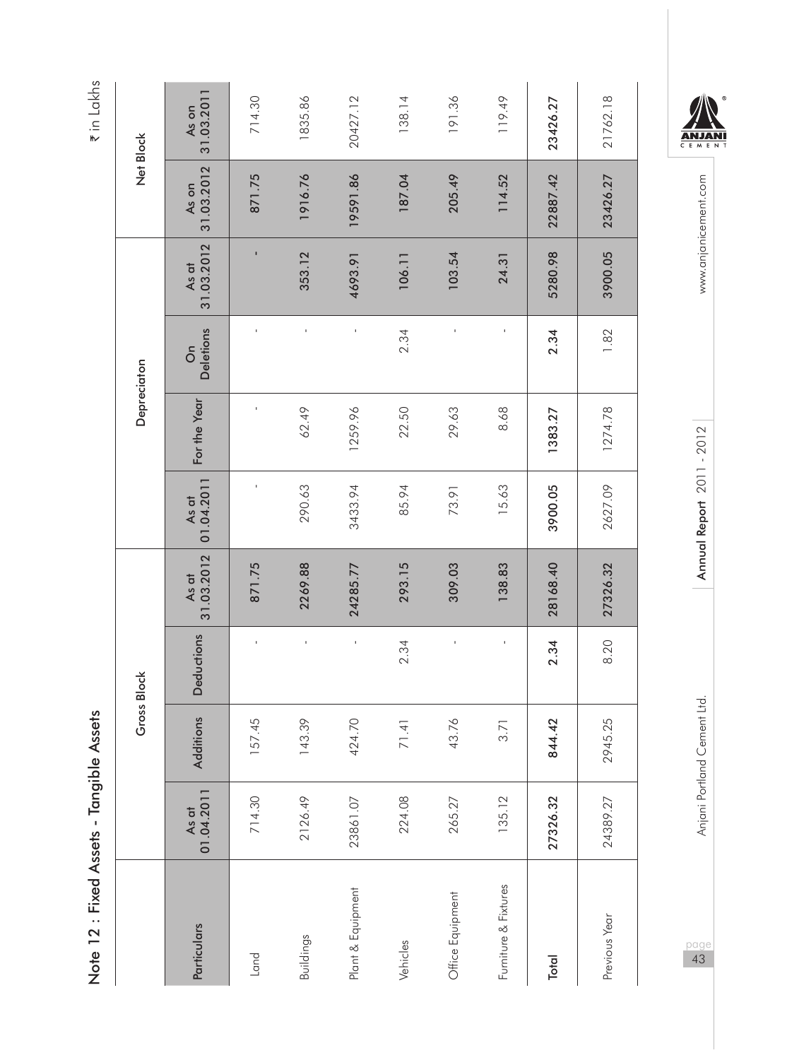## Note 12 : Fixed Assets - Tangible Assets

₹ in Lakhs

| Particulars | Gross Block | | | | Depreciaton | | | | Net Block | |
|---|---|---|---|---|---|---|---|---|---|---|
| | As at 01.04.2011 | Additions | Deductions | As at 31.03.2012 | As at 01.04.2011 | For the Year | On Deletions | As at 31.03.2012 | As on 31.03.2012 | As on 31.03.2011 |
| Land | 714.30 | 157.45 | - | 871.75 | - | - | - | - | 871.75 | 714.30 |
| Buildings | 2126.49 | 143.39 | - | 2269.88 | 290.63 | 62.49 | - | 353.12 | 1916.76 | 1835.86 |
| Plant & Equipment | 23861.07 | 424.70 | - | 24285.77 | 3433.94 | 1259.96 | - | 4693.91 | 19591.86 | 20427.12 |
| Vehicles | 224.08 | 71.41 | 2.34 | 293.15 | 85.94 | 22.50 | 2.34 | 106.11 | 187.04 | 138.14 |
| Office Equipment | 265.27 | 43.76 | - | 309.03 | 73.91 | 29.63 | - | 103.54 | 205.49 | 191.36 |
| Furniture & Fixtures | 135.12 | 3.71 | - | 138.83 | 15.63 | 8.68 | - | 24.31 | 114.52 | 119.49 |
| **Total** | **27326.32** | **844.42** | **2.34** | **28168.40** | **3900.05** | **1383.27** | **2.34** | **5280.98** | **22887.42** | **23426.27** |
| Previous Year | 24389.27 | 2945.25 | 8.20 | 27326.32 | 2627.09 | 1274.78 | 1.82 | 3900.05 | 23426.27 | 21762.18 |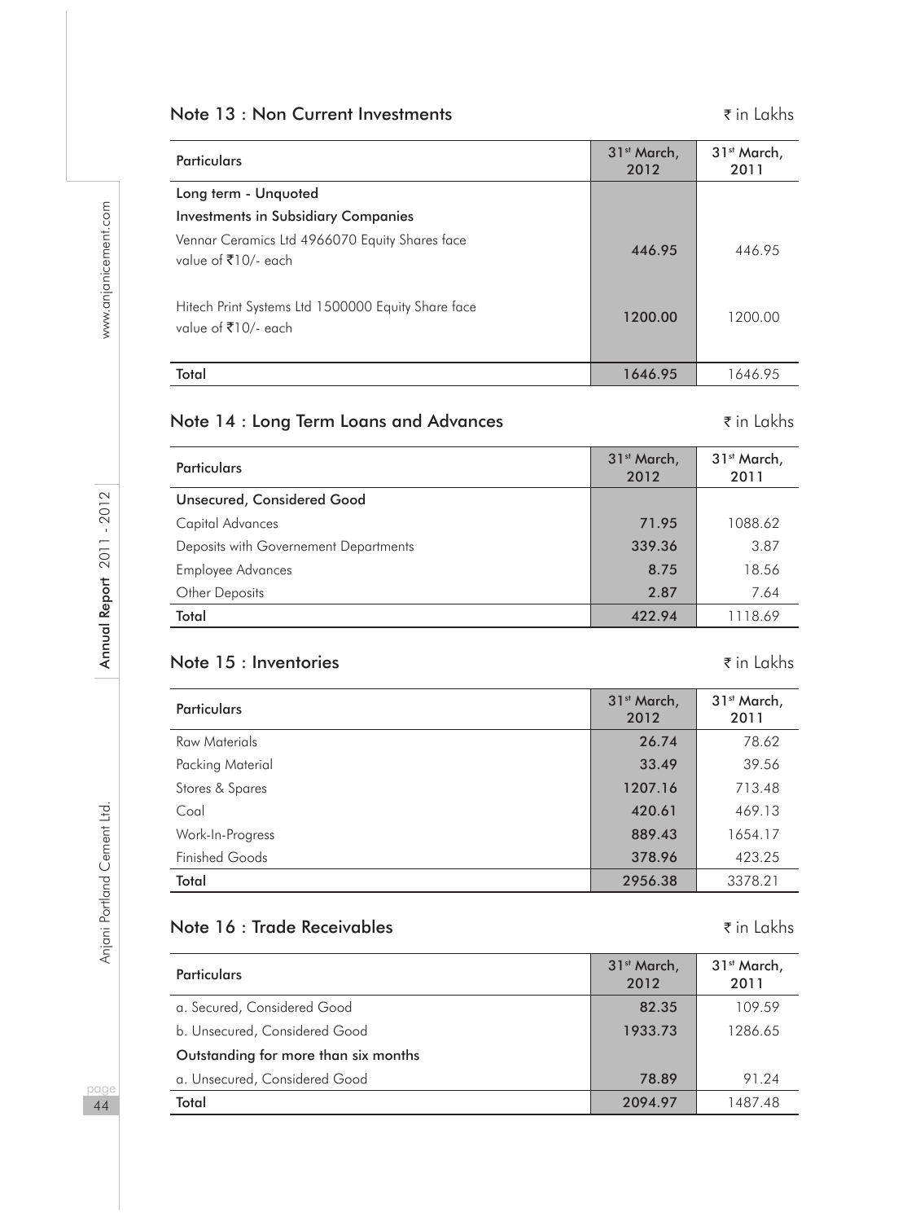## Note 13 : Non Current Investments

₹ in Lakhs

| Particulars | 31st March, 2012 | 31st March, 2011 |
|---|---|---|
| **Long term - Unquoted** | | |
| **Investments in Subsidiary Companies** | | |
| Vennar Ceramics Ltd 4966070 Equity Shares face value of ₹10/- each | **446.95** | 446.95 |
| Hitech Print Systems Ltd 1500000 Equity Share face value of ₹10/- each | **1200.00** | 1200.00 |
| **Total** | **1646.95** | 1646.95 |

## Note 14 : Long Term Loans and Advances

₹ in Lakhs

| Particulars | 31st March, 2012 | 31st March, 2011 |
|---|---|---|
| **Unsecured, Considered Good** | | |
| Capital Advances | **71.95** | 1088.62 |
| Deposits with Governement Departments | **339.36** | 3.87 |
| Employee Advances | **8.75** | 18.56 |
| Other Deposits | **2.87** | 7.64 |
| **Total** | **422.94** | 1118.69 |

## Note 15 : Inventories

₹ in Lakhs

| Particulars | 31st March, 2012 | 31st March, 2011 |
|---|---|---|
| Raw Materials | **26.74** | 78.62 |
| Packing Material | **33.49** | 39.56 |
| Stores & Spares | **1207.16** | 713.48 |
| Coal | **420.61** | 469.13 |
| Work-In-Progress | **889.43** | 1654.17 |
| Finished Goods | **378.96** | 423.25 |
| **Total** | **2956.38** | 3378.21 |

## Note 16 : Trade Receivables

₹ in Lakhs

| Particulars | 31st March, 2012 | 31st March, 2011 |
|---|---|---|
| a. Secured, Considered Good | **82.35** | 109.59 |
| b. Unsecured, Considered Good | **1933.73** | 1286.65 |
| **Outstanding for more than six months** | | |
| a. Unsecured, Considered Good | **78.89** | 91.24 |
| **Total** | **2094.97** | 1487.48 |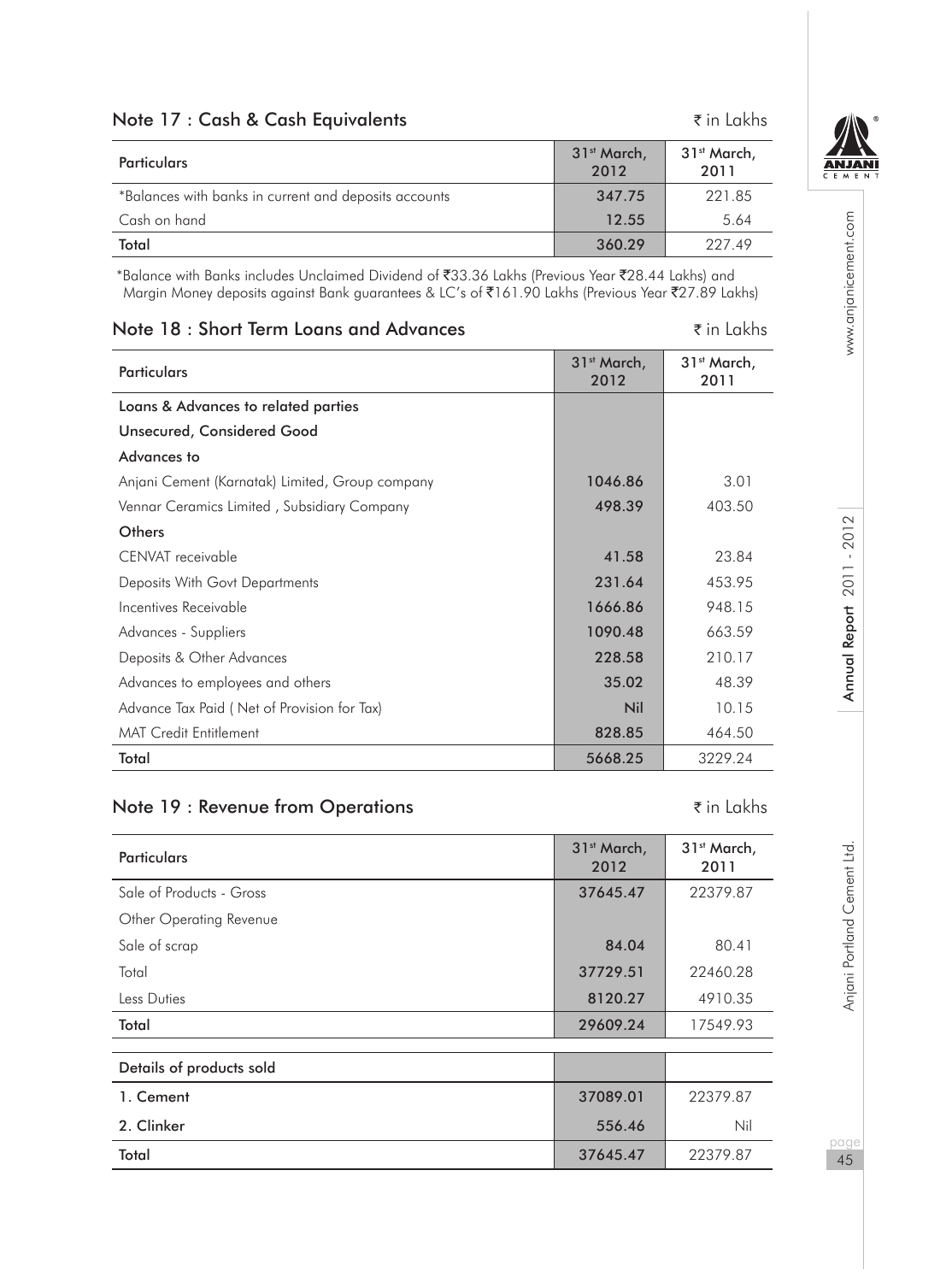## Note 17 : Cash & Cash Equivalents

₹ in Lakhs

| Particulars | 31st March, 2012 | 31st March, 2011 |
|---|---|---|
| *Balances with banks in current and deposits accounts | 347.75 | 221.85 |
| Cash on hand | 12.55 | 5.64 |
| **Total** | **360.29** | 227.49 |

*Balance with Banks includes Unclaimed Dividend of ₹33.36 Lakhs (Previous Year ₹28.44 Lakhs) and Margin Money deposits against Bank guarantees & LC's of ₹161.90 Lakhs (Previous Year ₹27.89 Lakhs)

## Note 18 : Short Term Loans and Advances

₹ in Lakhs

| Particulars | 31st March, 2012 | 31st March, 2011 |
|---|---|---|
| **Loans & Advances to related parties** | | |
| **Unsecured, Considered Good** | | |
| **Advances to** | | |
| Anjani Cement (Karnatak) Limited, Group company | **1046.86** | 3.01 |
| Vennar Ceramics Limited , Subsidiary Company | **498.39** | 403.50 |
| **Others** | | |
| CENVAT receivable | **41.58** | 23.84 |
| Deposits With Govt Departments | **231.64** | 453.95 |
| Incentives Receivable | **1666.86** | 948.15 |
| Advances - Suppliers | **1090.48** | 663.59 |
| Deposits & Other Advances | **228.58** | 210.17 |
| Advances to employees and others | **35.02** | 48.39 |
| Advance Tax Paid ( Net of Provision for Tax) | **Nil** | 10.15 |
| MAT Credit Entitlement | **828.85** | 464.50 |
| **Total** | **5668.25** | 3229.24 |

## Note 19 : Revenue from Operations

₹ in Lakhs

| Particulars | 31st March, 2012 | 31st March, 2011 |
|---|---|---|
| Sale of Products - Gross | **37645.47** | 22379.87 |
| Other Operating Revenue | | |
| Sale of scrap | **84.04** | 80.41 |
| Total | **37729.51** | 22460.28 |
| Less Duties | **8120.27** | 4910.35 |
| **Total** | **29609.24** | 17549.93 |

| Details of products sold | | |
|---|---|---|
| 1. Cement | **37089.01** | 22379.87 |
| 2. Clinker | **556.46** | Nil |
| **Total** | **37645.47** | 22379.87 |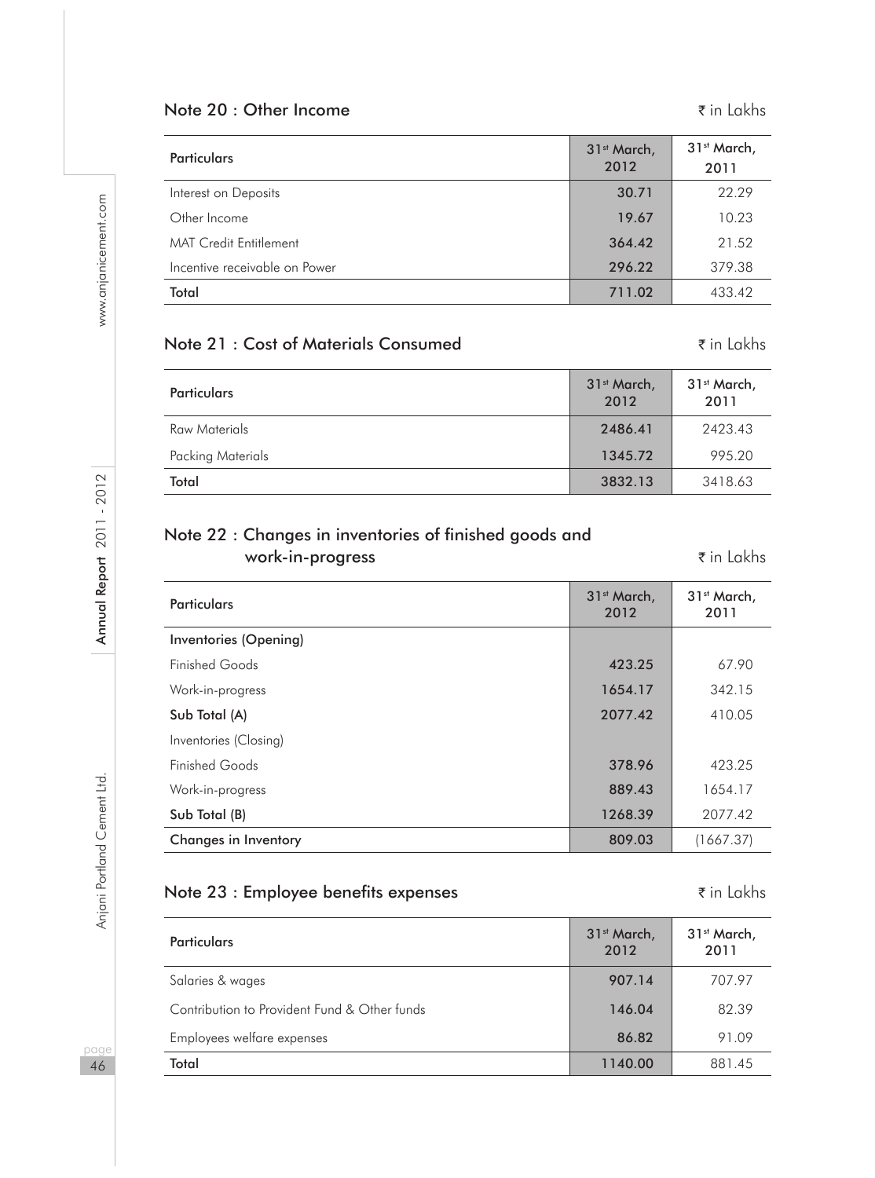## Note 20 : Other Income

₹ in Lakhs

| Particulars | 31st March, 2012 | 31st March, 2011 |
|---|---|---|
| Interest on Deposits | 30.71 | 22.29 |
| Other Income | 19.67 | 10.23 |
| MAT Credit Entitlement | 364.42 | 21.52 |
| Incentive receivable on Power | 296.22 | 379.38 |
| **Total** | **711.02** | 433.42 |

## Note 21 : Cost of Materials Consumed

₹ in Lakhs

| Particulars | 31st March, 2012 | 31st March, 2011 |
|---|---|---|
| Raw Materials | 2486.41 | 2423.43 |
| Packing Materials | 1345.72 | 995.20 |
| **Total** | **3832.13** | 3418.63 |

## Note 22 : Changes in inventories of finished goods and work-in-progress

₹ in Lakhs

| Particulars | 31st March, 2012 | 31st March, 2011 |
|---|---|---|
| **Inventories (Opening)** | | |
| Finished Goods | 423.25 | 67.90 |
| Work-in-progress | 1654.17 | 342.15 |
| **Sub Total (A)** | **2077.42** | 410.05 |
| Inventories (Closing) | | |
| Finished Goods | 378.96 | 423.25 |
| Work-in-progress | 889.43 | 1654.17 |
| **Sub Total (B)** | **1268.39** | 2077.42 |
| **Changes in Inventory** | **809.03** | (1667.37) |

## Note 23 : Employee benefits expenses

₹ in Lakhs

| Particulars | 31st March, 2012 | 31st March, 2011 |
|---|---|---|
| Salaries & wages | 907.14 | 707.97 |
| Contribution to Provident Fund & Other funds | 146.04 | 82.39 |
| Employees welfare expenses | 86.82 | 91.09 |
| **Total** | **1140.00** | 881.45 |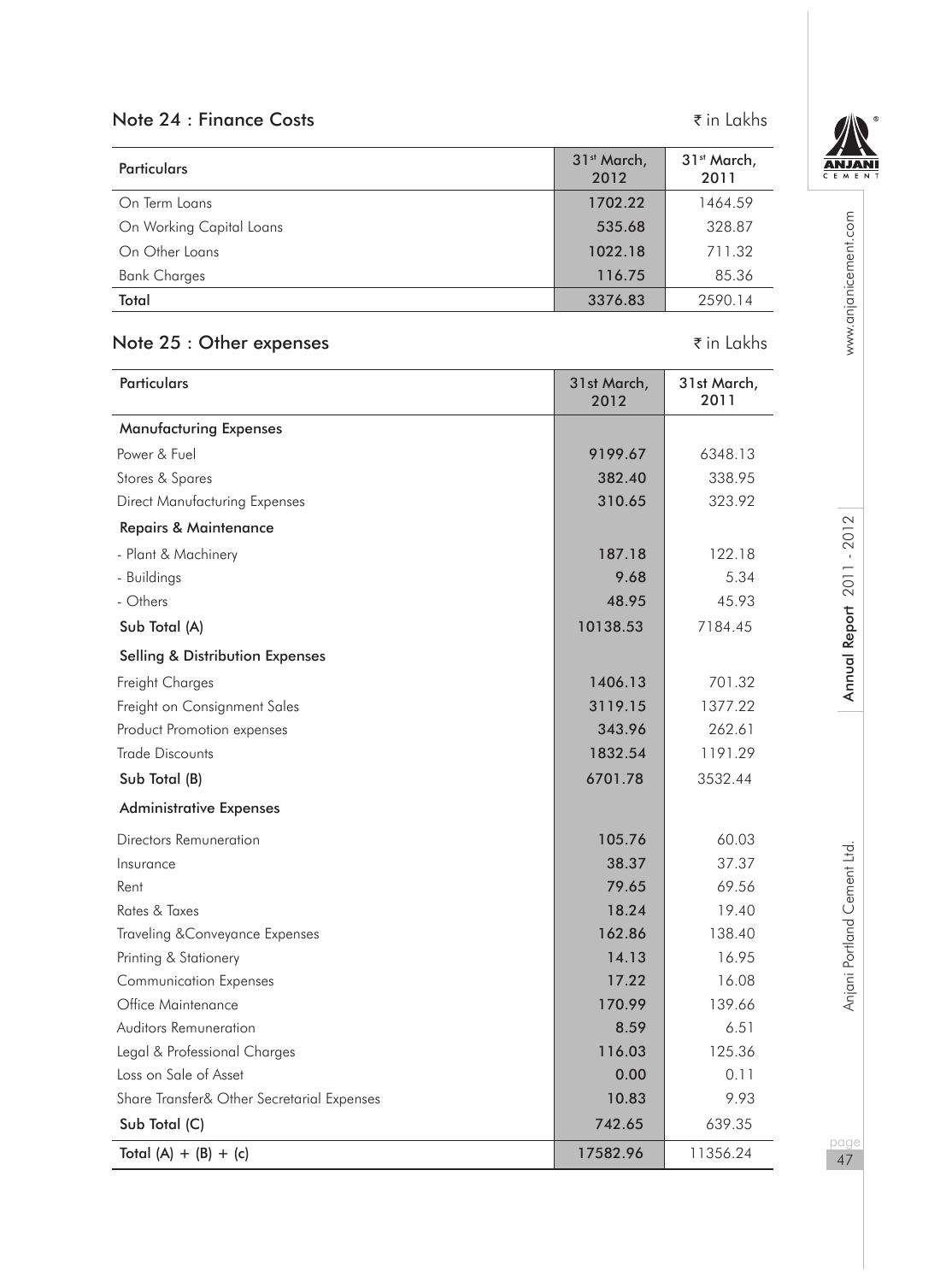## Note 24 : Finance Costs

₹ in Lakhs

| Particulars | 31st March, 2012 | 31st March, 2011 |
|---|---|---|
| On Term Loans | 1702.22 | 1464.59 |
| On Working Capital Loans | 535.68 | 328.87 |
| On Other Loans | 1022.18 | 711.32 |
| Bank Charges | 116.75 | 85.36 |
| Total | 3376.83 | 2590.14 |

## Note 25 : Other expenses

₹ in Lakhs

| Particulars | 31st March, 2012 | 31st March, 2011 |
|---|---|---|
| **Manufacturing Expenses** | | |
| Power & Fuel | 9199.67 | 6348.13 |
| Stores & Spares | 382.40 | 338.95 |
| Direct Manufacturing Expenses | 310.65 | 323.92 |
| **Repairs & Maintenance** | | |
| - Plant & Machinery | 187.18 | 122.18 |
| - Buildings | 9.68 | 5.34 |
| - Others | 48.95 | 45.93 |
| Sub Total (A) | 10138.53 | 7184.45 |
| **Selling & Distribution Expenses** | | |
| Freight Charges | 1406.13 | 701.32 |
| Freight on Consignment Sales | 3119.15 | 1377.22 |
| Product Promotion expenses | 343.96 | 262.61 |
| Trade Discounts | 1832.54 | 1191.29 |
| Sub Total (B) | 6701.78 | 3532.44 |
| **Administrative Expenses** | | |
| Directors Remuneration | 105.76 | 60.03 |
| Insurance | 38.37 | 37.37 |
| Rent | 79.65 | 69.56 |
| Rates & Taxes | 18.24 | 19.40 |
| Traveling &Conveyance Expenses | 162.86 | 138.40 |
| Printing & Stationery | 14.13 | 16.95 |
| Communication Expenses | 17.22 | 16.08 |
| Office Maintenance | 170.99 | 139.66 |
| Auditors Remuneration | 8.59 | 6.51 |
| Legal & Professional Charges | 116.03 | 125.36 |
| Loss on Sale of Asset | 0.00 | 0.11 |
| Share Transfer& Other Secretarial Expenses | 10.83 | 9.93 |
| Sub Total (C) | 742.65 | 639.35 |
| Total (A) + (B) + (c) | 17582.96 | 11356.24 |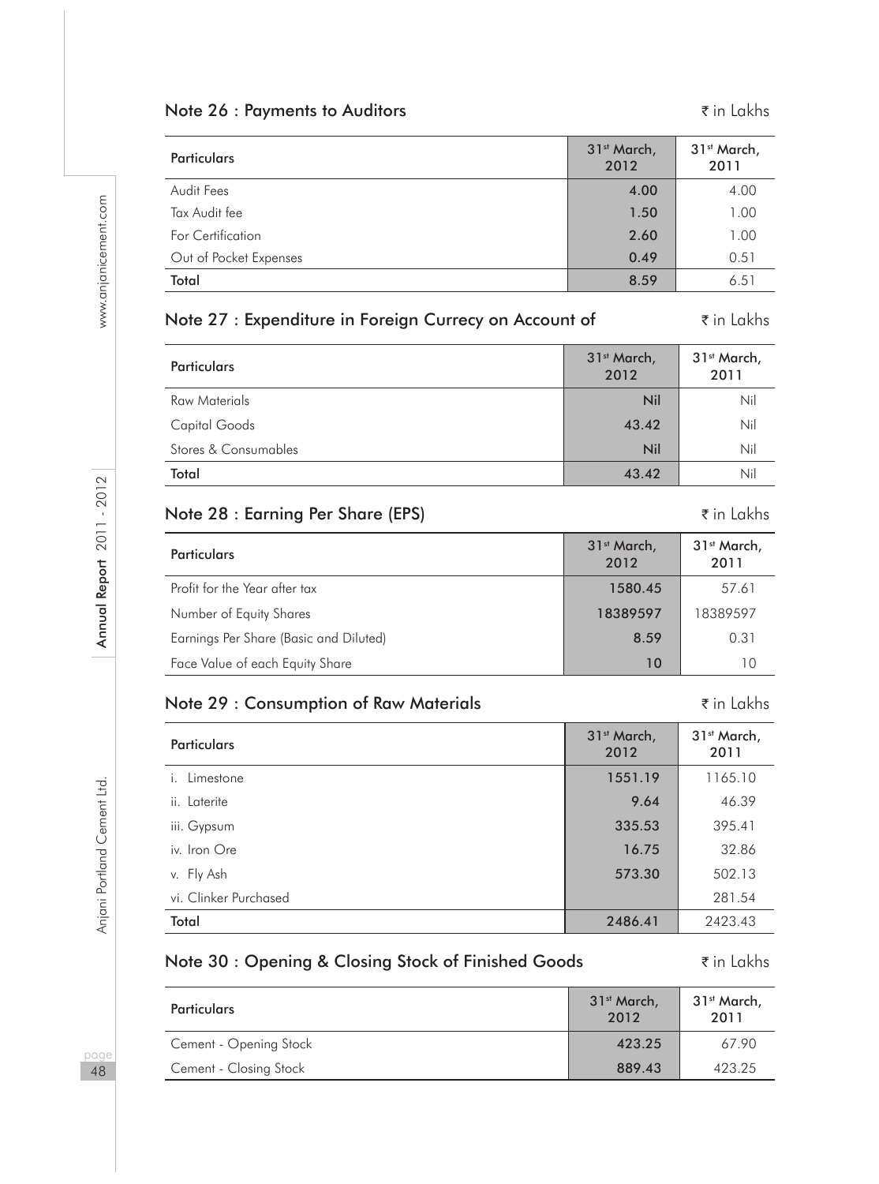## Note 26 : Payments to Auditors

₹ in Lakhs

| Particulars | 31st March, 2012 | 31st March, 2011 |
|---|---|---|
| Audit Fees | 4.00 | 4.00 |
| Tax Audit fee | 1.50 | 1.00 |
| For Certification | 2.60 | 1.00 |
| Out of Pocket Expenses | 0.49 | 0.51 |
| **Total** | **8.59** | 6.51 |

## Note 27 : Expenditure in Foreign Currecy on Account of

₹ in Lakhs

| Particulars | 31st March, 2012 | 31st March, 2011 |
|---|---|---|
| Raw Materials | Nil | Nil |
| Capital Goods | 43.42 | Nil |
| Stores & Consumables | Nil | Nil |
| **Total** | **43.42** | Nil |

## Note 28 : Earning Per Share (EPS)

₹ in Lakhs

| Particulars | 31st March, 2012 | 31st March, 2011 |
|---|---|---|
| Profit for the Year after tax | 1580.45 | 57.61 |
| Number of Equity Shares | 18389597 | 18389597 |
| Earnings Per Share (Basic and Diluted) | 8.59 | 0.31 |
| Face Value of each Equity Share | 10 | 10 |

## Note 29 : Consumption of Raw Materials

₹ in Lakhs

| Particulars | 31st March, 2012 | 31st March, 2011 |
|---|---|---|
| i. Limestone | 1551.19 | 1165.10 |
| ii. Laterite | 9.64 | 46.39 |
| iii. Gypsum | 335.53 | 395.41 |
| iv. Iron Ore | 16.75 | 32.86 |
| v. Fly Ash | 573.30 | 502.13 |
| vi. Clinker Purchased | | 281.54 |
| **Total** | **2486.41** | 2423.43 |

## Note 30 : Opening & Closing Stock of Finished Goods

₹ in Lakhs

| Particulars | 31st March, 2012 | 31st March, 2011 |
|---|---|---|
| Cement - Opening Stock | 423.25 | 67.90 |
| Cement - Closing Stock | 889.43 | 423.25 |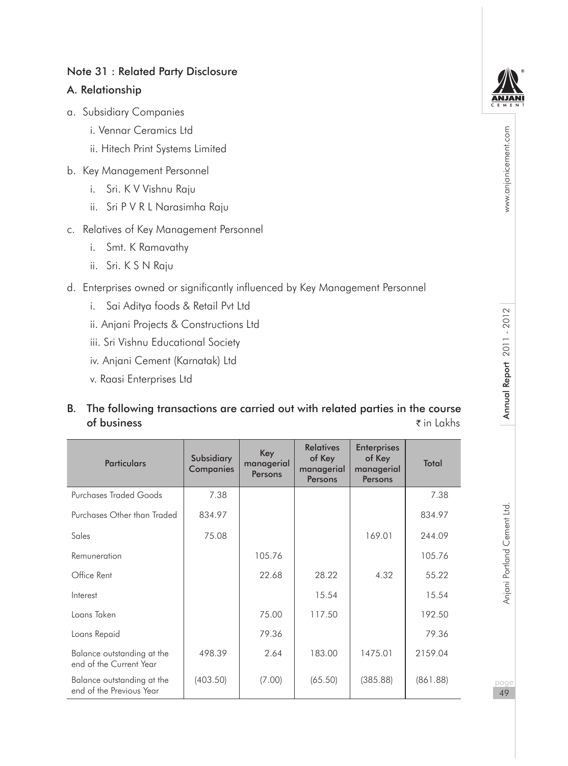## Note 31 : Related Party Disclosure

### A. Relationship

a. Subsidiary Companies
   - i. Vennar Ceramics Ltd
   - ii. Hitech Print Systems Limited

b. Key Management Personnel
   - i. Sri. K V Vishnu Raju
   - ii. Sri P V R L Narasimha Raju

c. Relatives of Key Management Personnel
   - i. Smt. K Ramavathy
   - ii. Sri. K S N Raju

d. Enterprises owned or significantly influenced by Key Management Personnel
   - i. Sai Aditya foods & Retail Pvt Ltd
   - ii. Anjani Projects & Constructions Ltd
   - iii. Sri Vishnu Educational Society
   - iv. Anjani Cement (Karnatak) Ltd
   - v. Raasi Enterprises Ltd

### B. The following transactions are carried out with related parties in the course of business

₹ in Lakhs

| Particulars | Subsidiary Companies | Key managerial Persons | Relatives of Key managerial Persons | Enterprises of Key managerial Persons | Total |
|---|---|---|---|---|---|
| Purchases Traded Goods | 7.38 | | | | 7.38 |
| Purchases Other than Traded | 834.97 | | | | 834.97 |
| Sales | 75.08 | | | 169.01 | 244.09 |
| Remuneration | | 105.76 | | | 105.76 |
| Office Rent | | 22.68 | 28.22 | 4.32 | 55.22 |
| Interest | | | 15.54 | | 15.54 |
| Loans Taken | | 75.00 | 117.50 | | 192.50 |
| Loans Repaid | | 79.36 | | | 79.36 |
| Balance outstanding at the end of the Current Year | 498.39 | 2.64 | 183.00 | 1475.01 | 2159.04 |
| Balance outstanding at the end of the Previous Year | (403.50) | (7.00) | (65.50) | (385.88) | (861.88) |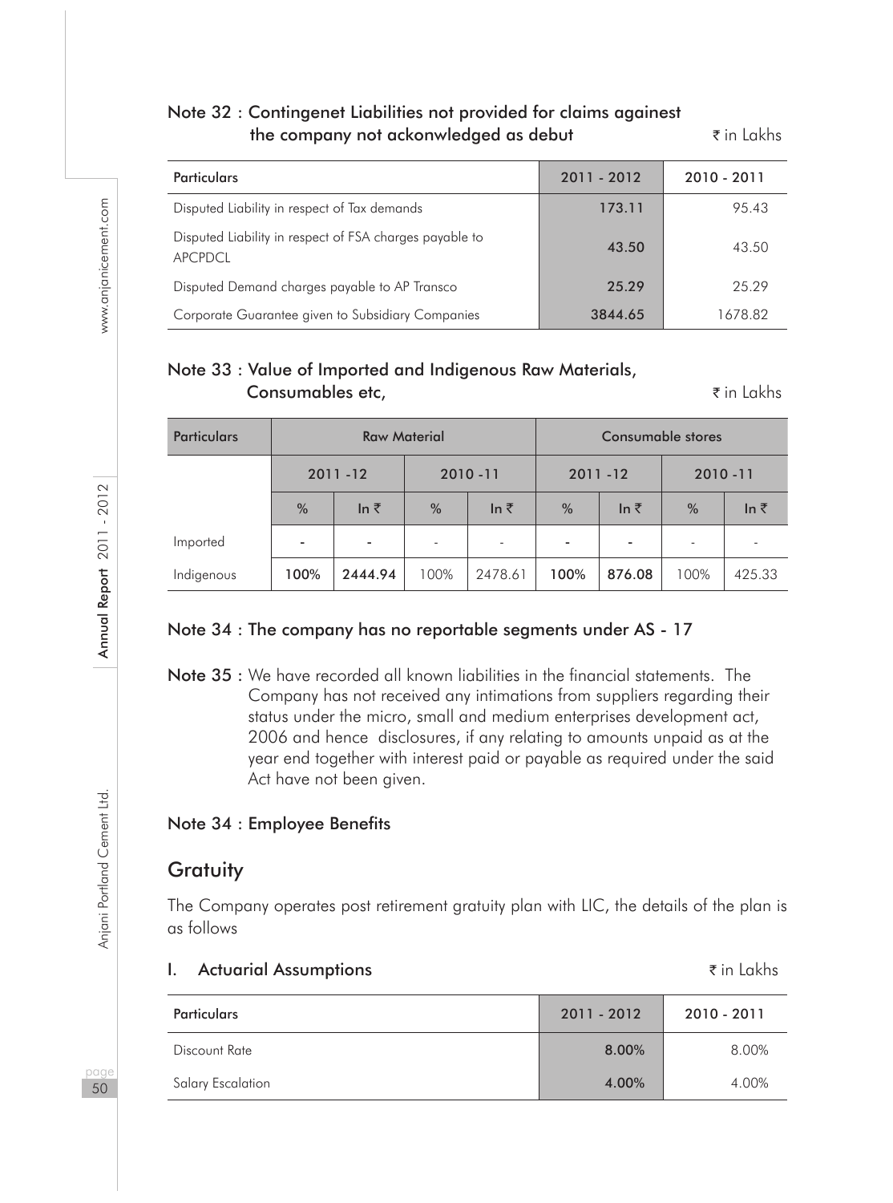## Note 32 : Contingenet Liabilities not provided for claims againest the company not ackonwledged as debut

₹ in Lakhs

| Particulars | 2011 - 2012 | 2010 - 2011 |
|---|---|---|
| Disputed Liability in respect of Tax demands | 173.11 | 95.43 |
| Disputed Liability in respect of FSA charges payable to APCPDCL | 43.50 | 43.50 |
| Disputed Demand charges payable to AP Transco | 25.29 | 25.29 |
| Corporate Guarantee given to Subsidiary Companies | 3844.65 | 1678.82 |

## Note 33 : Value of Imported and Indigenous Raw Materials, Consumables etc,

₹ in Lakhs

| Particulars | Raw Material | | | | Consumable stores | | | |
|---|---|---|---|---|---|---|---|---|
| | 2011 -12 | | 2010 -11 | | 2011 -12 | | 2010 -11 | |
| | % | In ₹ | % | In ₹ | % | In ₹ | % | In ₹ |
| Imported | - | - | - | - | - | - | - | - |
| Indigenous | 100% | 2444.94 | 100% | 2478.61 | 100% | 876.08 | 100% | 425.33 |

## Note 34 : The company has no reportable segments under AS - 17

**Note 35 :** We have recorded all known liabilities in the financial statements. The Company has not received any intimations from suppliers regarding their status under the micro, small and medium enterprises development act, 2006 and hence disclosures, if any relating to amounts unpaid as at the year end together with interest paid or payable as required under the said Act have not been given.

## Note 34 : Employee Benefits

## Gratuity

The Company operates post retirement gratuity plan with LIC, the details of the plan is as follows

### I. Actuarial Assumptions

₹ in Lakhs

| Particulars | 2011 - 2012 | 2010 - 2011 |
|---|---|---|
| Discount Rate | 8.00% | 8.00% |
| Salary Escalation | 4.00% | 4.00% |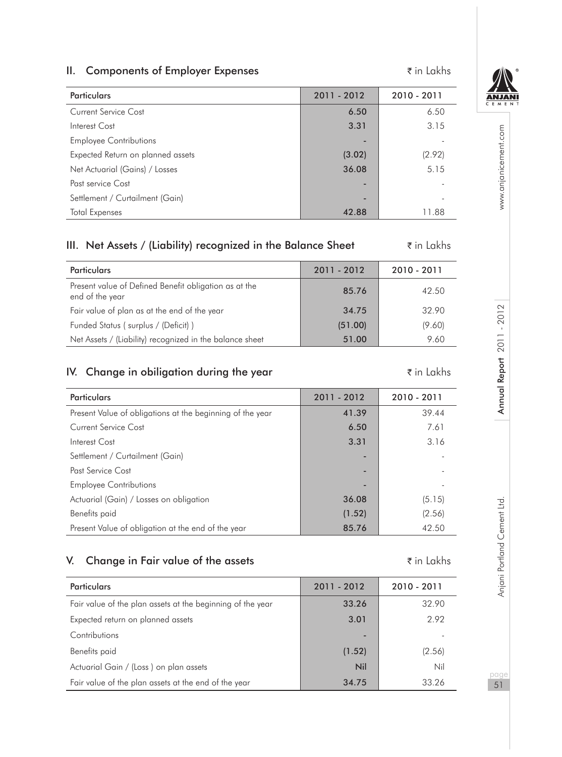## II. Components of Employer Expenses

₹ in Lakhs

| Particulars | 2011 - 2012 | 2010 - 2011 |
|---|---|---|
| Current Service Cost | 6.50 | 6.50 |
| Interest Cost | 3.31 | 3.15 |
| Employee Contributions | - | - |
| Expected Return on planned assets | (3.02) | (2.92) |
| Net Actuarial (Gains) / Losses | 36.08 | 5.15 |
| Past service Cost | - | - |
| Settlement / Curtailment (Gain) | - | - |
| Total Expenses | 42.88 | 11.88 |

## III. Net Assets / (Liability) recognized in the Balance Sheet

₹ in Lakhs

| Particulars | 2011 - 2012 | 2010 - 2011 |
|---|---|---|
| Present value of Defined Benefit obligation as at the end of the year | 85.76 | 42.50 |
| Fair value of plan as at the end of the year | 34.75 | 32.90 |
| Funded Status ( surplus / (Deficit) ) | (51.00) | (9.60) |
| Net Assets / (Liability) recognized in the balance sheet | 51.00 | 9.60 |

## IV. Change in obiligation during the year

₹ in Lakhs

| Particulars | 2011 - 2012 | 2010 - 2011 |
|---|---|---|
| Present Value of obligations at the beginning of the year | 41.39 | 39.44 |
| Current Service Cost | 6.50 | 7.61 |
| Interest Cost | 3.31 | 3.16 |
| Settlement / Curtailment (Gain) | - | - |
| Past Service Cost | - | - |
| Employee Contributions | - | - |
| Actuarial (Gain) / Losses on obligation | 36.08 | (5.15) |
| Benefits paid | (1.52) | (2.56) |
| Present Value of obligation at the end of the year | 85.76 | 42.50 |

## V. Change in Fair value of the assets

₹ in Lakhs

| Particulars | 2011 - 2012 | 2010 - 2011 |
|---|---|---|
| Fair value of the plan assets at the beginning of the year | 33.26 | 32.90 |
| Expected return on planned assets | 3.01 | 2.92 |
| Contributions | - | - |
| Benefits paid | (1.52) | (2.56) |
| Actuarial Gain / (Loss ) on plan assets | Nil | Nil |
| Fair value of the plan assets at the end of the year | 34.75 | 33.26 |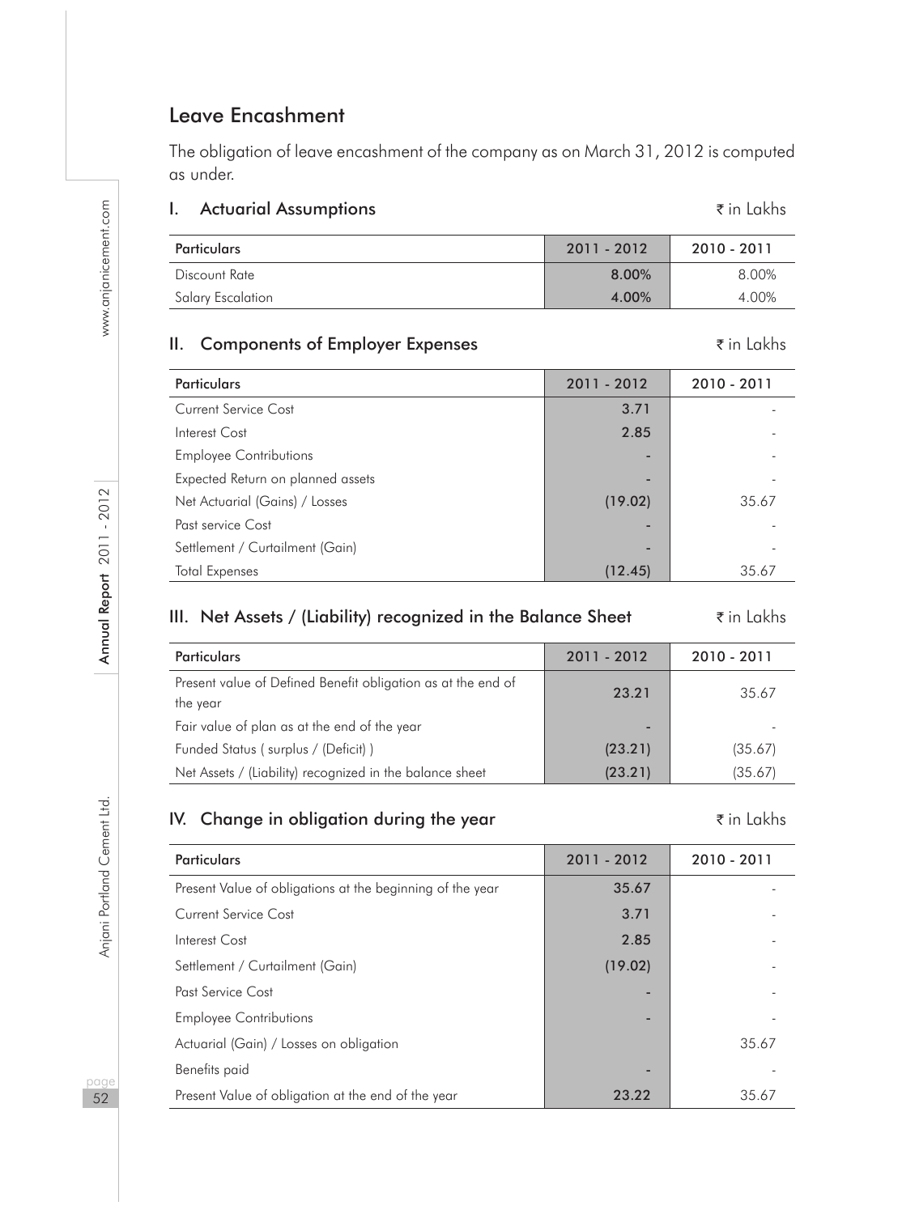## Leave Encashment

The obligation of leave encashment of the company as on March 31, 2012 is computed as under.

### I. Actuarial Assumptions

₹ in Lakhs

| Particulars | 2011 - 2012 | 2010 - 2011 |
|---|---|---|
| Discount Rate | 8.00% | 8.00% |
| Salary Escalation | 4.00% | 4.00% |

### II. Components of Employer Expenses

₹ in Lakhs

| Particulars | 2011 - 2012 | 2010 - 2011 |
|---|---|---|
| Current Service Cost | 3.71 | - |
| Interest Cost | 2.85 | - |
| Employee Contributions | - | - |
| Expected Return on planned assets | - | - |
| Net Actuarial (Gains) / Losses | (19.02) | 35.67 |
| Past service Cost | - | - |
| Settlement / Curtailment (Gain) | - | - |
| Total Expenses | (12.45) | 35.67 |

### III. Net Assets / (Liability) recognized in the Balance Sheet

₹ in Lakhs

| Particulars | 2011 - 2012 | 2010 - 2011 |
|---|---|---|
| Present value of Defined Benefit obligation as at the end of the year | 23.21 | 35.67 |
| Fair value of plan as at the end of the year | - | - |
| Funded Status ( surplus / (Deficit) ) | (23.21) | (35.67) |
| Net Assets / (Liability) recognized in the balance sheet | (23.21) | (35.67) |

### IV. Change in obligation during the year

₹ in Lakhs

| Particulars | 2011 - 2012 | 2010 - 2011 |
|---|---|---|
| Present Value of obligations at the beginning of the year | 35.67 | - |
| Current Service Cost | 3.71 | - |
| Interest Cost | 2.85 | - |
| Settlement / Curtailment (Gain) | (19.02) | - |
| Past Service Cost | - | - |
| Employee Contributions | - | - |
| Actuarial (Gain) / Losses on obligation | | 35.67 |
| Benefits paid | - | - |
| Present Value of obligation at the end of the year | 23.22 | 35.67 |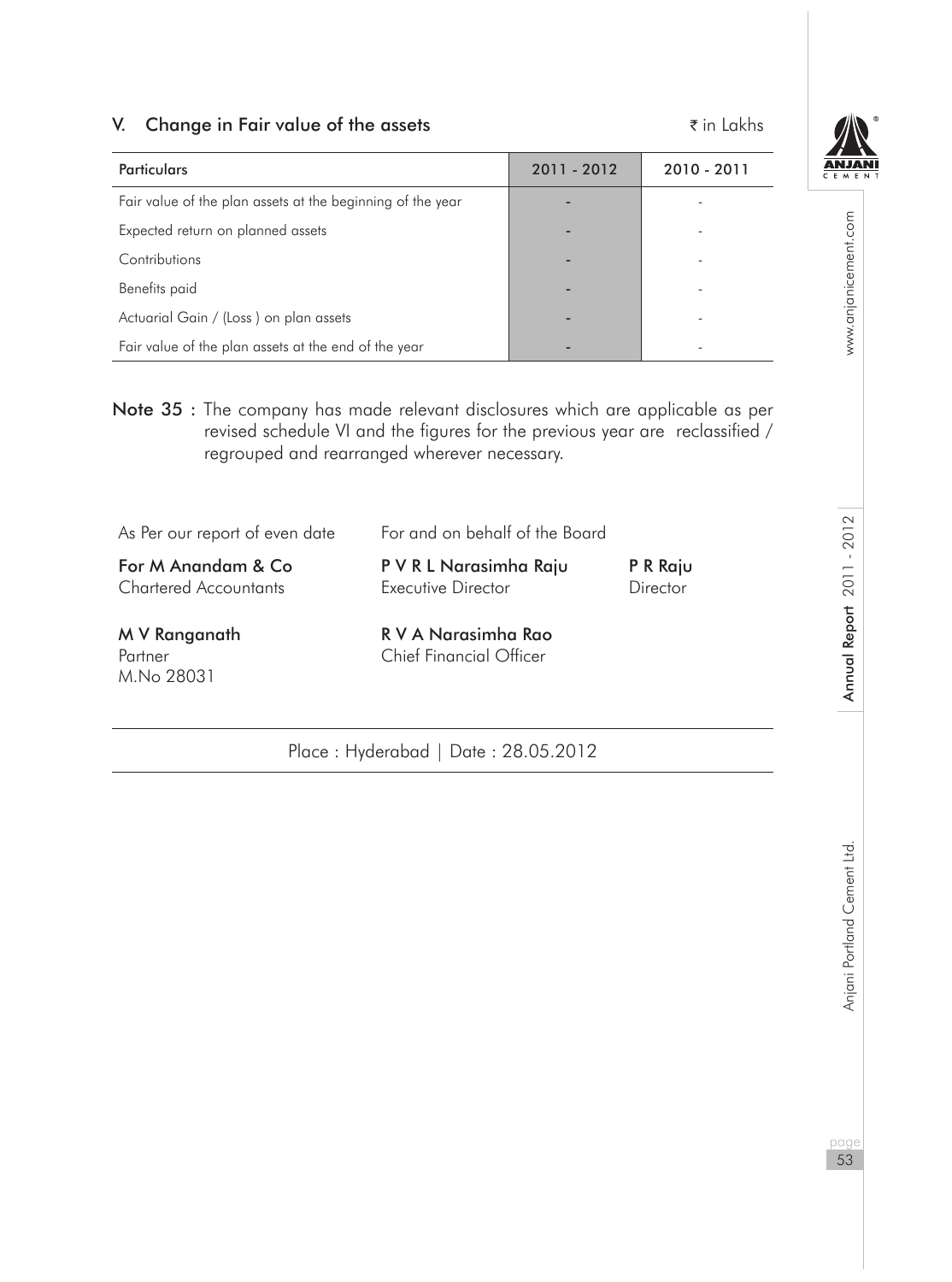### V. Change in Fair value of the assets

₹ in Lakhs

| Particulars | 2011 - 2012 | 2010 - 2011 |
|---|---|---|
| Fair value of the plan assets at the beginning of the year | - | - |
| Expected return on planned assets | - | - |
| Contributions | - | - |
| Benefits paid | - | - |
| Actuarial Gain / (Loss ) on plan assets | - | - |
| Fair value of the plan assets at the end of the year | - | - |

**Note 35 :** The company has made relevant disclosures which are applicable as per revised schedule VI and the figures for the previous year are reclassified / regrouped and rearranged wherever necessary.

As Per our report of even date

**For M Anandam & Co**
Chartered Accountants

**M V Ranganath**
Partner
M.No 28031

For and on behalf of the Board

**P V R L Narasimha Raju**
Executive Director

**P R Raju**
Director

**R V A Narasimha Rao**
Chief Financial Officer

Place : Hyderabad | Date : 28.05.2012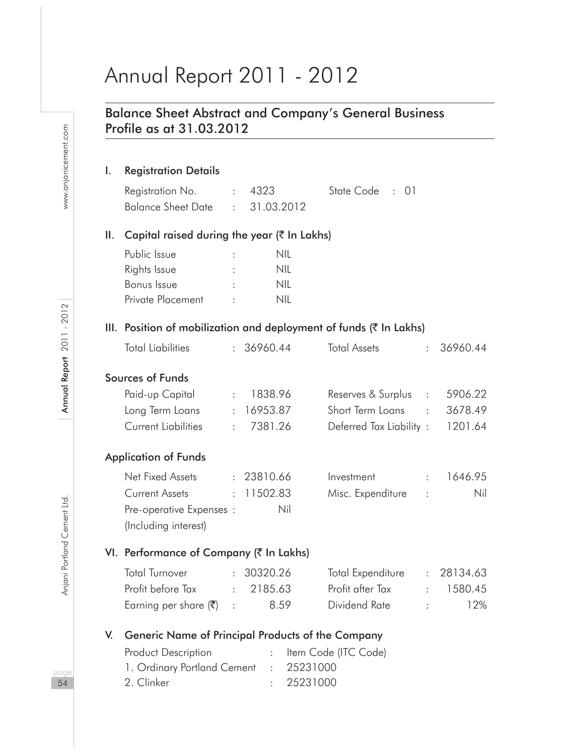# Annual Report 2011 - 2012

## Balance Sheet Abstract and Company's General Business Profile as at 31.03.2012

### I. Registration Details

| | | | |
|---|---|---|---|
| Registration No. | : 4323 | State Code | : 01 |
| Balance Sheet Date | : 31.03.2012 | | |

### II. Capital raised during the year (₹ In Lakhs)

| | |
|---|---|
| Public Issue | : NIL |
| Rights Issue | : NIL |
| Bonus Issue | : NIL |
| Private Placement | : NIL |

### III. Position of mobilization and deployment of funds (₹ In Lakhs)

| | | | |
|---|---|---|---|
| Total Liabilities | : 36960.44 | Total Assets | : 36960.44 |

**Sources of Funds**

| | | | |
|---|---|---|---|
| Paid-up Capital | : 1838.96 | Reserves & Surplus | : 5906.22 |
| Long Term Loans | : 16953.87 | Short Term Loans | : 3678.49 |
| Current Liabilities | : 7381.26 | Deferred Tax Liability | : 1201.64 |

**Application of Funds**

| | | | |
|---|---|---|---|
| Net Fixed Assets | : 23810.66 | Investment | : 1646.95 |
| Current Assets | : 11502.83 | Misc. Expenditure | : Nil |
| Pre-operative Expenses (Including interest) | : Nil | | |

### VI. Performance of Company (₹ In Lakhs)

| | | | |
|---|---|---|---|
| Total Turnover | : 30320.26 | Total Expenditure | : 28134.63 |
| Profit before Tax | : 2185.63 | Profit after Tax | : 1580.45 |
| Earning per share (₹) | : 8.59 | Dividend Rate | : 12% |

### V. Generic Name of Principal Products of the Company

| Product Description | : Item Code (ITC Code) |
|---|---|
| 1. Ordinary Portland Cement | : 25231000 |
| 2. Clinker | : 25231000 |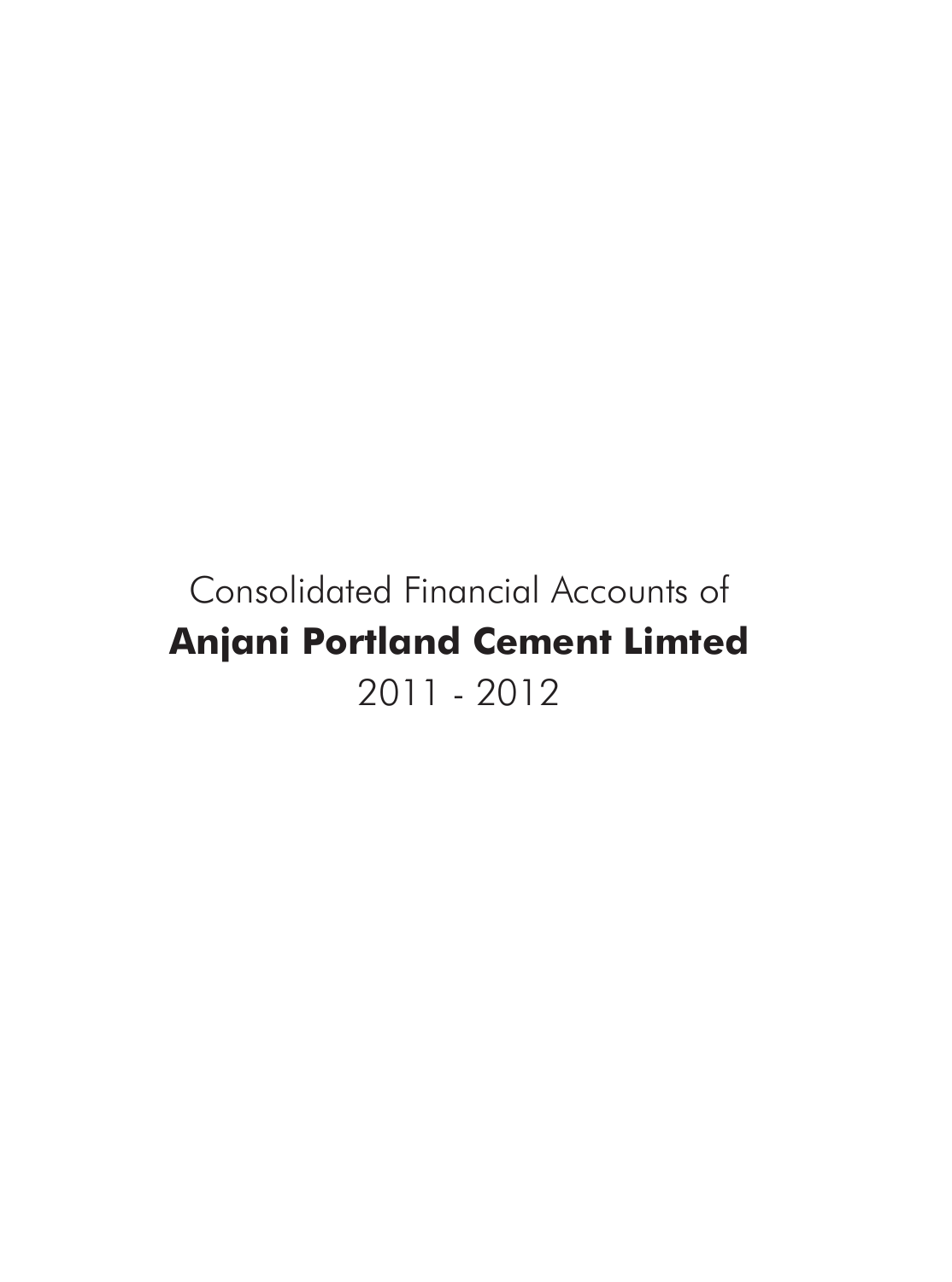Consolidated Financial Accounts of

# Anjani Portland Cement Limted

2011 - 2012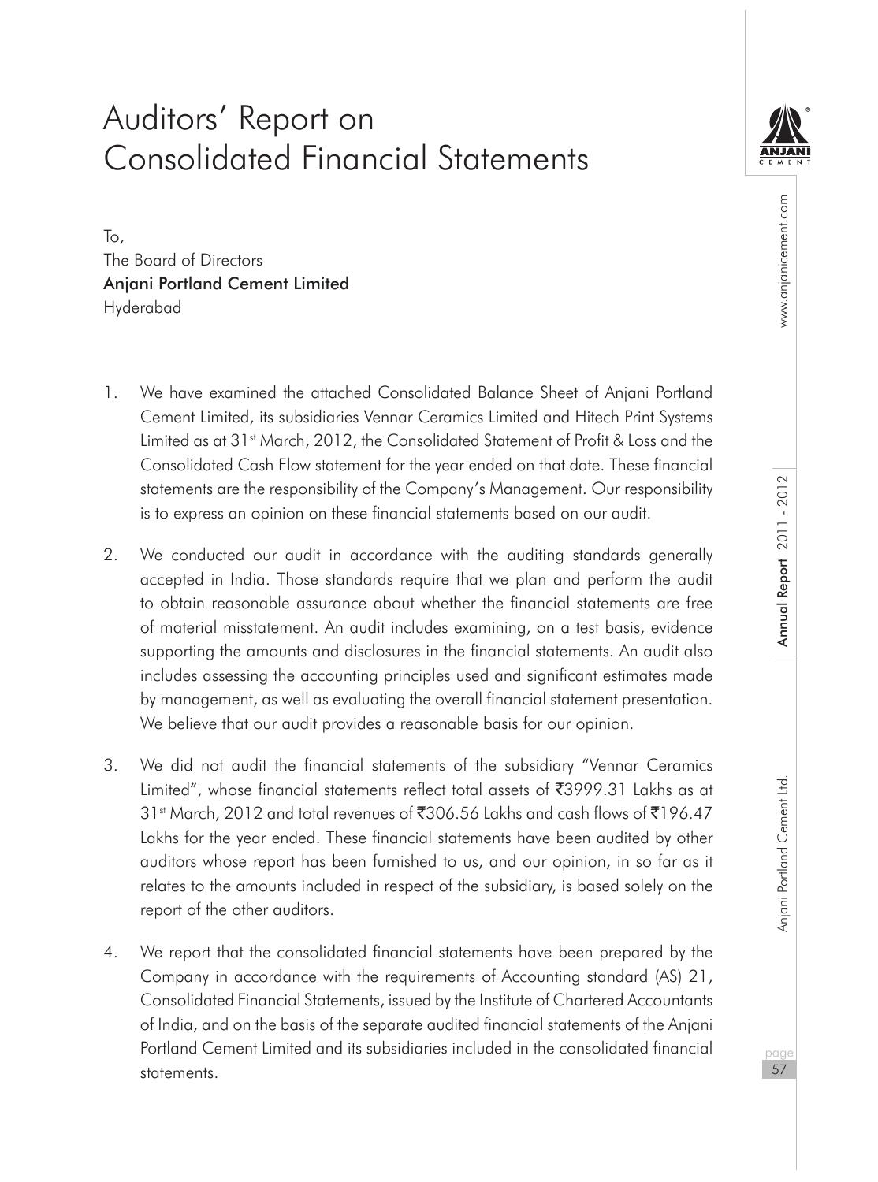# Auditors' Report on Consolidated Financial Statements

To,
The Board of Directors
**Anjani Portland Cement Limited**
Hyderabad

1. We have examined the attached Consolidated Balance Sheet of Anjani Portland Cement Limited, its subsidiaries Vennar Ceramics Limited and Hitech Print Systems Limited as at 31st March, 2012, the Consolidated Statement of Profit & Loss and the Consolidated Cash Flow statement for the year ended on that date. These financial statements are the responsibility of the Company's Management. Our responsibility is to express an opinion on these financial statements based on our audit.

2. We conducted our audit in accordance with the auditing standards generally accepted in India. Those standards require that we plan and perform the audit to obtain reasonable assurance about whether the financial statements are free of material misstatement. An audit includes examining, on a test basis, evidence supporting the amounts and disclosures in the financial statements. An audit also includes assessing the accounting principles used and significant estimates made by management, as well as evaluating the overall financial statement presentation. We believe that our audit provides a reasonable basis for our opinion.

3. We did not audit the financial statements of the subsidiary "Vennar Ceramics Limited", whose financial statements reflect total assets of ₹3999.31 Lakhs as at 31st March, 2012 and total revenues of ₹306.56 Lakhs and cash flows of ₹196.47 Lakhs for the year ended. These financial statements have been audited by other auditors whose report has been furnished to us, and our opinion, in so far as it relates to the amounts included in respect of the subsidiary, is based solely on the report of the other auditors.

4. We report that the consolidated financial statements have been prepared by the Company in accordance with the requirements of Accounting standard (AS) 21, Consolidated Financial Statements, issued by the Institute of Chartered Accountants of India, and on the basis of the separate audited financial statements of the Anjani Portland Cement Limited and its subsidiaries included in the consolidated financial statements.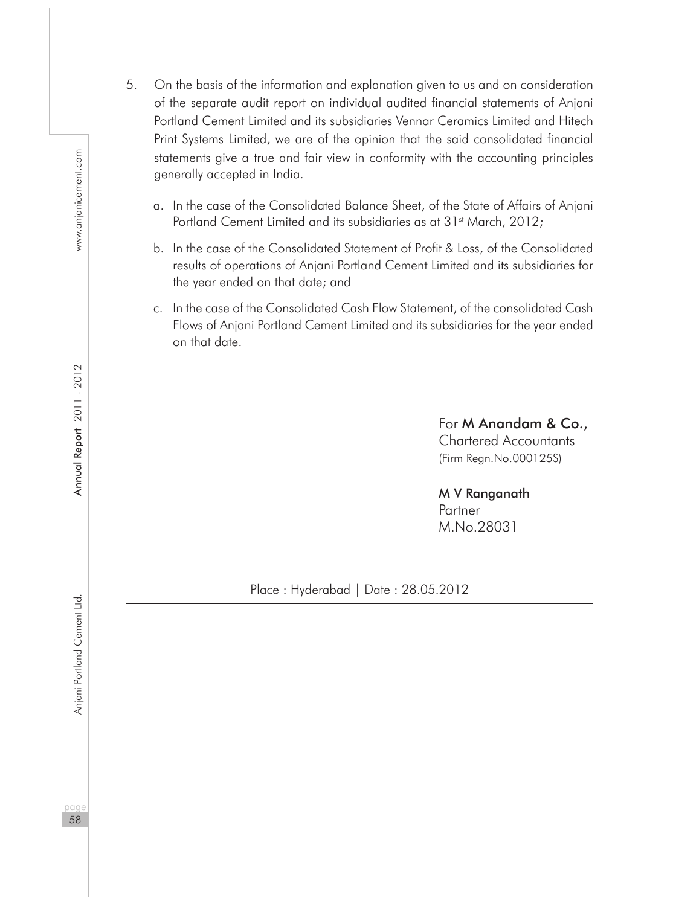5. On the basis of the information and explanation given to us and on consideration of the separate audit report on individual audited financial statements of Anjani Portland Cement Limited and its subsidiaries Vennar Ceramics Limited and Hitech Print Systems Limited, we are of the opinion that the said consolidated financial statements give a true and fair view in conformity with the accounting principles generally accepted in India.

   a. In the case of the Consolidated Balance Sheet, of the State of Affairs of Anjani Portland Cement Limited and its subsidiaries as at 31st March, 2012;

   b. In the case of the Consolidated Statement of Profit & Loss, of the Consolidated results of operations of Anjani Portland Cement Limited and its subsidiaries for the year ended on that date; and

   c. In the case of the Consolidated Cash Flow Statement, of the consolidated Cash Flows of Anjani Portland Cement Limited and its subsidiaries for the year ended on that date.

For **M Anandam & Co.,**
Chartered Accountants
(Firm Regn.No.000125S)

**M V Ranganath**
Partner
M.No.28031

Place : Hyderabad | Date : 28.05.2012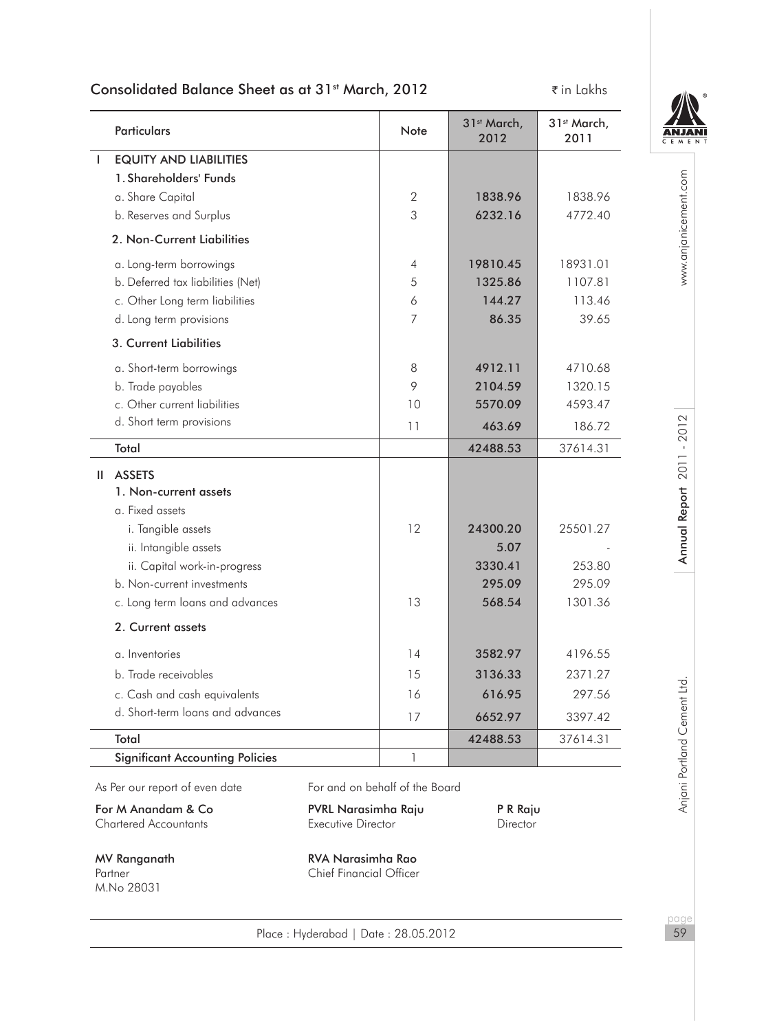## Consolidated Balance Sheet as at 31st March, 2012

₹ in Lakhs

| Particulars | Note | 31st March, 2012 | 31st March, 2011 |
|---|---|---|---|
| **I EQUITY AND LIABILITIES** | | | |
| **1. Shareholders' Funds** | | | |
| a. Share Capital | 2 | **1838.96** | 1838.96 |
| b. Reserves and Surplus | 3 | **6232.16** | 4772.40 |
| **2. Non-Current Liabilities** | | | |
| a. Long-term borrowings | 4 | **19810.45** | 18931.01 |
| b. Deferred tax liabilities (Net) | 5 | **1325.86** | 1107.81 |
| c. Other Long term liabilities | 6 | **144.27** | 113.46 |
| d. Long term provisions | 7 | **86.35** | 39.65 |
| **3. Current Liabilities** | | | |
| a. Short-term borrowings | 8 | **4912.11** | 4710.68 |
| b. Trade payables | 9 | **2104.59** | 1320.15 |
| c. Other current liabilities | 10 | **5570.09** | 4593.47 |
| d. Short term provisions | 11 | **463.69** | 186.72 |
| **Total** | | **42488.53** | 37614.31 |
| **II ASSETS** | | | |
| **1. Non-current assets** | | | |
| a. Fixed assets | | | |
| i. Tangible assets | 12 | **24300.20** | 25501.27 |
| ii. Intangible assets | | **5.07** | - |
| ii. Capital work-in-progress | | **3330.41** | 253.80 |
| b. Non-current investments | | **295.09** | 295.09 |
| c. Long term loans and advances | 13 | **568.54** | 1301.36 |
| **2. Current assets** | | | |
| a. Inventories | 14 | **3582.97** | 4196.55 |
| b. Trade receivables | 15 | **3136.33** | 2371.27 |
| c. Cash and cash equivalents | 16 | **616.95** | 297.56 |
| d. Short-term loans and advances | 17 | **6652.97** | 3397.42 |
| **Total** | | **42488.53** | 37614.31 |
| **Significant Accounting Policies** | 1 | | |

As Per our report of even date

**For M Anandam & Co**
Chartered Accountants

**MV Ranganath**
Partner
M.No 28031

For and on behalf of the Board

**PVRL Narasimha Raju**
Executive Director

**P R Raju**
Director

**RVA Narasimha Rao**
Chief Financial Officer

Place : Hyderabad | Date : 28.05.2012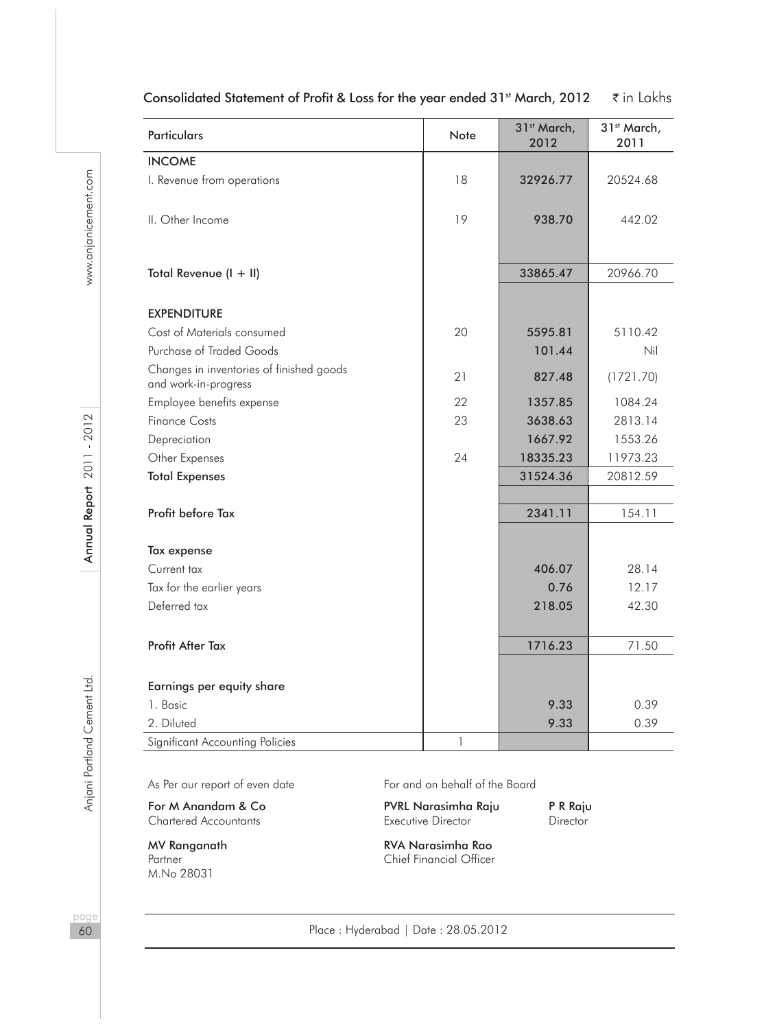## Consolidated Statement of Profit & Loss for the year ended 31st March, 2012

₹ in Lakhs

| Particulars | Note | 31st March, 2012 | 31st March, 2011 |
|---|---|---|---|
| **INCOME** | | | |
| I. Revenue from operations | 18 | **32926.77** | 20524.68 |
| II. Other Income | 19 | **938.70** | 442.02 |
| **Total Revenue (I + II)** | | **33865.47** | 20966.70 |
| **EXPENDITURE** | | | |
| Cost of Materials consumed | 20 | **5595.81** | 5110.42 |
| Purchase of Traded Goods | | **101.44** | Nil |
| Changes in inventories of finished goods and work-in-progress | 21 | **827.48** | (1721.70) |
| Employee benefits expense | 22 | **1357.85** | 1084.24 |
| Finance Costs | 23 | **3638.63** | 2813.14 |
| Depreciation | | **1667.92** | 1553.26 |
| Other Expenses | 24 | **18335.23** | 11973.23 |
| **Total Expenses** | | **31524.36** | 20812.59 |
| **Profit before Tax** | | **2341.11** | 154.11 |
| **Tax expense** | | | |
| Current tax | | **406.07** | 28.14 |
| Tax for the earlier years | | **0.76** | 12.17 |
| Deferred tax | | **218.05** | 42.30 |
| **Profit After Tax** | | **1716.23** | 71.50 |
| **Earnings per equity share** | | | |
| 1. Basic | | **9.33** | 0.39 |
| 2. Diluted | | **9.33** | 0.39 |
| Significant Accounting Policies | 1 | | |

As Per our report of even date

**For M Anandam & Co**
Chartered Accountants

**MV Ranganath**
Partner
M.No 28031

For and on behalf of the Board

**PVRL Narasimha Raju**
Executive Director

**P R Raju**
Director

**RVA Narasimha Rao**
Chief Financial Officer

Place : Hyderabad | Date : 28.05.2012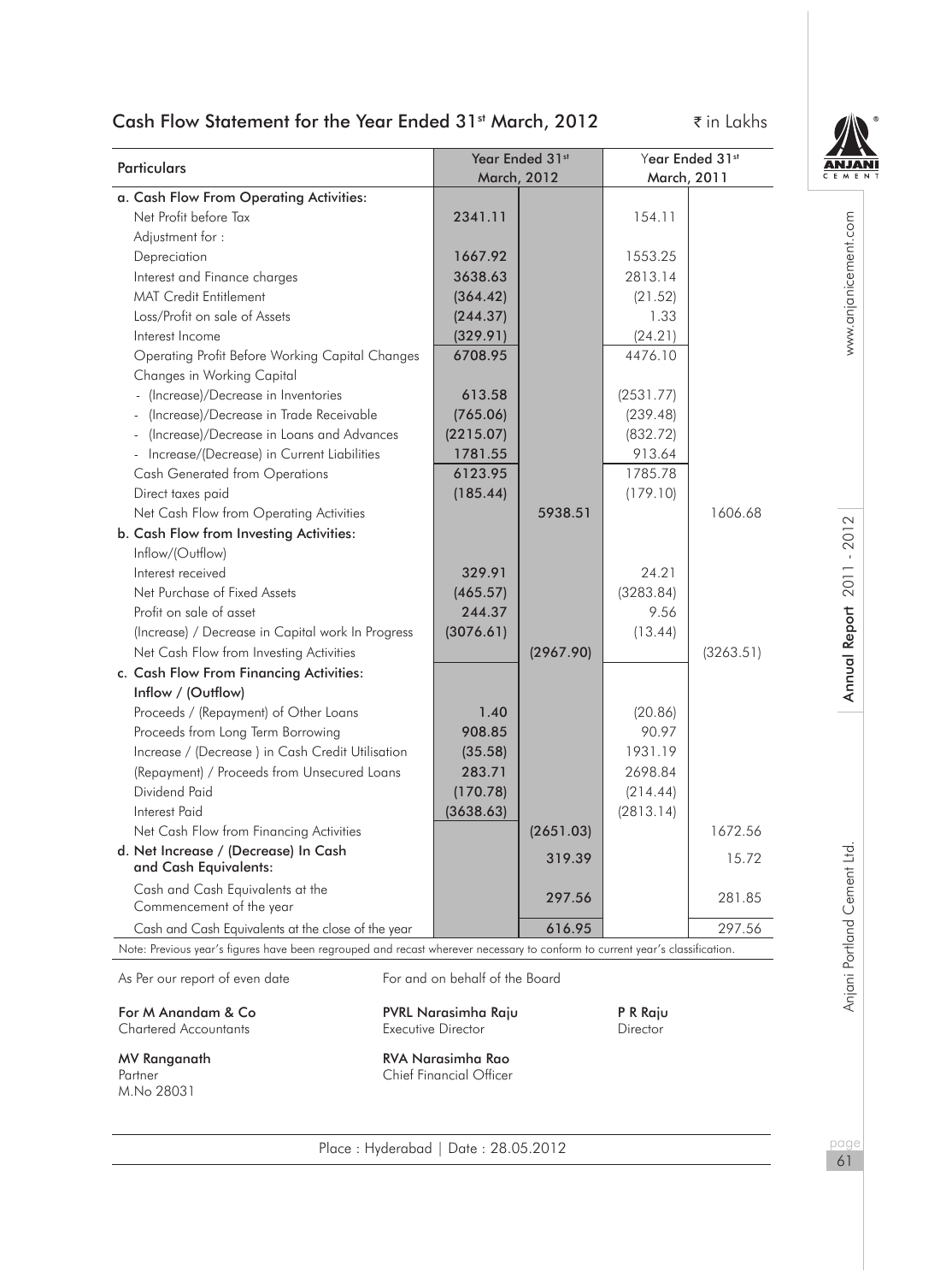# Cash Flow Statement for the Year Ended 31st March, 2012

₹ in Lakhs

| Particulars | Year Ended 31st March, 2012 | | Year Ended 31st March, 2011 | |
|---|---|---|---|---|
| **a. Cash Flow From Operating Activities:** | | | | |
| Net Profit before Tax | 2341.11 | | 154.11 | |
| Adjustment for : | | | | |
| Depreciation | 1667.92 | | 1553.25 | |
| Interest and Finance charges | 3638.63 | | 2813.14 | |
| MAT Credit Entitlement | (364.42) | | (21.52) | |
| Loss/Profit on sale of Assets | (244.37) | | 1.33 | |
| Interest Income | (329.91) | | (24.21) | |
| Operating Profit Before Working Capital Changes | 6708.95 | | 4476.10 | |
| Changes in Working Capital | | | | |
| - (Increase)/Decrease in Inventories | 613.58 | | (2531.77) | |
| - (Increase)/Decrease in Trade Receivable | (765.06) | | (239.48) | |
| - (Increase)/Decrease in Loans and Advances | (2215.07) | | (832.72) | |
| - Increase/(Decrease) in Current Liabilities | 1781.55 | | 913.64 | |
| Cash Generated from Operations | 6123.95 | | 1785.78 | |
| Direct taxes paid | (185.44) | | (179.10) | |
| Net Cash Flow from Operating Activities | | 5938.51 | | 1606.68 |
| **b. Cash Flow from Investing Activities:** | | | | |
| Inflow/(Outflow) | | | | |
| Interest received | 329.91 | | 24.21 | |
| Net Purchase of Fixed Assets | (465.57) | | (3283.84) | |
| Profit on sale of asset | 244.37 | | 9.56 | |
| (Increase) / Decrease in Capital work In Progress | (3076.61) | | (13.44) | |
| Net Cash Flow from Investing Activities | | (2967.90) | | (3263.51) |
| **c. Cash Flow From Financing Activities:** | | | | |
| **Inflow / (Outflow)** | | | | |
| Proceeds / (Repayment) of Other Loans | 1.40 | | (20.86) | |
| Proceeds from Long Term Borrowing | 908.85 | | 90.97 | |
| Increase / (Decrease ) in Cash Credit Utilisation | (35.58) | | 1931.19 | |
| (Repayment) / Proceeds from Unsecured Loans | 283.71 | | 2698.84 | |
| Dividend Paid | (170.78) | | (214.44) | |
| Interest Paid | (3638.63) | | (2813.14) | |
| Net Cash Flow from Financing Activities | | (2651.03) | | 1672.56 |
| **d. Net Increase / (Decrease) In Cash and Cash Equivalents:** | | 319.39 | | 15.72 |
| Cash and Cash Equivalents at the Commencement of the year | | 297.56 | | 281.85 |
| Cash and Cash Equivalents at the close of the year | | 616.95 | | 297.56 |

Note: Previous year's figures have been regrouped and recast wherever necessary to conform to current year's classification.

As Per our report of even date

For and on behalf of the Board

**For M Anandam & Co**
Chartered Accountants

**PVRL Narasimha Raju**
Executive Director

**P R Raju**
Director

**MV Ranganath**
Partner
M.No 28031

**RVA Narasimha Rao**
Chief Financial Officer

Place : Hyderabad | Date : 28.05.2012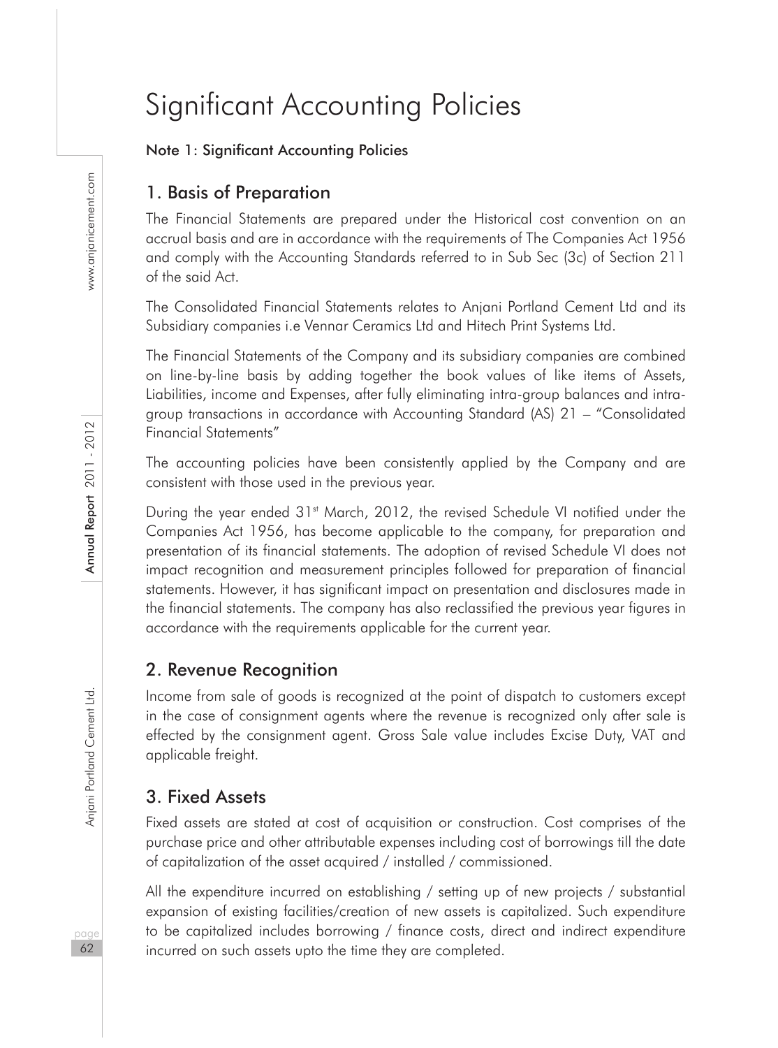# Significant Accounting Policies

**Note 1: Significant Accounting Policies**

## 1. Basis of Preparation

The Financial Statements are prepared under the Historical cost convention on an accrual basis and are in accordance with the requirements of The Companies Act 1956 and comply with the Accounting Standards referred to in Sub Sec (3c) of Section 211 of the said Act.

The Consolidated Financial Statements relates to Anjani Portland Cement Ltd and its Subsidiary companies i.e Vennar Ceramics Ltd and Hitech Print Systems Ltd.

The Financial Statements of the Company and its subsidiary companies are combined on line-by-line basis by adding together the book values of like items of Assets, Liabilities, income and Expenses, after fully eliminating intra-group balances and intra-group transactions in accordance with Accounting Standard (AS) 21 – "Consolidated Financial Statements"

The accounting policies have been consistently applied by the Company and are consistent with those used in the previous year.

During the year ended 31st March, 2012, the revised Schedule VI notified under the Companies Act 1956, has become applicable to the company, for preparation and presentation of its financial statements. The adoption of revised Schedule VI does not impact recognition and measurement principles followed for preparation of financial statements. However, it has significant impact on presentation and disclosures made in the financial statements. The company has also reclassified the previous year figures in accordance with the requirements applicable for the current year.

## 2. Revenue Recognition

Income from sale of goods is recognized at the point of dispatch to customers except in the case of consignment agents where the revenue is recognized only after sale is effected by the consignment agent. Gross Sale value includes Excise Duty, VAT and applicable freight.

## 3. Fixed Assets

Fixed assets are stated at cost of acquisition or construction. Cost comprises of the purchase price and other attributable expenses including cost of borrowings till the date of capitalization of the asset acquired / installed / commissioned.

All the expenditure incurred on establishing / setting up of new projects / substantial expansion of existing facilities/creation of new assets is capitalized. Such expenditure to be capitalized includes borrowing / finance costs, direct and indirect expenditure incurred on such assets upto the time they are completed.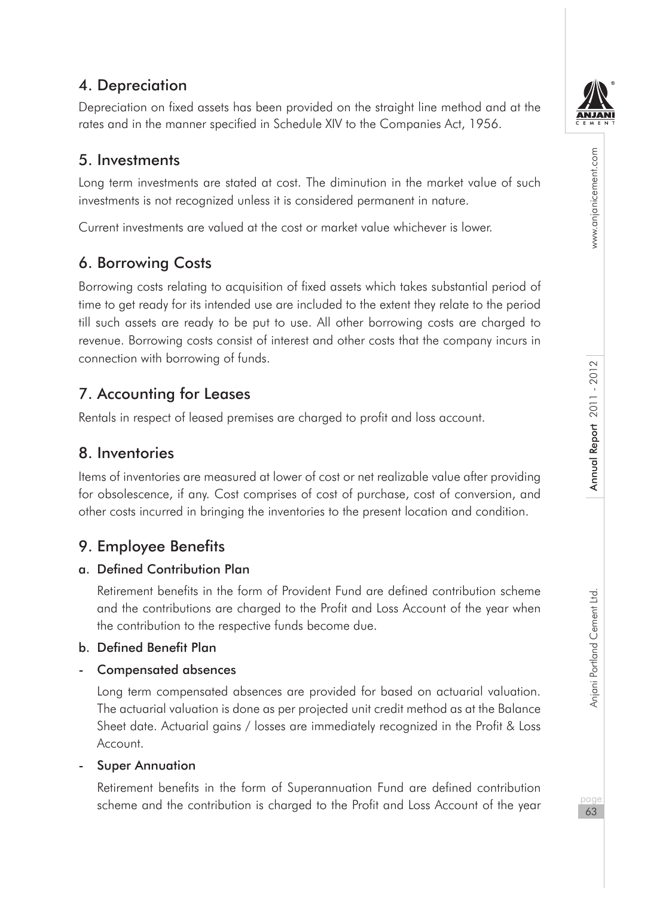## 4. Depreciation

Depreciation on fixed assets has been provided on the straight line method and at the rates and in the manner specified in Schedule XIV to the Companies Act, 1956.

## 5. Investments

Long term investments are stated at cost. The diminution in the market value of such investments is not recognized unless it is considered permanent in nature.

Current investments are valued at the cost or market value whichever is lower.

## 6. Borrowing Costs

Borrowing costs relating to acquisition of fixed assets which takes substantial period of time to get ready for its intended use are included to the extent they relate to the period till such assets are ready to be put to use. All other borrowing costs are charged to revenue. Borrowing costs consist of interest and other costs that the company incurs in connection with borrowing of funds.

## 7. Accounting for Leases

Rentals in respect of leased premises are charged to profit and loss account.

## 8. Inventories

Items of inventories are measured at lower of cost or net realizable value after providing for obsolescence, if any. Cost comprises of cost of purchase, cost of conversion, and other costs incurred in bringing the inventories to the present location and condition.

## 9. Employee Benefits

### a. Defined Contribution Plan

Retirement benefits in the form of Provident Fund are defined contribution scheme and the contributions are charged to the Profit and Loss Account of the year when the contribution to the respective funds become due.

### b. Defined Benefit Plan

**- Compensated absences**

Long term compensated absences are provided for based on actuarial valuation. The actuarial valuation is done as per projected unit credit method as at the Balance Sheet date. Actuarial gains / losses are immediately recognized in the Profit & Loss Account.

**- Super Annuation**

Retirement benefits in the form of Superannuation Fund are defined contribution scheme and the contribution is charged to the Profit and Loss Account of the year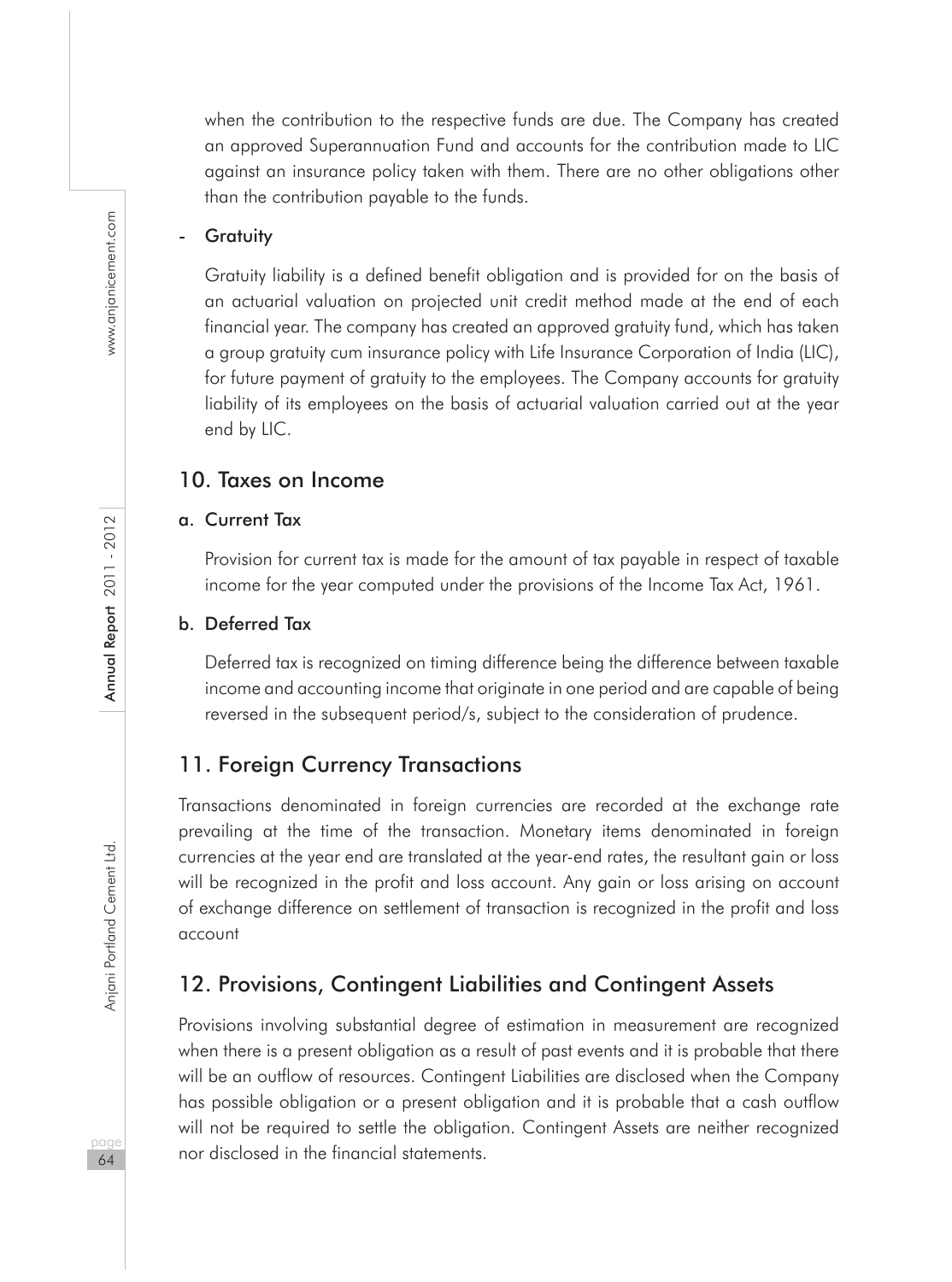when the contribution to the respective funds are due. The Company has created an approved Superannuation Fund and accounts for the contribution made to LIC against an insurance policy taken with them. There are no other obligations other than the contribution payable to the funds.

- **Gratuity**

  Gratuity liability is a defined benefit obligation and is provided for on the basis of an actuarial valuation on projected unit credit method made at the end of each financial year. The company has created an approved gratuity fund, which has taken a group gratuity cum insurance policy with Life Insurance Corporation of India (LIC), for future payment of gratuity to the employees. The Company accounts for gratuity liability of its employees on the basis of actuarial valuation carried out at the year end by LIC.

## 10. Taxes on Income

### a. Current Tax

Provision for current tax is made for the amount of tax payable in respect of taxable income for the year computed under the provisions of the Income Tax Act, 1961.

### b. Deferred Tax

Deferred tax is recognized on timing difference being the difference between taxable income and accounting income that originate in one period and are capable of being reversed in the subsequent period/s, subject to the consideration of prudence.

## 11. Foreign Currency Transactions

Transactions denominated in foreign currencies are recorded at the exchange rate prevailing at the time of the transaction. Monetary items denominated in foreign currencies at the year end are translated at the year-end rates, the resultant gain or loss will be recognized in the profit and loss account. Any gain or loss arising on account of exchange difference on settlement of transaction is recognized in the profit and loss account

## 12. Provisions, Contingent Liabilities and Contingent Assets

Provisions involving substantial degree of estimation in measurement are recognized when there is a present obligation as a result of past events and it is probable that there will be an outflow of resources. Contingent Liabilities are disclosed when the Company has possible obligation or a present obligation and it is probable that a cash outflow will not be required to settle the obligation. Contingent Assets are neither recognized nor disclosed in the financial statements.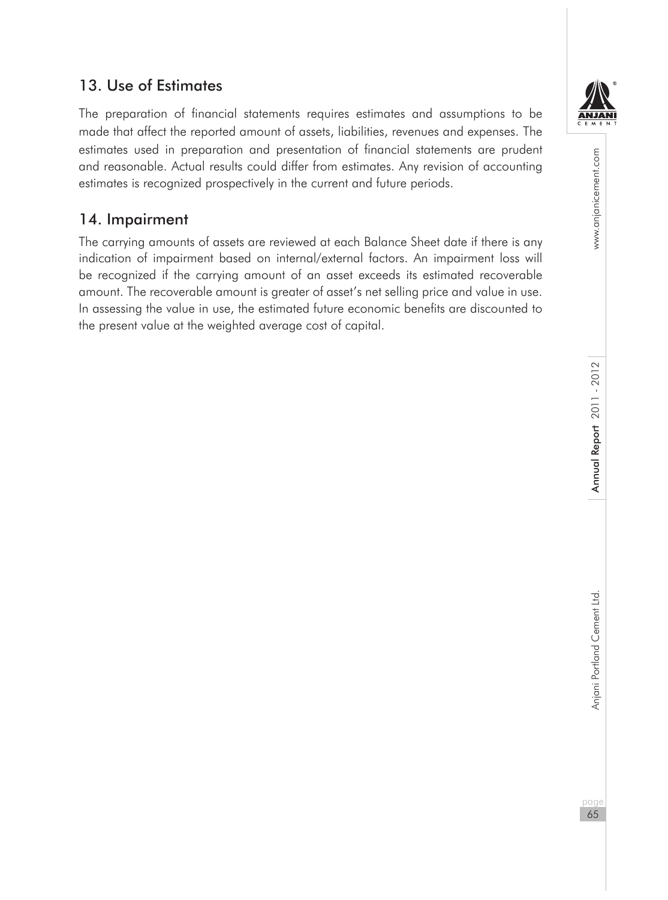## 13. Use of Estimates

The preparation of financial statements requires estimates and assumptions to be made that affect the reported amount of assets, liabilities, revenues and expenses. The estimates used in preparation and presentation of financial statements are prudent and reasonable. Actual results could differ from estimates. Any revision of accounting estimates is recognized prospectively in the current and future periods.

## 14. Impairment

The carrying amounts of assets are reviewed at each Balance Sheet date if there is any indication of impairment based on internal/external factors. An impairment loss will be recognized if the carrying amount of an asset exceeds its estimated recoverable amount. The recoverable amount is greater of asset's net selling price and value in use. In assessing the value in use, the estimated future economic benefits are discounted to the present value at the weighted average cost of capital.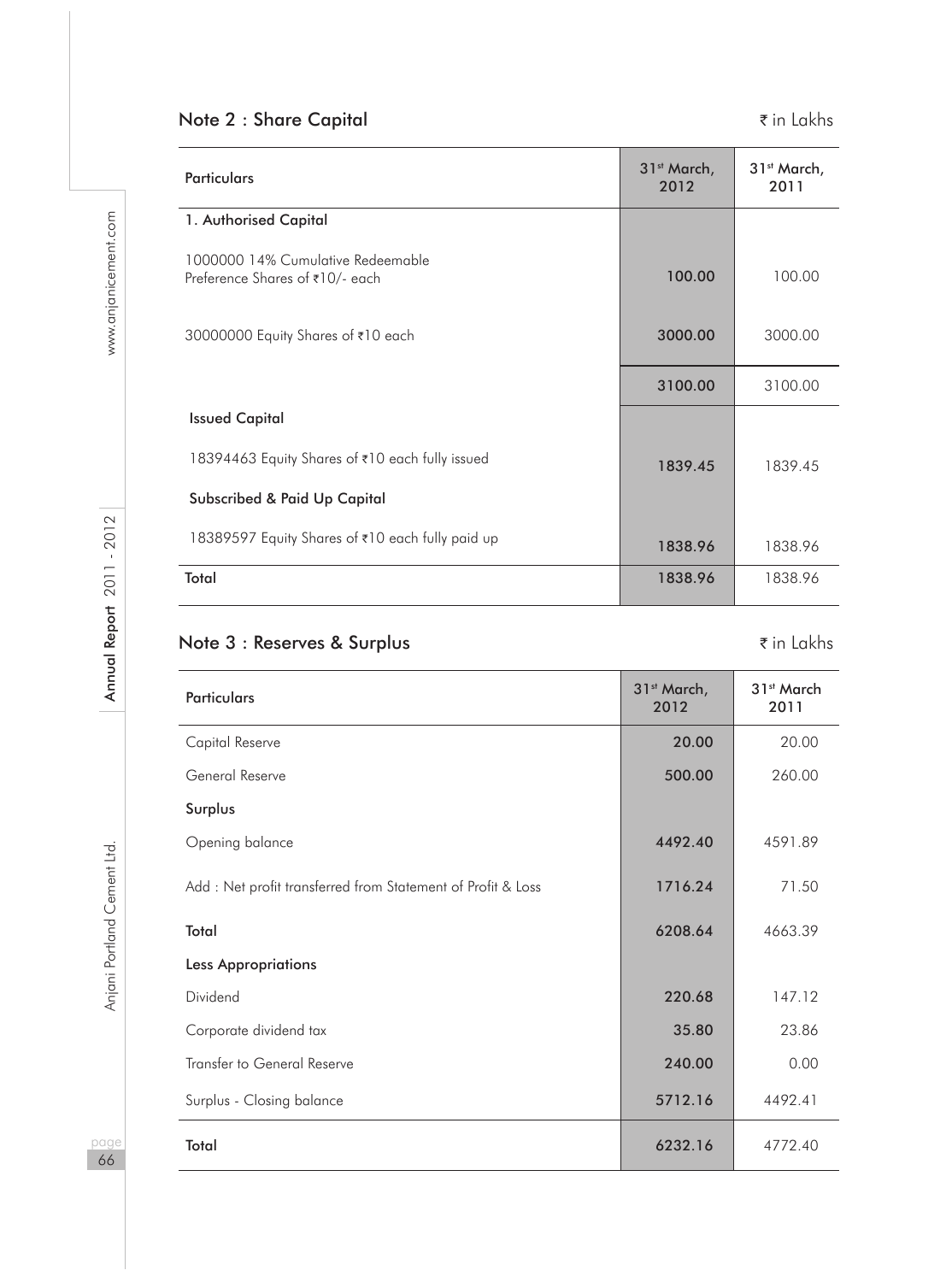## Note 2 : Share Capital

₹ in Lakhs

| Particulars | 31st March, 2012 | 31st March, 2011 |
|---|---|---|
| **1. Authorised Capital** | | |
| 1000000 14% Cumulative Redeemable Preference Shares of ₹10/- each | **100.00** | 100.00 |
| 30000000 Equity Shares of ₹10 each | **3000.00** | 3000.00 |
| | **3100.00** | 3100.00 |
| **Issued Capital** | | |
| 18394463 Equity Shares of ₹10 each fully issued | **1839.45** | 1839.45 |
| **Subscribed & Paid Up Capital** | | |
| 18389597 Equity Shares of ₹10 each fully paid up | **1838.96** | 1838.96 |
| **Total** | **1838.96** | 1838.96 |

## Note 3 : Reserves & Surplus

₹ in Lakhs

| Particulars | 31st March, 2012 | 31st March 2011 |
|---|---|---|
| Capital Reserve | **20.00** | 20.00 |
| General Reserve | **500.00** | 260.00 |
| **Surplus** | | |
| Opening balance | **4492.40** | 4591.89 |
| Add : Net profit transferred from Statement of Profit & Loss | **1716.24** | 71.50 |
| **Total** | **6208.64** | 4663.39 |
| **Less Appropriations** | | |
| Dividend | **220.68** | 147.12 |
| Corporate dividend tax | **35.80** | 23.86 |
| Transfer to General Reserve | **240.00** | 0.00 |
| Surplus - Closing balance | **5712.16** | 4492.41 |
| **Total** | **6232.16** | 4772.40 |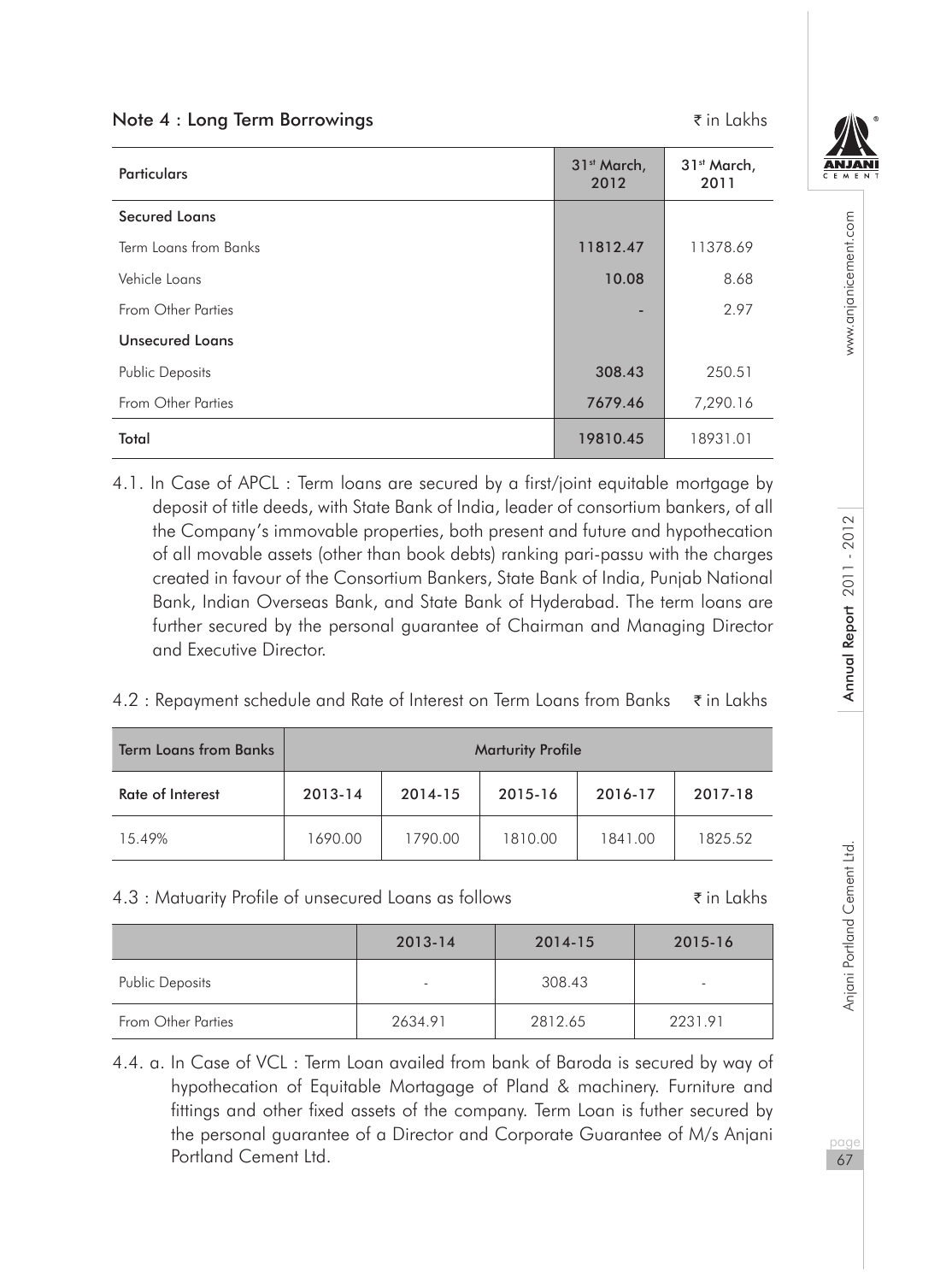## Note 4 : Long Term Borrowings

₹ in Lakhs

| Particulars | 31st March, 2012 | 31st March, 2011 |
|---|---|---|
| **Secured Loans** | | |
| Term Loans from Banks | **11812.47** | 11378.69 |
| Vehicle Loans | **10.08** | 8.68 |
| From Other Parties | - | 2.97 |
| **Unsecured Loans** | | |
| Public Deposits | **308.43** | 250.51 |
| From Other Parties | **7679.46** | 7,290.16 |
| **Total** | **19810.45** | 18931.01 |

4.1. In Case of APCL : Term loans are secured by a first/joint equitable mortgage by deposit of title deeds, with State Bank of India, leader of consortium bankers, of all the Company's immovable properties, both present and future and hypothecation of all movable assets (other than book debts) ranking pari-passu with the charges created in favour of the Consortium Bankers, State Bank of India, Punjab National Bank, Indian Overseas Bank, and State Bank of Hyderabad. The term loans are further secured by the personal guarantee of Chairman and Managing Director and Executive Director.

4.2 : Repayment schedule and Rate of Interest on Term Loans from Banks ₹ in Lakhs

| Term Loans from Banks | Marturity Profile | | | | |
|---|---|---|---|---|---|
| Rate of Interest | 2013-14 | 2014-15 | 2015-16 | 2016-17 | 2017-18 |
| 15.49% | 1690.00 | 1790.00 | 1810.00 | 1841.00 | 1825.52 |

4.3 : Matuarity Profile of unsecured Loans as follows ₹ in Lakhs

| | 2013-14 | 2014-15 | 2015-16 |
|---|---|---|---|
| Public Deposits | - | 308.43 | - |
| From Other Parties | 2634.91 | 2812.65 | 2231.91 |

4.4. a. In Case of VCL : Term Loan availed from bank of Baroda is secured by way of hypothecation of Equitable Mortagage of Pland & machinery. Furniture and fittings and other fixed assets of the company. Term Loan is futher secured by the personal guarantee of a Director and Corporate Guarantee of M/s Anjani Portland Cement Ltd.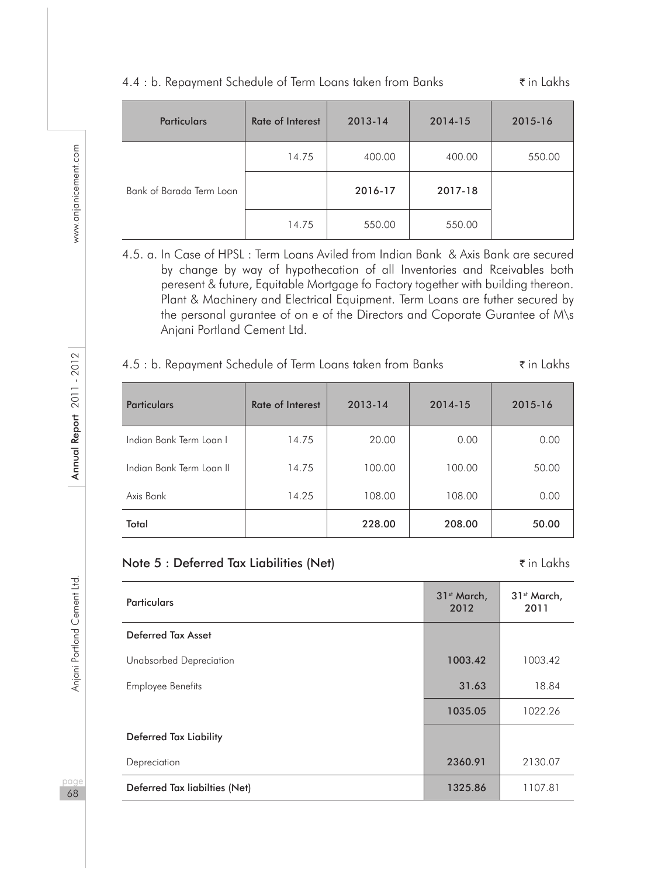4.4 : b. Repayment Schedule of Term Loans taken from Banks ₹ in Lakhs

| Particulars | Rate of Interest | 2013-14 | 2014-15 | 2015-16 |
|---|---|---|---|---|
| Bank of Barada Term Loan | 14.75 | 400.00 | 400.00 | 550.00 |
| | | **2016-17** | **2017-18** | |
| | 14.75 | 550.00 | 550.00 | |

4.5. a. In Case of HPSL : Term Loans Aviled from Indian Bank & Axis Bank are secured by change by way of hypothecation of all Inventories and Rceivables both peresent & future, Equitable Mortgage fo Factory together with building thereon. Plant & Machinery and Electrical Equipment. Term Loans are futher secured by the personal gurantee of on e of the Directors and Coporate Gurantee of M\s Anjani Portland Cement Ltd.

4.5 : b. Repayment Schedule of Term Loans taken from Banks ₹ in Lakhs

| Particulars | Rate of Interest | 2013-14 | 2014-15 | 2015-16 |
|---|---|---|---|---|
| Indian Bank Term Loan I | 14.75 | 20.00 | 0.00 | 0.00 |
| Indian Bank Term Loan II | 14.75 | 100.00 | 100.00 | 50.00 |
| Axis Bank | 14.25 | 108.00 | 108.00 | 0.00 |
| **Total** | | **228.00** | **208.00** | **50.00** |

## Note 5 : Deferred Tax Liabilities (Net)

₹ in Lakhs

| Particulars | 31st March, 2012 | 31st March, 2011 |
|---|---|---|
| **Deferred Tax Asset** | | |
| Unabsorbed Depreciation | **1003.42** | 1003.42 |
| Employee Benefits | **31.63** | 18.84 |
| | **1035.05** | 1022.26 |
| **Deferred Tax Liability** | | |
| Depreciation | **2360.91** | 2130.07 |
| **Deferred Tax liabilties (Net)** | **1325.86** | 1107.81 |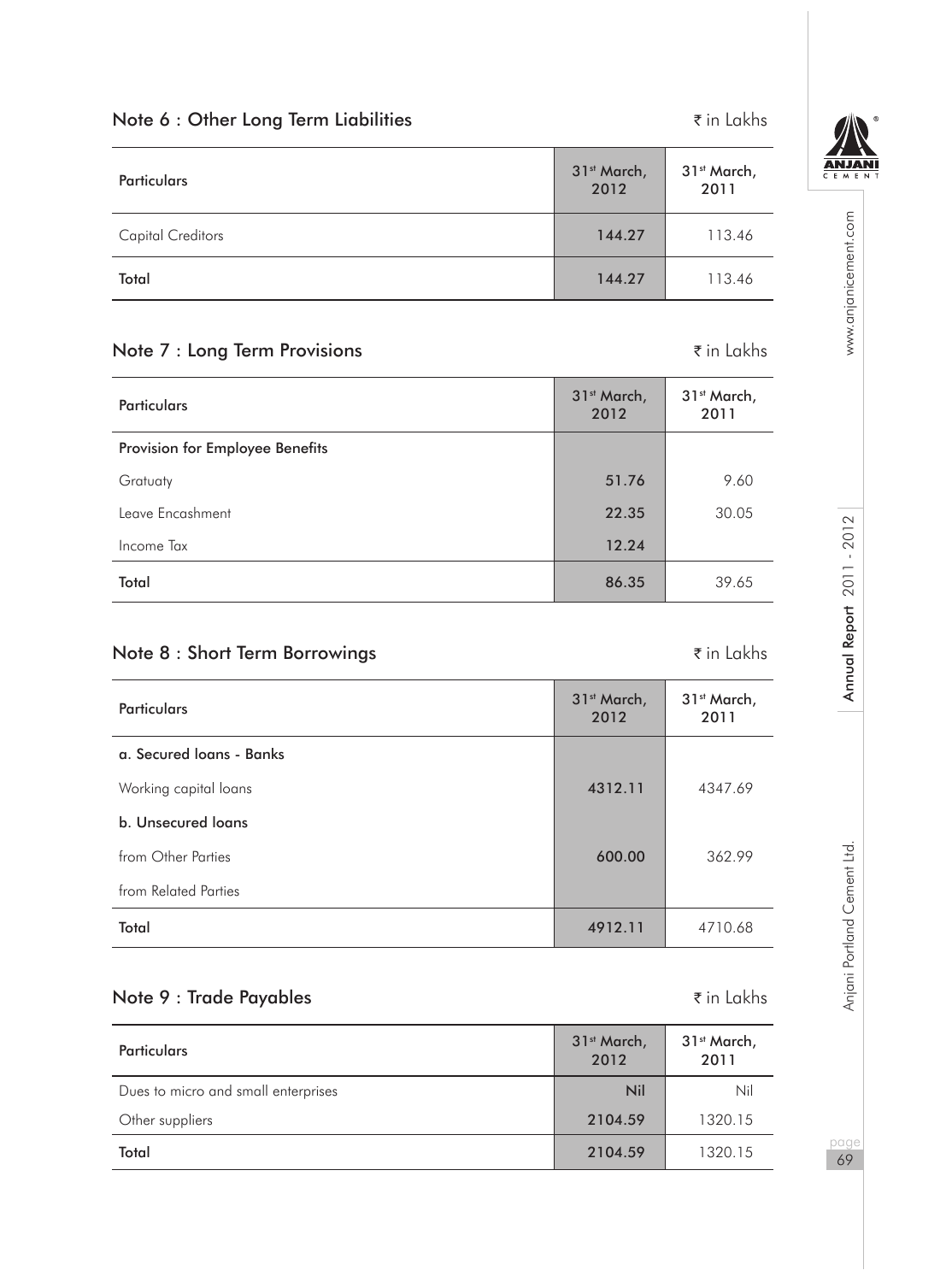## Note 6 : Other Long Term Liabilities

₹ in Lakhs

| Particulars | 31st March, 2012 | 31st March, 2011 |
|---|---|---|
| Capital Creditors | 144.27 | 113.46 |
| Total | 144.27 | 113.46 |

## Note 7 : Long Term Provisions

₹ in Lakhs

| Particulars | 31st March, 2012 | 31st March, 2011 |
|---|---|---|
| **Provision for Employee Benefits** | | |
| Gratuaty | 51.76 | 9.60 |
| Leave Encashment | 22.35 | 30.05 |
| Income Tax | 12.24 | |
| Total | 86.35 | 39.65 |

## Note 8 : Short Term Borrowings

₹ in Lakhs

| Particulars | 31st March, 2012 | 31st March, 2011 |
|---|---|---|
| **a. Secured loans - Banks** | | |
| Working capital loans | 4312.11 | 4347.69 |
| **b. Unsecured loans** | | |
| from Other Parties | 600.00 | 362.99 |
| from Related Parties | | |
| Total | 4912.11 | 4710.68 |

## Note 9 : Trade Payables

₹ in Lakhs

| Particulars | 31st March, 2012 | 31st March, 2011 |
|---|---|---|
| Dues to micro and small enterprises | Nil | Nil |
| Other suppliers | 2104.59 | 1320.15 |
| Total | 2104.59 | 1320.15 |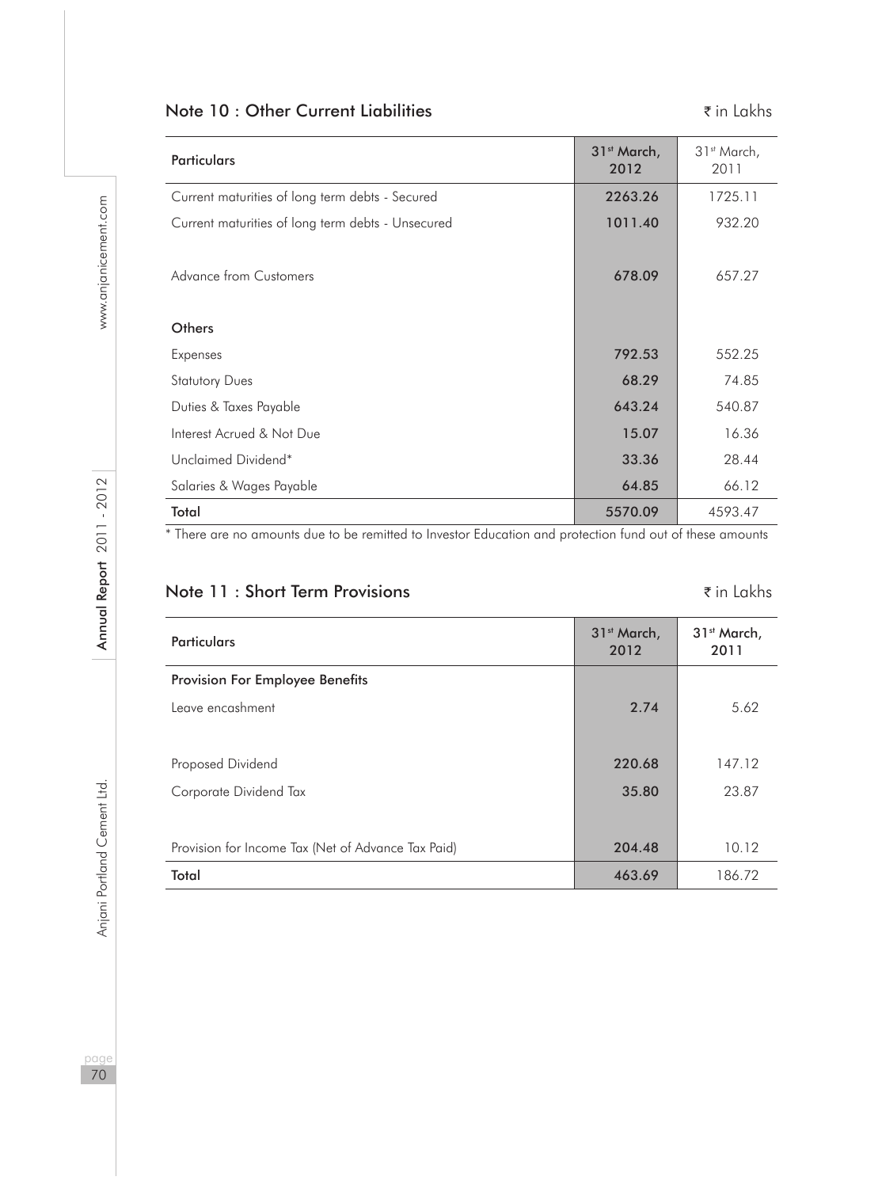## Note 10 : Other Current Liabilities

₹ in Lakhs

| Particulars | 31st March, 2012 | 31st March, 2011 |
|---|---|---|
| Current maturities of long term debts - Secured | **2263.26** | 1725.11 |
| Current maturities of long term debts - Unsecured | **1011.40** | 932.20 |
| Advance from Customers | **678.09** | 657.27 |
| **Others** | | |
| Expenses | **792.53** | 552.25 |
| Statutory Dues | **68.29** | 74.85 |
| Duties & Taxes Payable | **643.24** | 540.87 |
| Interest Acrued & Not Due | **15.07** | 16.36 |
| Unclaimed Dividend* | **33.36** | 28.44 |
| Salaries & Wages Payable | **64.85** | 66.12 |
| **Total** | **5570.09** | 4593.47 |

* There are no amounts due to be remitted to Investor Education and protection fund out of these amounts

## Note 11 : Short Term Provisions

₹ in Lakhs

| Particulars | 31st March, 2012 | 31st March, 2011 |
|---|---|---|
| **Provision For Employee Benefits** | | |
| Leave encashment | **2.74** | 5.62 |
| Proposed Dividend | **220.68** | 147.12 |
| Corporate Dividend Tax | **35.80** | 23.87 |
| Provision for Income Tax (Net of Advance Tax Paid) | **204.48** | 10.12 |
| **Total** | **463.69** | 186.72 |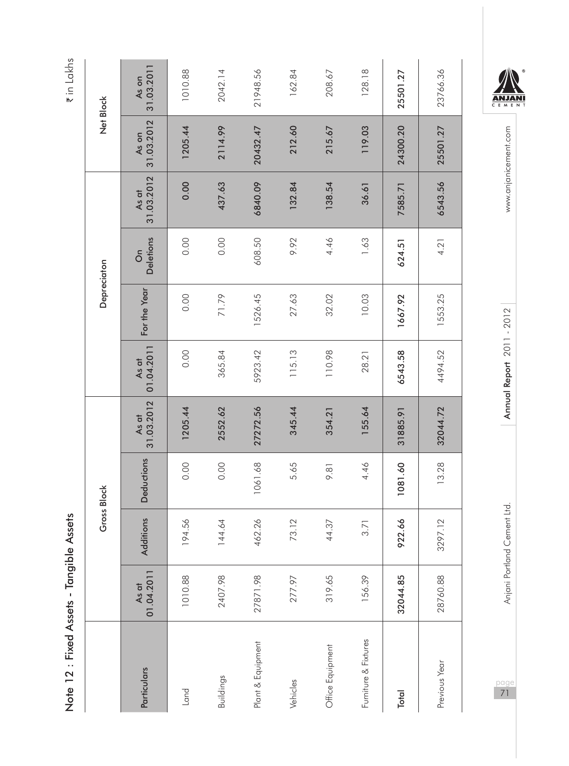## Note 12 : Fixed Assets - Tangible Assets

₹ in Lakhs

| Particulars | Gross Block | | | | Depreciaton | | | | Net Block | |
|---|---|---|---|---|---|---|---|---|---|---|
| | As at 01.04.2011 | Additions | Deductions | As at 31.03.2012 | As at 01.04.2011 | For the Year | On Deletions | As at 31.03.2012 | As on 31.03.2012 | As on 31.03.2011 |
| Land | 1010.88 | 194.56 | 0.00 | 1205.44 | 0.00 | 0.00 | 0.00 | 0.00 | 1205.44 | 1010.88 |
| Buildings | 2407.98 | 144.64 | 0.00 | 2552.62 | 365.84 | 71.79 | 0.00 | 437.63 | 2114.99 | 2042.14 |
| Plant & Equipment | 27871.98 | 462.26 | 1061.68 | 27272.56 | 5923.42 | 1526.45 | 608.50 | 6840.09 | 20432.47 | 21948.56 |
| Vehicles | 277.97 | 73.12 | 5.65 | 345.44 | 115.13 | 27.63 | 9.92 | 132.84 | 212.60 | 162.84 |
| Office Equipment | 319.65 | 44.37 | 9.81 | 354.21 | 110.98 | 32.02 | 4.46 | 138.54 | 215.67 | 208.67 |
| Furniture & Fixtures | 156.39 | 3.71 | 4.46 | 155.64 | 28.21 | 10.03 | 1.63 | 36.61 | 119.03 | 128.18 |
| **Total** | **32044.85** | **922.66** | **1081.60** | **31885.91** | **6543.58** | **1667.92** | **624.51** | **7585.71** | **24300.20** | **25501.27** |
| Previous Year | 28760.88 | 3297.12 | 13.28 | 32044.72 | 4494.52 | 1553.25 | 4.21 | 6543.56 | 25501.27 | 23766.36 |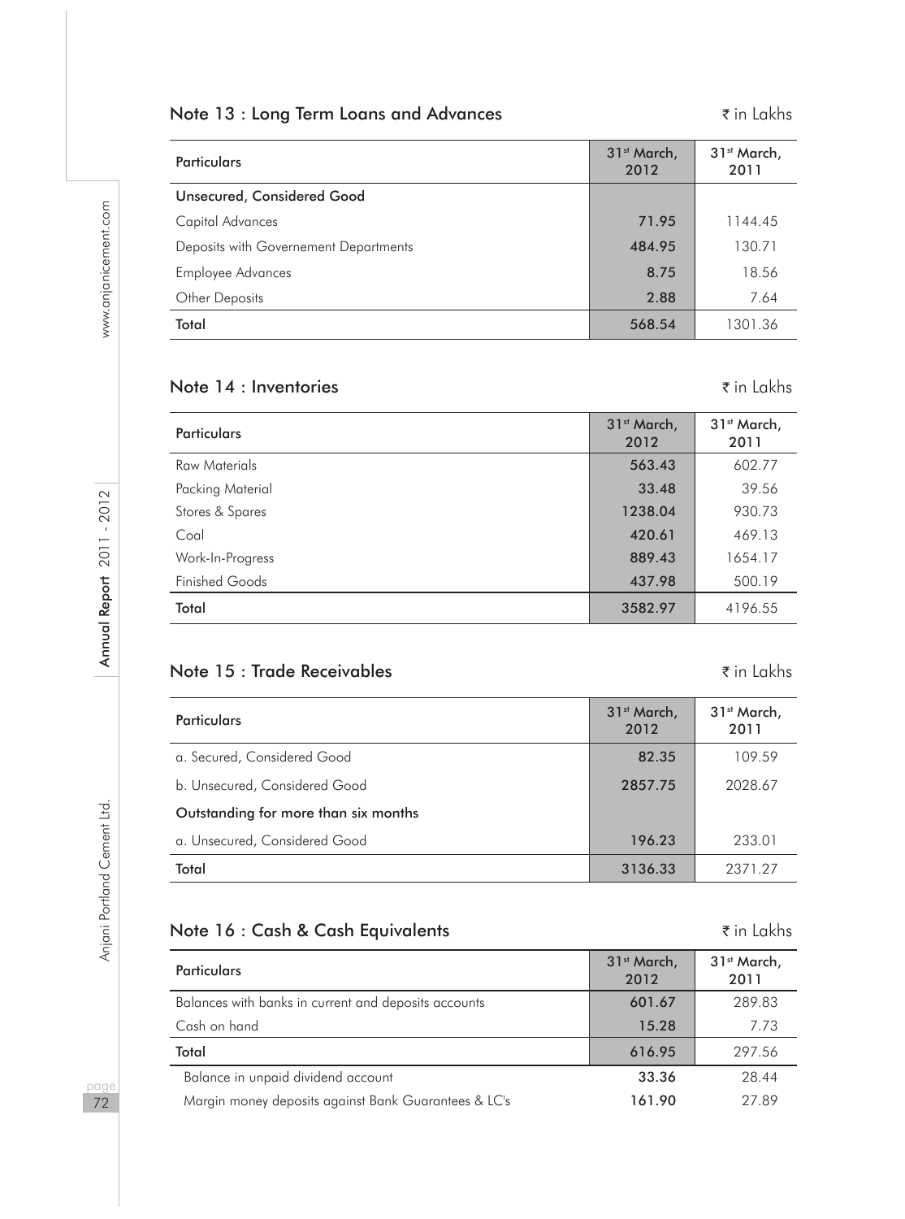## Note 13 : Long Term Loans and Advances

₹ in Lakhs

| Particulars | 31st March, 2012 | 31st March, 2011 |
|---|---|---|
| **Unsecured, Considered Good** | | |
| Capital Advances | 71.95 | 1144.45 |
| Deposits with Governement Departments | 484.95 | 130.71 |
| Employee Advances | 8.75 | 18.56 |
| Other Deposits | 2.88 | 7.64 |
| **Total** | 568.54 | 1301.36 |

## Note 14 : Inventories

₹ in Lakhs

| Particulars | 31st March, 2012 | 31st March, 2011 |
|---|---|---|
| Raw Materials | 563.43 | 602.77 |
| Packing Material | 33.48 | 39.56 |
| Stores & Spares | 1238.04 | 930.73 |
| Coal | 420.61 | 469.13 |
| Work-In-Progress | 889.43 | 1654.17 |
| Finished Goods | 437.98 | 500.19 |
| **Total** | 3582.97 | 4196.55 |

## Note 15 : Trade Receivables

₹ in Lakhs

| Particulars | 31st March, 2012 | 31st March, 2011 |
|---|---|---|
| a. Secured, Considered Good | 82.35 | 109.59 |
| b. Unsecured, Considered Good | 2857.75 | 2028.67 |
| **Outstanding for more than six months** | | |
| a. Unsecured, Considered Good | 196.23 | 233.01 |
| **Total** | 3136.33 | 2371.27 |

## Note 16 : Cash & Cash Equivalents

₹ in Lakhs

| Particulars | 31st March, 2012 | 31st March, 2011 |
|---|---|---|
| Balances with banks in current and deposits accounts | 601.67 | 289.83 |
| Cash on hand | 15.28 | 7.73 |
| **Total** | 616.95 | 297.56 |
| Balance in unpaid dividend account | 33.36 | 28.44 |
| Margin money deposits against Bank Guarantees & LC's | 161.90 | 27.89 |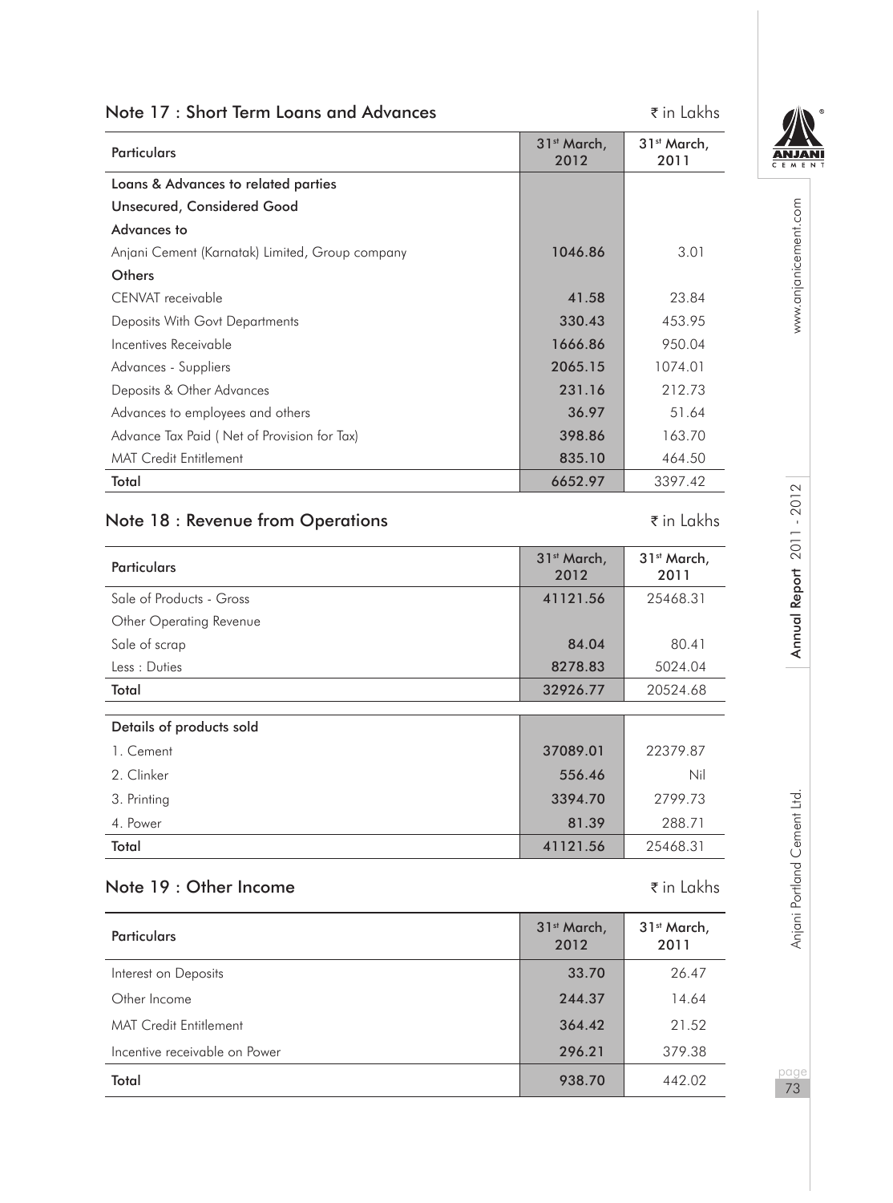## Note 17 : Short Term Loans and Advances

₹ in Lakhs

| Particulars | 31st March, 2012 | 31st March, 2011 |
|---|---|---|
| Loans & Advances to related parties | | |
| Unsecured, Considered Good | | |
| Advances to | | |
| Anjani Cement (Karnatak) Limited, Group company | 1046.86 | 3.01 |
| Others | | |
| CENVAT receivable | 41.58 | 23.84 |
| Deposits With Govt Departments | 330.43 | 453.95 |
| Incentives Receivable | 1666.86 | 950.04 |
| Advances - Suppliers | 2065.15 | 1074.01 |
| Deposits & Other Advances | 231.16 | 212.73 |
| Advances to employees and others | 36.97 | 51.64 |
| Advance Tax Paid ( Net of Provision for Tax) | 398.86 | 163.70 |
| MAT Credit Entitlement | 835.10 | 464.50 |
| Total | 6652.97 | 3397.42 |

## Note 18 : Revenue from Operations

₹ in Lakhs

| Particulars | 31st March, 2012 | 31st March, 2011 |
|---|---|---|
| Sale of Products - Gross | 41121.56 | 25468.31 |
| Other Operating Revenue | | |
| Sale of scrap | 84.04 | 80.41 |
| Less : Duties | 8278.83 | 5024.04 |
| Total | 32926.77 | 20524.68 |
| Details of products sold | | |
| 1. Cement | 37089.01 | 22379.87 |
| 2. Clinker | 556.46 | Nil |
| 3. Printing | 3394.70 | 2799.73 |
| 4. Power | 81.39 | 288.71 |
| Total | 41121.56 | 25468.31 |

## Note 19 : Other Income

₹ in Lakhs

| Particulars | 31st March, 2012 | 31st March, 2011 |
|---|---|---|
| Interest on Deposits | 33.70 | 26.47 |
| Other Income | 244.37 | 14.64 |
| MAT Credit Entitlement | 364.42 | 21.52 |
| Incentive receivable on Power | 296.21 | 379.38 |
| Total | 938.70 | 442.02 |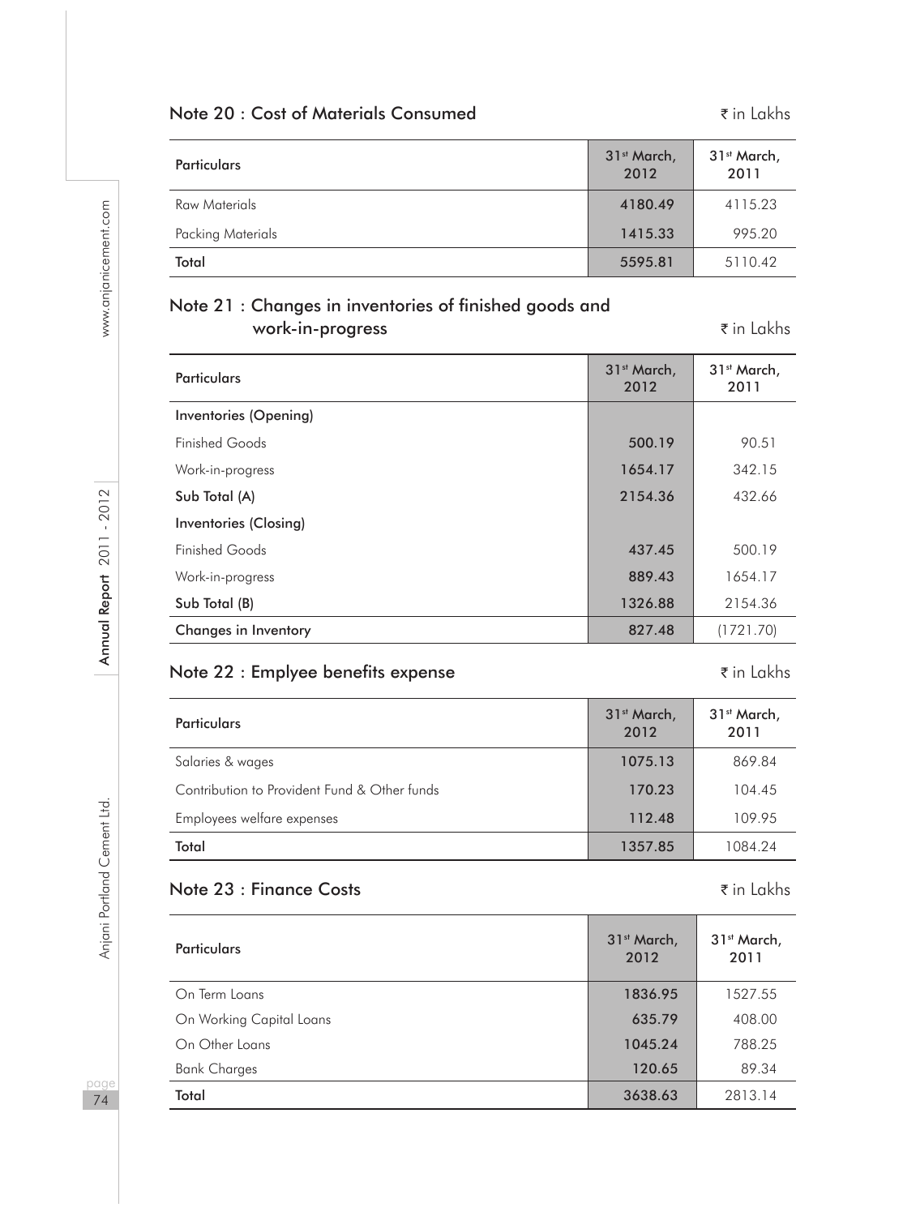## Note 20 : Cost of Materials Consumed

₹ in Lakhs

| Particulars | 31st March, 2012 | 31st March, 2011 |
|---|---|---|
| Raw Materials | 4180.49 | 4115.23 |
| Packing Materials | 1415.33 | 995.20 |
| Total | 5595.81 | 5110.42 |

## Note 21 : Changes in inventories of finished goods and work-in-progress

₹ in Lakhs

| Particulars | 31st March, 2012 | 31st March, 2011 |
|---|---|---|
| Inventories (Opening) | | |
| Finished Goods | 500.19 | 90.51 |
| Work-in-progress | 1654.17 | 342.15 |
| Sub Total (A) | 2154.36 | 432.66 |
| Inventories (Closing) | | |
| Finished Goods | 437.45 | 500.19 |
| Work-in-progress | 889.43 | 1654.17 |
| Sub Total (B) | 1326.88 | 2154.36 |
| Changes in Inventory | 827.48 | (1721.70) |

## Note 22 : Emplyee benefits expense

₹ in Lakhs

| Particulars | 31st March, 2012 | 31st March, 2011 |
|---|---|---|
| Salaries & wages | 1075.13 | 869.84 |
| Contribution to Provident Fund & Other funds | 170.23 | 104.45 |
| Employees welfare expenses | 112.48 | 109.95 |
| Total | 1357.85 | 1084.24 |

## Note 23 : Finance Costs

₹ in Lakhs

| Particulars | 31st March, 2012 | 31st March, 2011 |
|---|---|---|
| On Term Loans | 1836.95 | 1527.55 |
| On Working Capital Loans | 635.79 | 408.00 |
| On Other Loans | 1045.24 | 788.25 |
| Bank Charges | 120.65 | 89.34 |
| Total | 3638.63 | 2813.14 |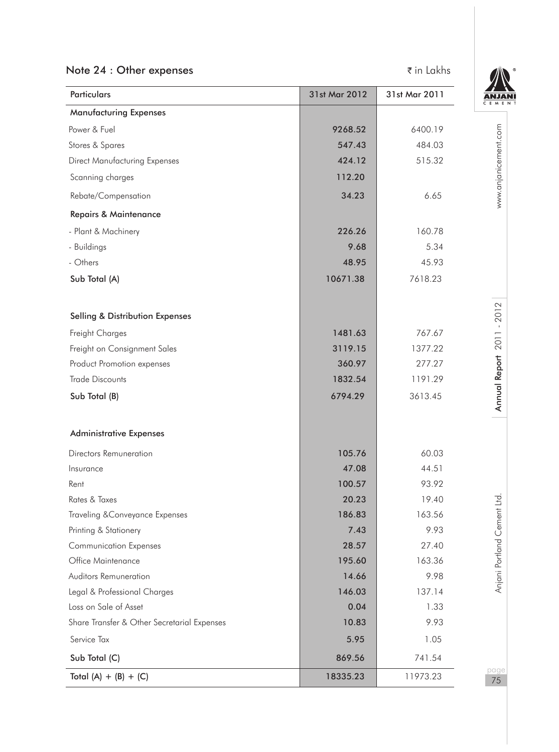## Note 24 : Other expenses

₹ in Lakhs

| Particulars | 31st Mar 2012 | 31st Mar 2011 |
|---|---|---|
| **Manufacturing Expenses** | | |
| Power & Fuel | 9268.52 | 6400.19 |
| Stores & Spares | 547.43 | 484.03 |
| Direct Manufacturing Expenses | 424.12 | 515.32 |
| Scanning charges | 112.20 | |
| Rebate/Compensation | 34.23 | 6.65 |
| **Repairs & Maintenance** | | |
| - Plant & Machinery | 226.26 | 160.78 |
| - Buildings | 9.68 | 5.34 |
| - Others | 48.95 | 45.93 |
| **Sub Total (A)** | 10671.38 | 7618.23 |
| | | |
| **Selling & Distribution Expenses** | | |
| Freight Charges | 1481.63 | 767.67 |
| Freight on Consignment Sales | 3119.15 | 1377.22 |
| Product Promotion expenses | 360.97 | 277.27 |
| Trade Discounts | 1832.54 | 1191.29 |
| **Sub Total (B)** | 6794.29 | 3613.45 |
| | | |
| **Administrative Expenses** | | |
| Directors Remuneration | 105.76 | 60.03 |
| Insurance | 47.08 | 44.51 |
| Rent | 100.57 | 93.92 |
| Rates & Taxes | 20.23 | 19.40 |
| Traveling &Conveyance Expenses | 186.83 | 163.56 |
| Printing & Stationery | 7.43 | 9.93 |
| Communication Expenses | 28.57 | 27.40 |
| Office Maintenance | 195.60 | 163.36 |
| Auditors Remuneration | 14.66 | 9.98 |
| Legal & Professional Charges | 146.03 | 137.14 |
| Loss on Sale of Asset | 0.04 | 1.33 |
| Share Transfer & Other Secretarial Expenses | 10.83 | 9.93 |
| Service Tax | 5.95 | 1.05 |
| **Sub Total (C)** | 869.56 | 741.54 |
| **Total (A) + (B) + (C)** | 18335.23 | 11973.23 |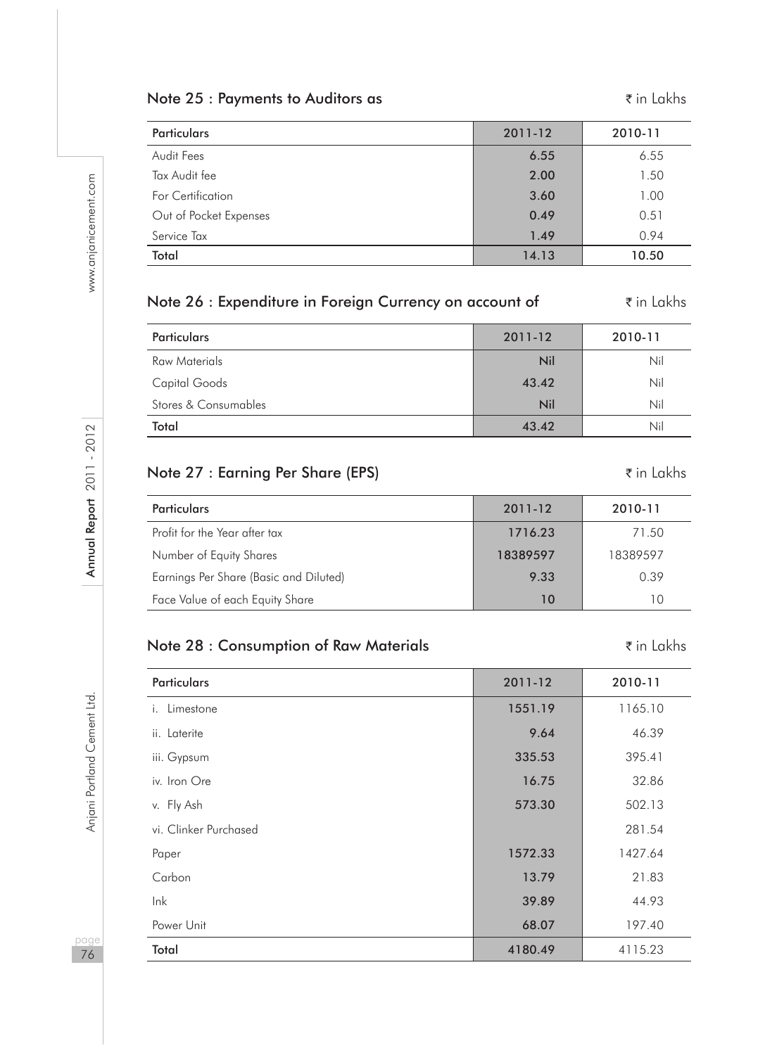## Note 25 : Payments to Auditors as

₹ in Lakhs

| Particulars | 2011-12 | 2010-11 |
|---|---|---|
| Audit Fees | **6.55** | 6.55 |
| Tax Audit fee | **2.00** | 1.50 |
| For Certification | **3.60** | 1.00 |
| Out of Pocket Expenses | **0.49** | 0.51 |
| Service Tax | **1.49** | 0.94 |
| **Total** | **14.13** | **10.50** |

## Note 26 : Expenditure in Foreign Currency on account of

₹ in Lakhs

| Particulars | 2011-12 | 2010-11 |
|---|---|---|
| Raw Materials | **Nil** | Nil |
| Capital Goods | **43.42** | Nil |
| Stores & Consumables | **Nil** | Nil |
| **Total** | **43.42** | Nil |

## Note 27 : Earning Per Share (EPS)

₹ in Lakhs

| Particulars | 2011-12 | 2010-11 |
|---|---|---|
| Profit for the Year after tax | **1716.23** | 71.50 |
| Number of Equity Shares | **18389597** | 18389597 |
| Earnings Per Share (Basic and Diluted) | **9.33** | 0.39 |
| Face Value of each Equity Share | **10** | 10 |

## Note 28 : Consumption of Raw Materials

₹ in Lakhs

| Particulars | 2011-12 | 2010-11 |
|---|---|---|
| i. Limestone | **1551.19** | 1165.10 |
| ii. Laterite | **9.64** | 46.39 |
| iii. Gypsum | **335.53** | 395.41 |
| iv. Iron Ore | **16.75** | 32.86 |
| v. Fly Ash | **573.30** | 502.13 |
| vi. Clinker Purchased | | 281.54 |
| Paper | **1572.33** | 1427.64 |
| Carbon | **13.79** | 21.83 |
| Ink | **39.89** | 44.93 |
| Power Unit | **68.07** | 197.40 |
| **Total** | **4180.49** | 4115.23 |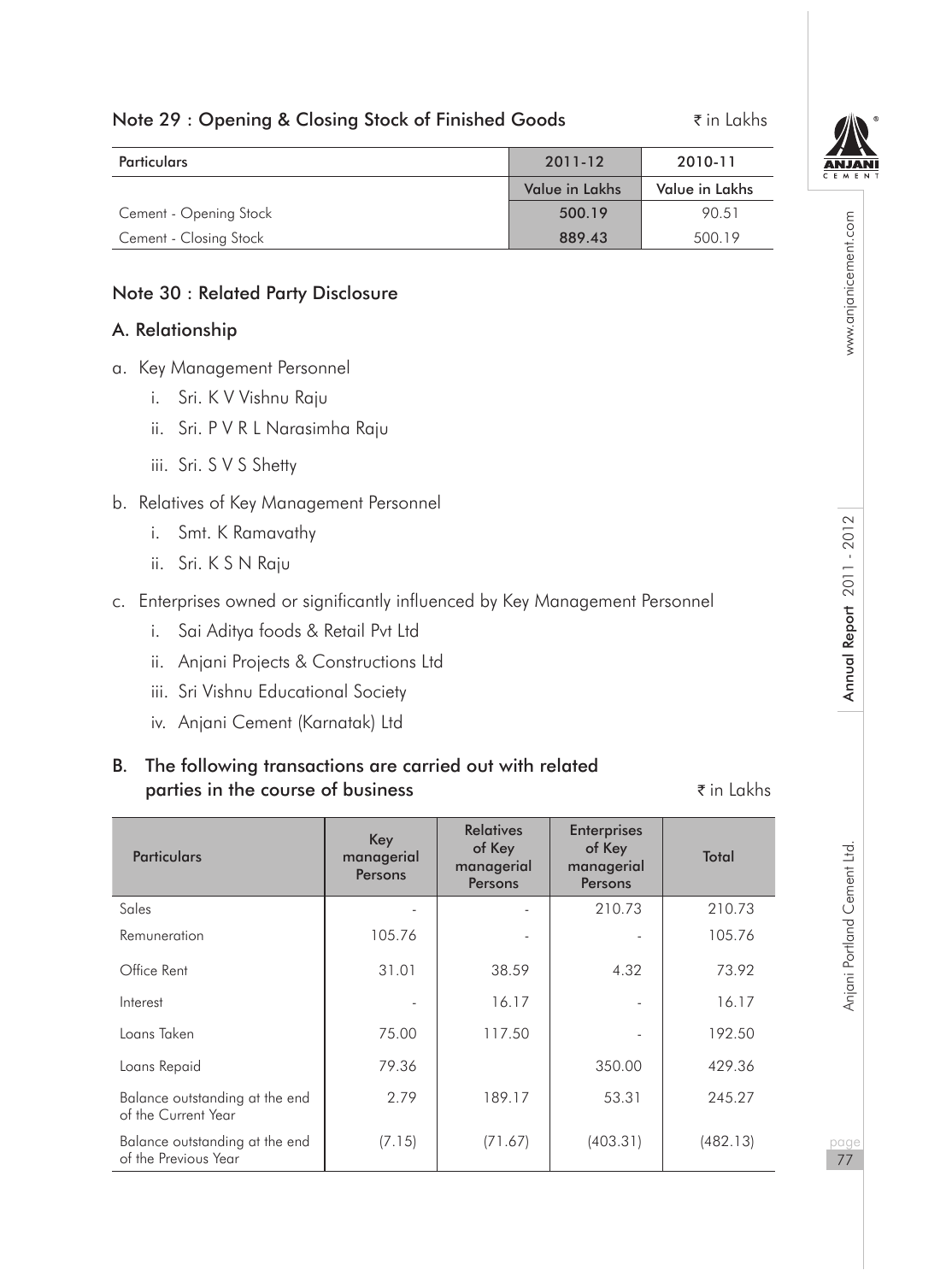## Note 29 : Opening & Closing Stock of Finished Goods

₹ in Lakhs

| Particulars | 2011-12 | 2010-11 |
|---|---|---|
| | Value in Lakhs | Value in Lakhs |
| Cement - Opening Stock | 500.19 | 90.51 |
| Cement - Closing Stock | 889.43 | 500.19 |

## Note 30 : Related Party Disclosure

### A. Relationship

a. Key Management Personnel
   i. Sri. K V Vishnu Raju
   ii. Sri. P V R L Narasimha Raju
   iii. Sri. S V S Shetty

b. Relatives of Key Management Personnel
   i. Smt. K Ramavathy
   ii. Sri. K S N Raju

c. Enterprises owned or significantly influenced by Key Management Personnel
   i. Sai Aditya foods & Retail Pvt Ltd
   ii. Anjani Projects & Constructions Ltd
   iii. Sri Vishnu Educational Society
   iv. Anjani Cement (Karnatak) Ltd

### B. The following transactions are carried out with related parties in the course of business

₹ in Lakhs

| Particulars | Key managerial Persons | Relatives of Key managerial Persons | Enterprises of Key managerial Persons | Total |
|---|---|---|---|---|
| Sales | - | - | 210.73 | 210.73 |
| Remuneration | 105.76 | - | - | 105.76 |
| Office Rent | 31.01 | 38.59 | 4.32 | 73.92 |
| Interest | - | 16.17 | - | 16.17 |
| Loans Taken | 75.00 | 117.50 | - | 192.50 |
| Loans Repaid | 79.36 | | 350.00 | 429.36 |
| Balance outstanding at the end of the Current Year | 2.79 | 189.17 | 53.31 | 245.27 |
| Balance outstanding at the end of the Previous Year | (7.15) | (71.67) | (403.31) | (482.13) |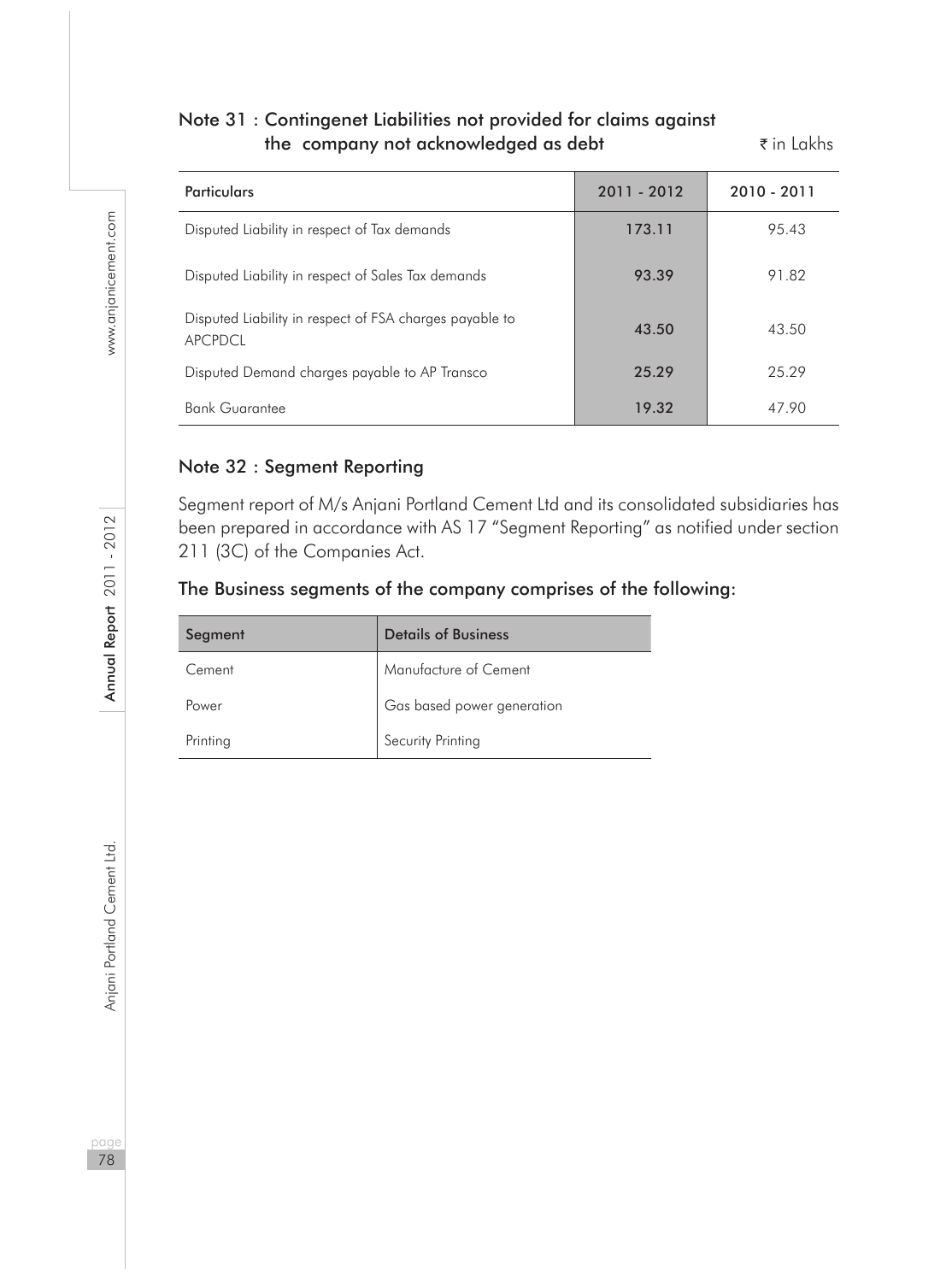## Note 31 : Contingenet Liabilities not provided for claims against the company not acknowledged as debt

₹ in Lakhs

| Particulars | 2011 - 2012 | 2010 - 2011 |
|---|---|---|
| Disputed Liability in respect of Tax demands | 173.11 | 95.43 |
| Disputed Liability in respect of Sales Tax demands | 93.39 | 91.82 |
| Disputed Liability in respect of FSA charges payable to APCPDCL | 43.50 | 43.50 |
| Disputed Demand charges payable to AP Transco | 25.29 | 25.29 |
| Bank Guarantee | 19.32 | 47.90 |

## Note 32 : Segment Reporting

Segment report of M/s Anjani Portland Cement Ltd and its consolidated subsidiaries has been prepared in accordance with AS 17 "Segment Reporting" as notified under section 211 (3C) of the Companies Act.

### The Business segments of the company comprises of the following:

| Segment | Details of Business |
|---|---|
| Cement | Manufacture of Cement |
| Power | Gas based power generation |
| Printing | Security Printing |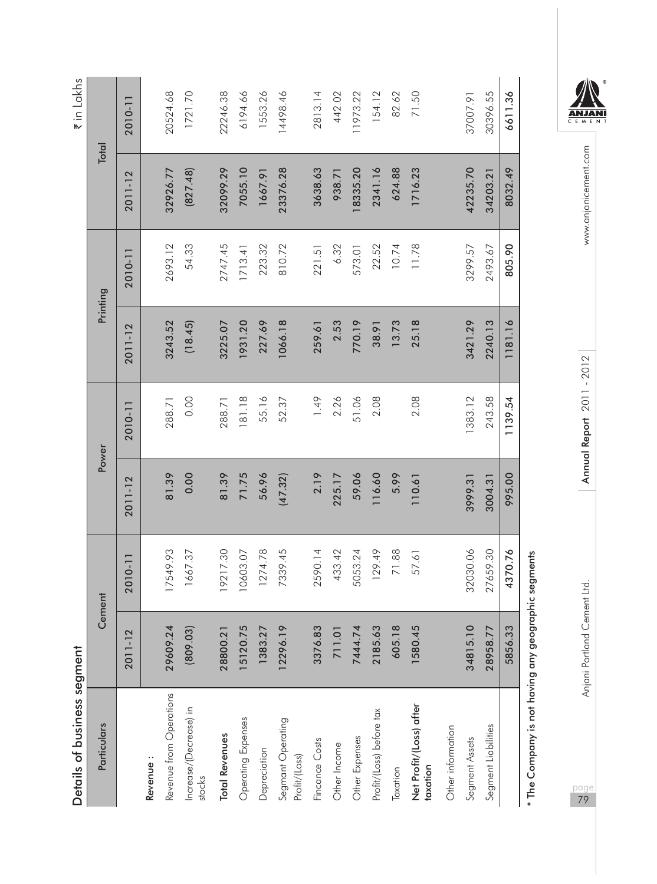## Details of business segment

₹ in Lakhs

| Particulars | Cement | | Power | | Printing | | Total | |
|---|---|---|---|---|---|---|---|---|
| | 2011-12 | 2010-11 | 2011-12 | 2010-11 | 2011-12 | 2010-11 | 2011-12 | 2010-11 |
| **Revenue :** | | | | | | | | |
| Revenue from Operations | 29609.24 | 17549.93 | 81.39 | 288.71 | 3243.52 | 2693.12 | 32926.77 | 20524.68 |
| Increase/(Decrease) in stocks | (809.03) | 1667.37 | 0.00 | 0.00 | (18.45) | 54.33 | (827.48) | 1721.70 |
| **Total Revenues** | 28800.21 | 19217.30 | 81.39 | 288.71 | 3225.07 | 2747.45 | 32099.29 | 22246.38 |
| Operating Expenses | 15120.75 | 10603.07 | 71.75 | 181.18 | 1931.20 | 1713.41 | 7055.10 | 6194.66 |
| Depreciation | 1383.27 | 1274.78 | 56.96 | 55.16 | 227.69 | 223.32 | 1667.91 | 1553.26 |
| Segment Operating Profit/(Loss) | 12296.19 | 7339.45 | (47.32) | 52.37 | 1066.18 | 810.72 | 23376.28 | 14498.46 |
| Fincance Costs | 3376.83 | 2590.14 | 2.19 | 1.49 | 259.61 | 221.51 | 3638.63 | 2813.14 |
| Other Income | 711.01 | 433.42 | 225.17 | 2.26 | 2.53 | 6.32 | 938.71 | 442.02 |
| Other Expenses | 7444.74 | 5053.24 | 59.06 | 51.06 | 770.19 | 573.01 | 18335.20 | 11973.22 |
| Profit/(Loss) before tax | 2185.63 | 129.49 | 116.60 | 2.08 | 38.91 | 22.52 | 2341.16 | 154.12 |
| Taxation | 605.18 | 71.88 | 5.99 | | 13.73 | 10.74 | 624.88 | 82.62 |
| **Net Profit/(Loss) after taxation** | 1580.45 | 57.61 | 110.61 | 2.08 | 25.18 | 11.78 | 1716.23 | 71.50 |
| Other information | | | | | | | | |
| Segment Assets | 34815.10 | 32030.06 | 3999.31 | 1383.12 | 3421.29 | 3299.57 | 42235.70 | 37007.91 |
| Segment Liabilities | 28958.77 | 27659.30 | 3004.31 | 243.58 | 2240.13 | 2493.67 | 34203.21 | 30396.55 |
| | 5856.33 | 4370.76 | 995.00 | 1139.54 | 1181.16 | 805.90 | 8032.49 | 6611.36 |

* The Company is not having any geographic segments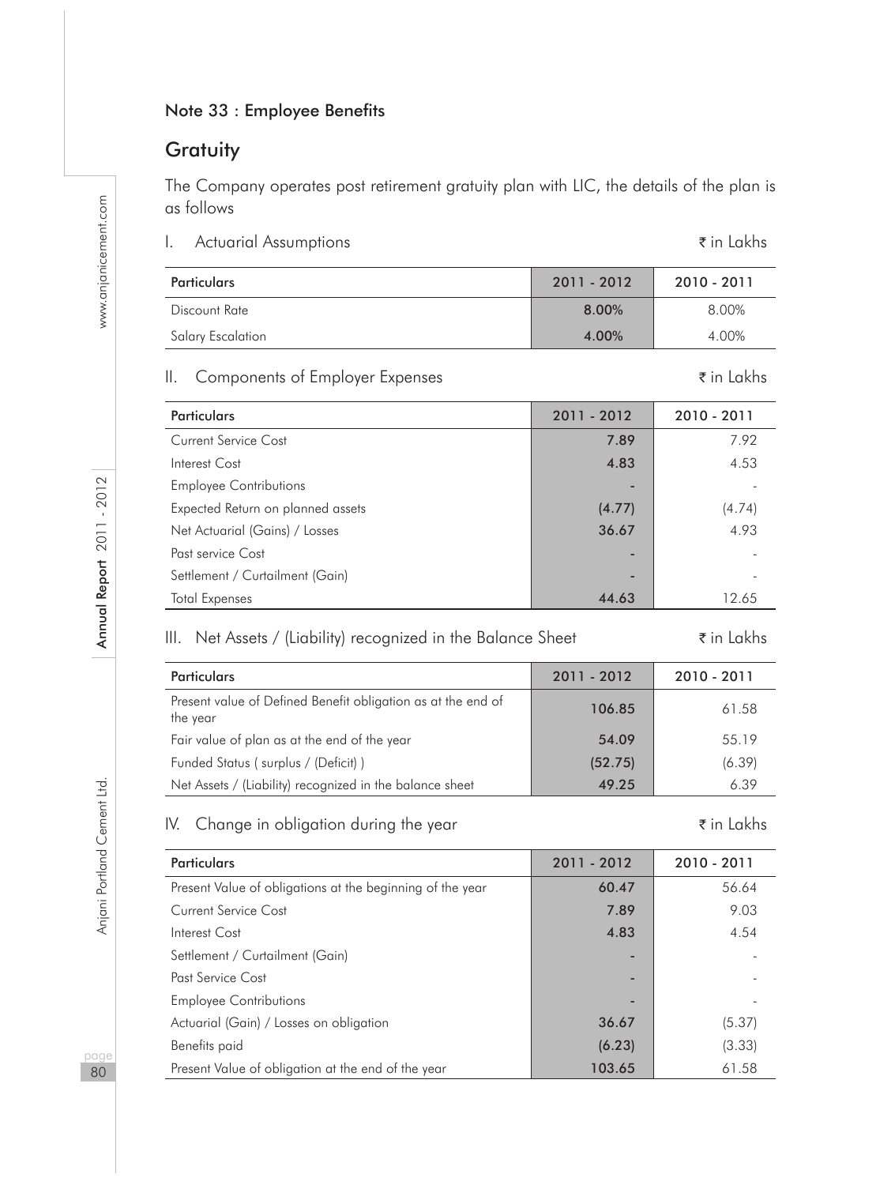## Note 33 : Employee Benefits

### Gratuity

The Company operates post retirement gratuity plan with LIC, the details of the plan is as follows

I. Actuarial Assumptions ₹ in Lakhs

| Particulars | 2011 - 2012 | 2010 - 2011 |
|---|---|---|
| Discount Rate | 8.00% | 8.00% |
| Salary Escalation | 4.00% | 4.00% |

II. Components of Employer Expenses ₹ in Lakhs

| Particulars | 2011 - 2012 | 2010 - 2011 |
|---|---|---|
| Current Service Cost | 7.89 | 7.92 |
| Interest Cost | 4.83 | 4.53 |
| Employee Contributions | - | - |
| Expected Return on planned assets | (4.77) | (4.74) |
| Net Actuarial (Gains) / Losses | 36.67 | 4.93 |
| Past service Cost | - | - |
| Settlement / Curtailment (Gain) | - | - |
| Total Expenses | 44.63 | 12.65 |

III. Net Assets / (Liability) recognized in the Balance Sheet ₹ in Lakhs

| Particulars | 2011 - 2012 | 2010 - 2011 |
|---|---|---|
| Present value of Defined Benefit obligation as at the end of the year | 106.85 | 61.58 |
| Fair value of plan as at the end of the year | 54.09 | 55.19 |
| Funded Status ( surplus / (Deficit) ) | (52.75) | (6.39) |
| Net Assets / (Liability) recognized in the balance sheet | 49.25 | 6.39 |

IV. Change in obligation during the year ₹ in Lakhs

| Particulars | 2011 - 2012 | 2010 - 2011 |
|---|---|---|
| Present Value of obligations at the beginning of the year | 60.47 | 56.64 |
| Current Service Cost | 7.89 | 9.03 |
| Interest Cost | 4.83 | 4.54 |
| Settlement / Curtailment (Gain) | - | - |
| Past Service Cost | - | - |
| Employee Contributions | - | - |
| Actuarial (Gain) / Losses on obligation | 36.67 | (5.37) |
| Benefits paid | (6.23) | (3.33) |
| Present Value of obligation at the end of the year | 103.65 | 61.58 |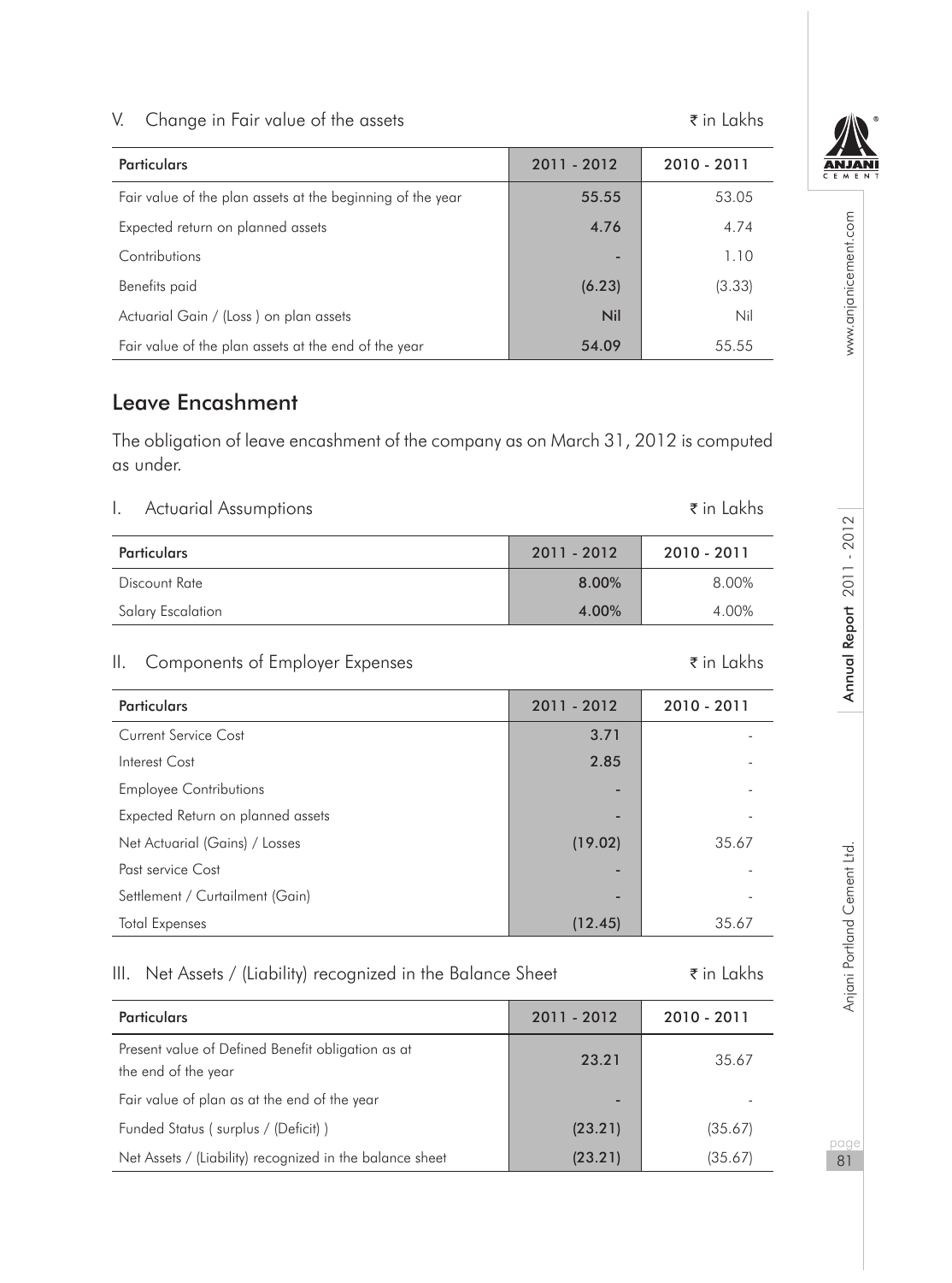V. Change in Fair value of the assets ₹ in Lakhs

| Particulars | 2011 - 2012 | 2010 - 2011 |
|---|---|---|
| Fair value of the plan assets at the beginning of the year | 55.55 | 53.05 |
| Expected return on planned assets | 4.76 | 4.74 |
| Contributions | - | 1.10 |
| Benefits paid | (6.23) | (3.33) |
| Actuarial Gain / (Loss ) on plan assets | Nil | Nil |
| Fair value of the plan assets at the end of the year | 54.09 | 55.55 |

## Leave Encashment

The obligation of leave encashment of the company as on March 31, 2012 is computed as under.

I. Actuarial Assumptions ₹ in Lakhs

| Particulars | 2011 - 2012 | 2010 - 2011 |
|---|---|---|
| Discount Rate | 8.00% | 8.00% |
| Salary Escalation | 4.00% | 4.00% |

II. Components of Employer Expenses ₹ in Lakhs

| Particulars | 2011 - 2012 | 2010 - 2011 |
|---|---|---|
| Current Service Cost | 3.71 | - |
| Interest Cost | 2.85 | - |
| Employee Contributions | - | - |
| Expected Return on planned assets | - | - |
| Net Actuarial (Gains) / Losses | (19.02) | 35.67 |
| Past service Cost | - | - |
| Settlement / Curtailment (Gain) | - | - |
| Total Expenses | (12.45) | 35.67 |

III. Net Assets / (Liability) recognized in the Balance Sheet ₹ in Lakhs

| Particulars | 2011 - 2012 | 2010 - 2011 |
|---|---|---|
| Present value of Defined Benefit obligation as at the end of the year | 23.21 | 35.67 |
| Fair value of plan as at the end of the year | - | - |
| Funded Status ( surplus / (Deficit) ) | (23.21) | (35.67) |
| Net Assets / (Liability) recognized in the balance sheet | (23.21) | (35.67) |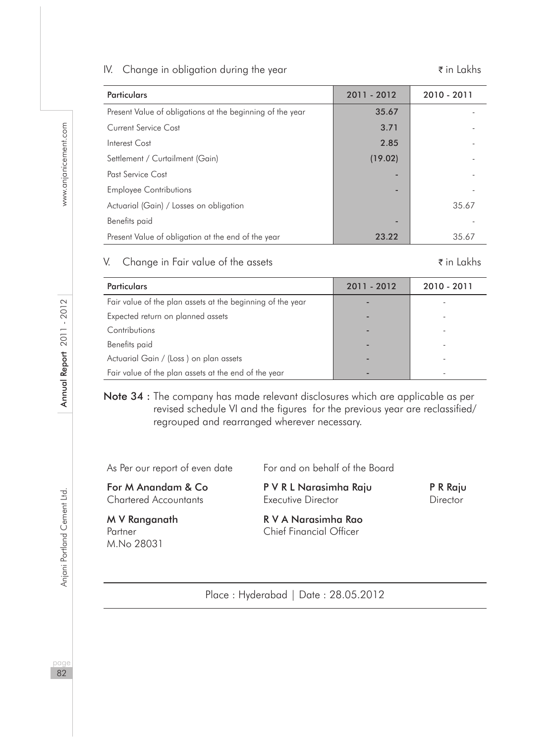## IV. Change in obligation during the year

₹ in Lakhs

| Particulars | 2011 - 2012 | 2010 - 2011 |
|---|---|---|
| Present Value of obligations at the beginning of the year | 35.67 | - |
| Current Service Cost | 3.71 | - |
| Interest Cost | 2.85 | - |
| Settlement / Curtailment (Gain) | (19.02) | - |
| Past Service Cost | - | - |
| Employee Contributions | - | - |
| Actuarial (Gain) / Losses on obligation | | 35.67 |
| Benefits paid | - | - |
| Present Value of obligation at the end of the year | 23.22 | 35.67 |

## V. Change in Fair value of the assets

₹ in Lakhs

| Particulars | 2011 - 2012 | 2010 - 2011 |
|---|---|---|
| Fair value of the plan assets at the beginning of the year | - | - |
| Expected return on planned assets | - | - |
| Contributions | - | - |
| Benefits paid | - | - |
| Actuarial Gain / (Loss ) on plan assets | - | - |
| Fair value of the plan assets at the end of the year | - | - |

**Note 34 :** The company has made relevant disclosures which are applicable as per revised schedule VI and the figures for the previous year are reclassified/ regrouped and rearranged wherever necessary.

As Per our report of even date

**For M Anandam & Co**
Chartered Accountants

**M V Ranganath**
Partner
M.No 28031

For and on behalf of the Board

**P V R L Narasimha Raju**
Executive Director

**P R Raju**
Director

**R V A Narasimha Rao**
Chief Financial Officer

Place : Hyderabad | Date : 28.05.2012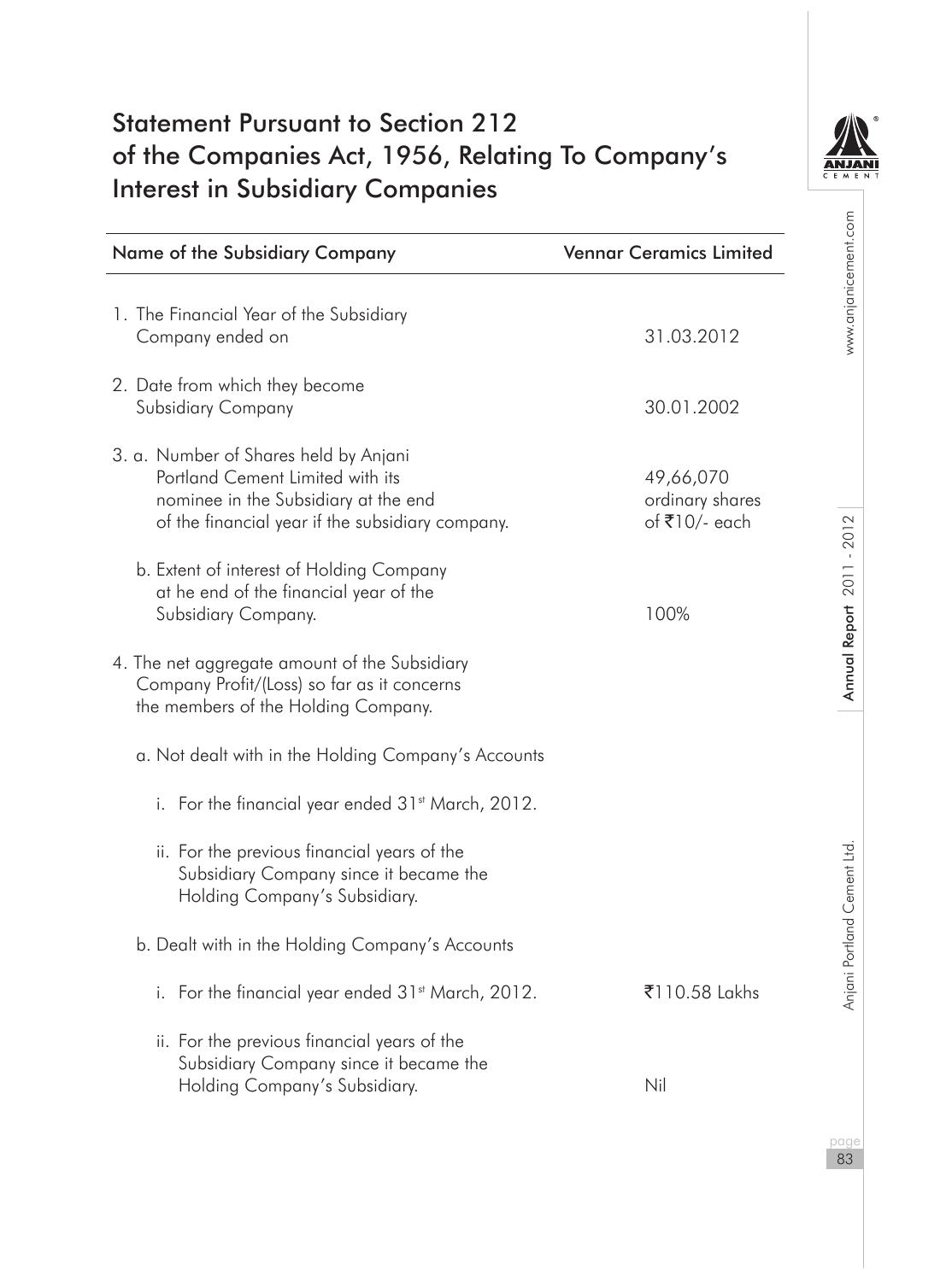# Statement Pursuant to Section 212 of the Companies Act, 1956, Relating To Company's Interest in Subsidiary Companies

| Name of the Subsidiary Company | Vennar Ceramics Limited |
|---|---|
| 1. The Financial Year of the Subsidiary Company ended on | 31.03.2012 |
| 2. Date from which they become Subsidiary Company | 30.01.2002 |
| 3. a. Number of Shares held by Anjani Portland Cement Limited with its nominee in the Subsidiary at the end of the financial year if the subsidiary company. | 49,66,070 ordinary shares of ₹10/- each |
| b. Extent of interest of Holding Company at he end of the financial year of the Subsidiary Company. | 100% |
| 4. The net aggregate amount of the Subsidiary Company Profit/(Loss) so far as it concerns the members of the Holding Company. | |
| a. Not dealt with in the Holding Company's Accounts | |
| i. For the financial year ended 31st March, 2012. | |
| ii. For the previous financial years of the Subsidiary Company since it became the Holding Company's Subsidiary. | |
| b. Dealt with in the Holding Company's Accounts | |
| i. For the financial year ended 31st March, 2012. | ₹110.58 Lakhs |
| ii. For the previous financial years of the Subsidiary Company since it became the Holding Company's Subsidiary. | Nil |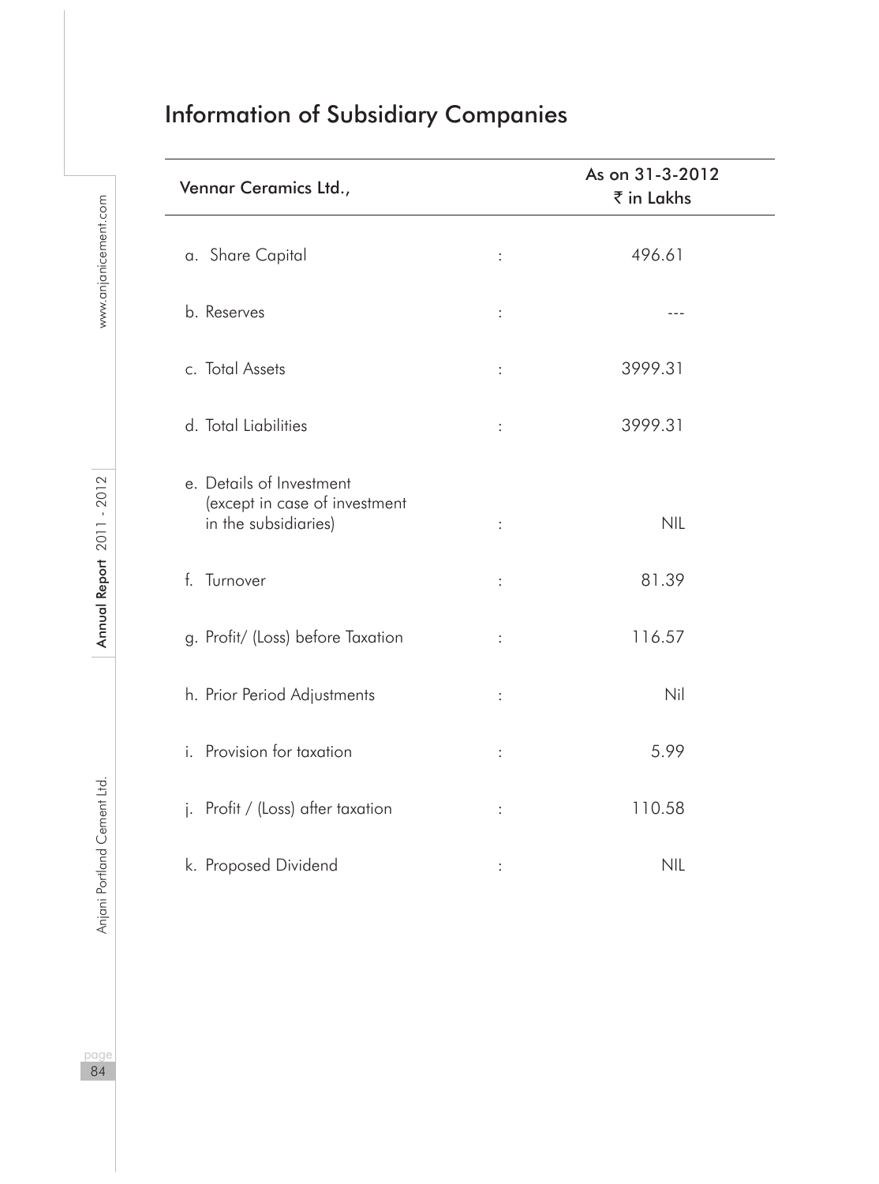# Information of Subsidiary Companies

| Vennar Ceramics Ltd., | | As on 31-3-2012 ₹ in Lakhs |
|---|---|---|
| a. Share Capital | : | 496.61 |
| b. Reserves | : | --- |
| c. Total Assets | : | 3999.31 |
| d. Total Liabilities | : | 3999.31 |
| e. Details of Investment (except in case of investment in the subsidiaries) | : | NIL |
| f. Turnover | : | 81.39 |
| g. Profit/ (Loss) before Taxation | : | 116.57 |
| h. Prior Period Adjustments | : | Nil |
| i. Provision for taxation | : | 5.99 |
| j. Profit / (Loss) after taxation | : | 110.58 |
| k. Proposed Dividend | : | NIL |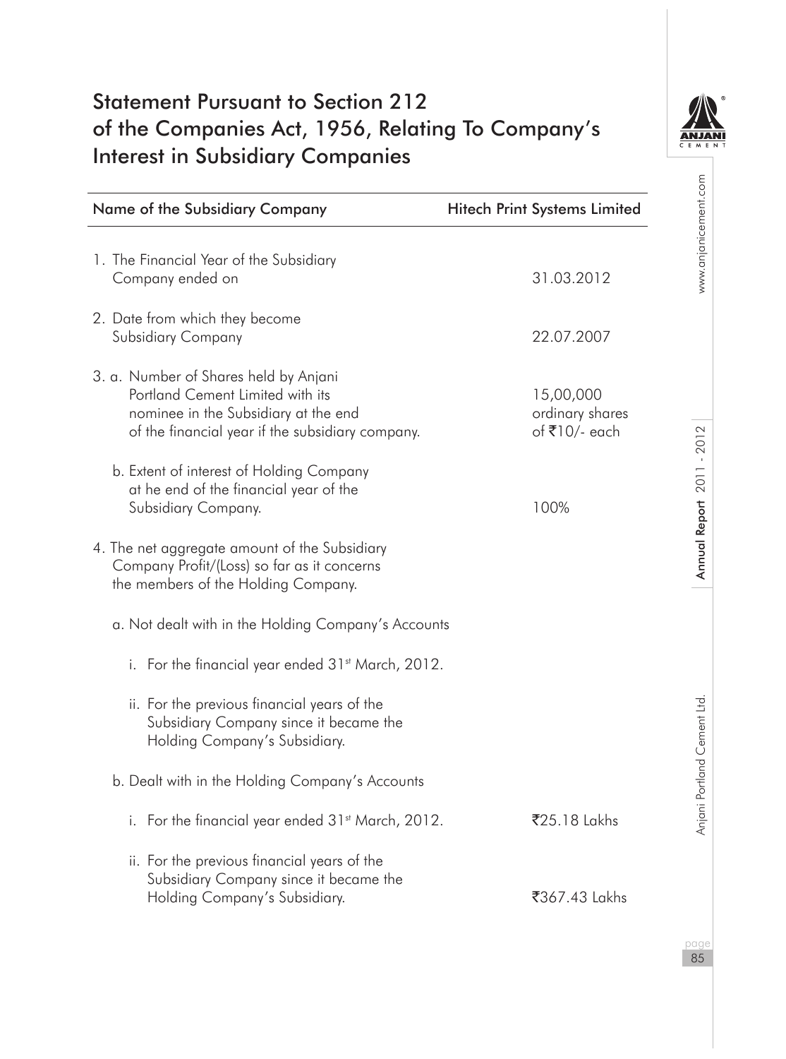# Statement Pursuant to Section 212 of the Companies Act, 1956, Relating To Company's Interest in Subsidiary Companies

| Name of the Subsidiary Company | Hitech Print Systems Limited |
|---|---|
| 1. The Financial Year of the Subsidiary Company ended on | 31.03.2012 |
| 2. Date from which they become Subsidiary Company | 22.07.2007 |
| 3. a. Number of Shares held by Anjani Portland Cement Limited with its nominee in the Subsidiary at the end of the financial year if the subsidiary company. | 15,00,000 ordinary shares of ₹10/- each |
| b. Extent of interest of Holding Company at he end of the financial year of the Subsidiary Company. | 100% |
| 4. The net aggregate amount of the Subsidiary Company Profit/(Loss) so far as it concerns the members of the Holding Company. | |
| a. Not dealt with in the Holding Company's Accounts | |
| i. For the financial year ended 31st March, 2012. | |
| ii. For the previous financial years of the Subsidiary Company since it became the Holding Company's Subsidiary. | |
| b. Dealt with in the Holding Company's Accounts | |
| i. For the financial year ended 31st March, 2012. | ₹25.18 Lakhs |
| ii. For the previous financial years of the Subsidiary Company since it became the Holding Company's Subsidiary. | ₹367.43 Lakhs |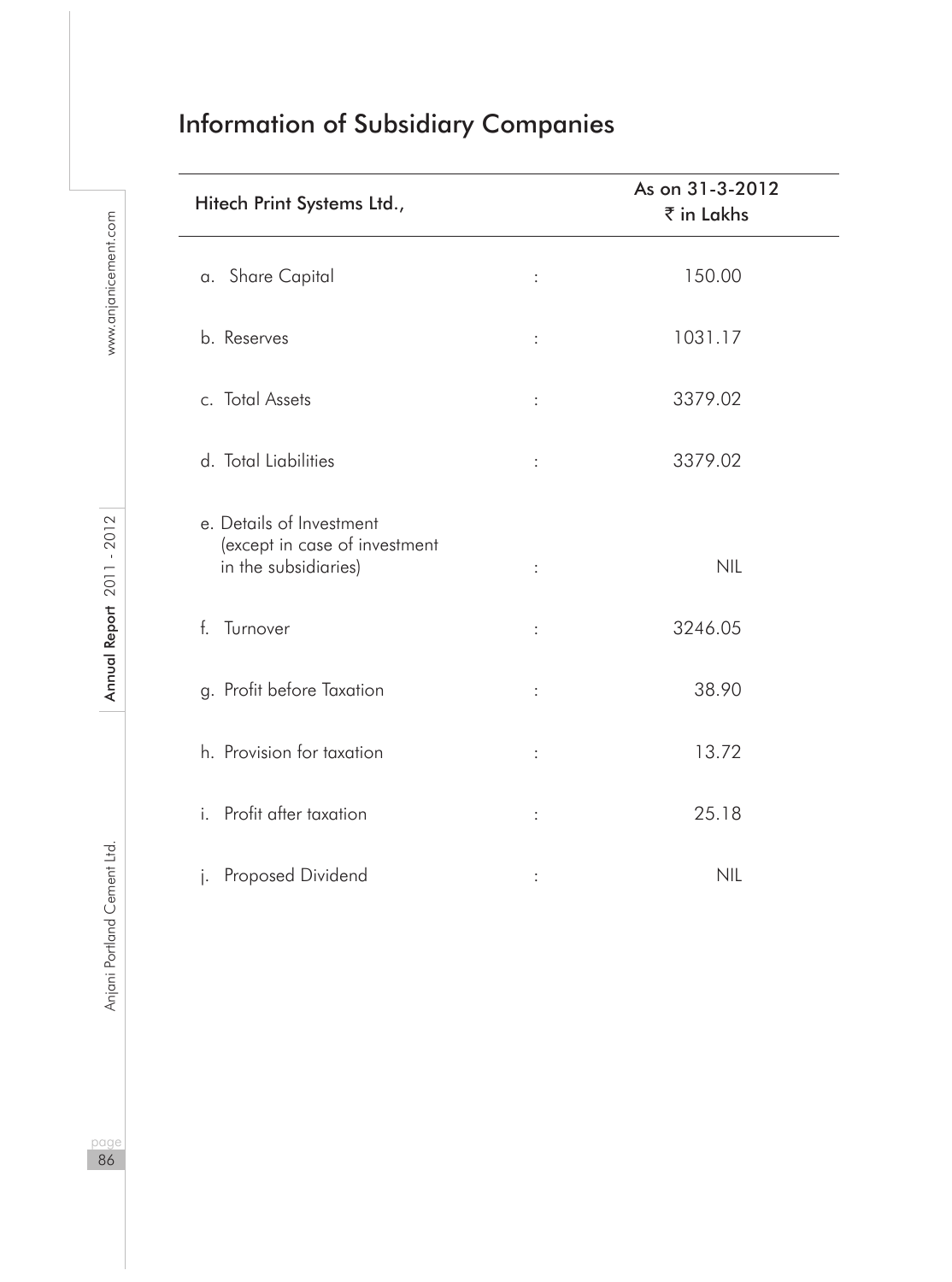# Information of Subsidiary Companies

| Hitech Print Systems Ltd., | | As on 31-3-2012<br>₹ in Lakhs |
|---|---|---|
| a. Share Capital | : | 150.00 |
| b. Reserves | : | 1031.17 |
| c. Total Assets | : | 3379.02 |
| d. Total Liabilities | : | 3379.02 |
| e. Details of Investment (except in case of investment in the subsidiaries) | : | NIL |
| f. Turnover | : | 3246.05 |
| g. Profit before Taxation | : | 38.90 |
| h. Provision for taxation | : | 13.72 |
| i. Profit after taxation | : | 25.18 |
| j. Proposed Dividend | : | NIL |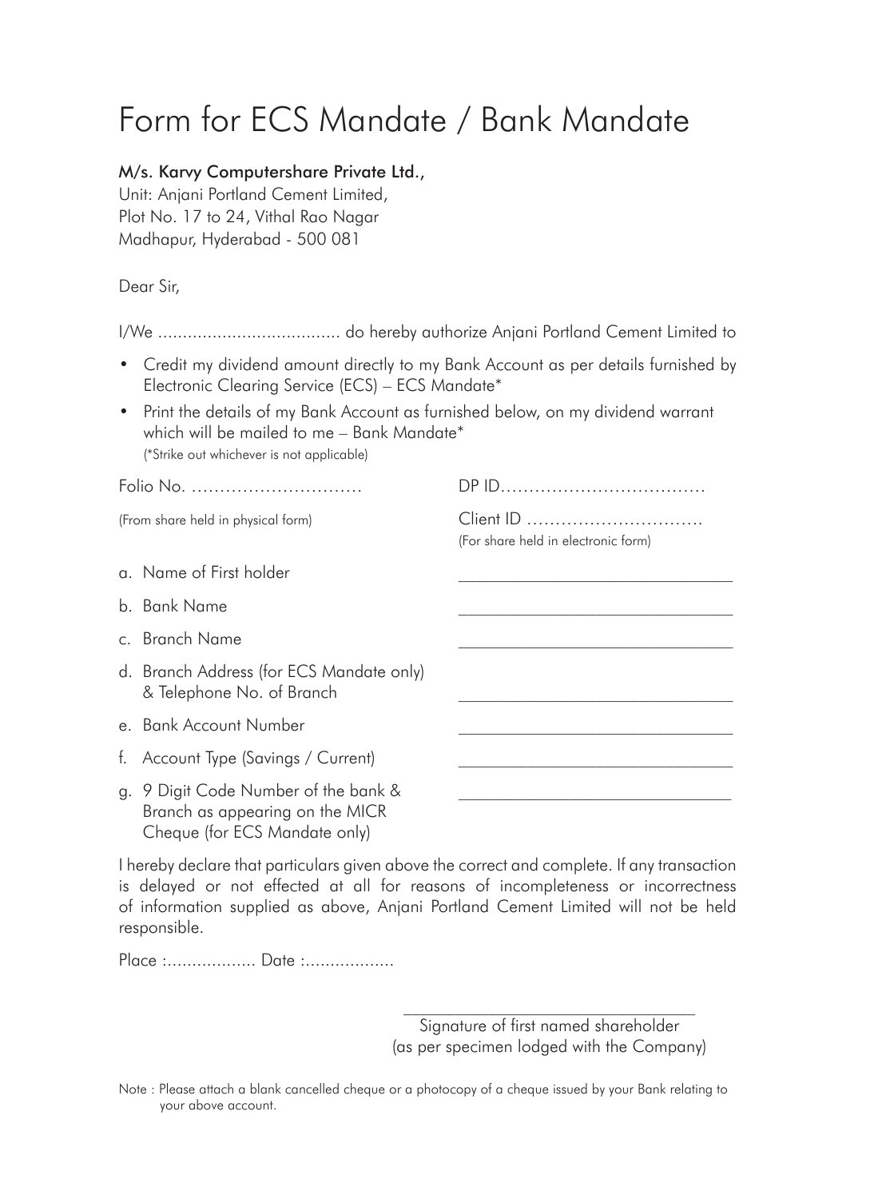# Form for ECS Mandate / Bank Mandate

M/s. Karvy Computershare Private Ltd.,
Unit: Anjani Portland Cement Limited,
Plot No. 17 to 24, Vithal Rao Nagar
Madhapur, Hyderabad - 500 081

Dear Sir,

I/We ..................................... do hereby authorize Anjani Portland Cement Limited to

- Credit my dividend amount directly to my Bank Account as per details furnished by Electronic Clearing Service (ECS) – ECS Mandate*
- Print the details of my Bank Account as furnished below, on my dividend warrant which will be mailed to me – Bank Mandate*
  (*Strike out whichever is not applicable)

Folio No. ..............................
(From share held in physical form)

DP ID....................................
Client ID ...............................
(For share held in electronic form)

a. Name of First holder ________________________________
b. Bank Name ________________________________
c. Branch Name ________________________________
d. Branch Address (for ECS Mandate only) & Telephone No. of Branch ________________________________
e. Bank Account Number ________________________________
f. Account Type (Savings / Current) ________________________________
g. 9 Digit Code Number of the bank & Branch as appearing on the MICR Cheque (for ECS Mandate only) ________________________________

I hereby declare that particulars given above the correct and complete. If any transaction is delayed or not effected at all for reasons of incompleteness or incorrectness of information supplied as above, Anjani Portland Cement Limited will not be held responsible.

Place :.................. Date :..................

___________________________________
Signature of first named shareholder
(as per specimen lodged with the Company)

Note : Please attach a blank cancelled cheque or a photocopy of a cheque issued by your Bank relating to your above account.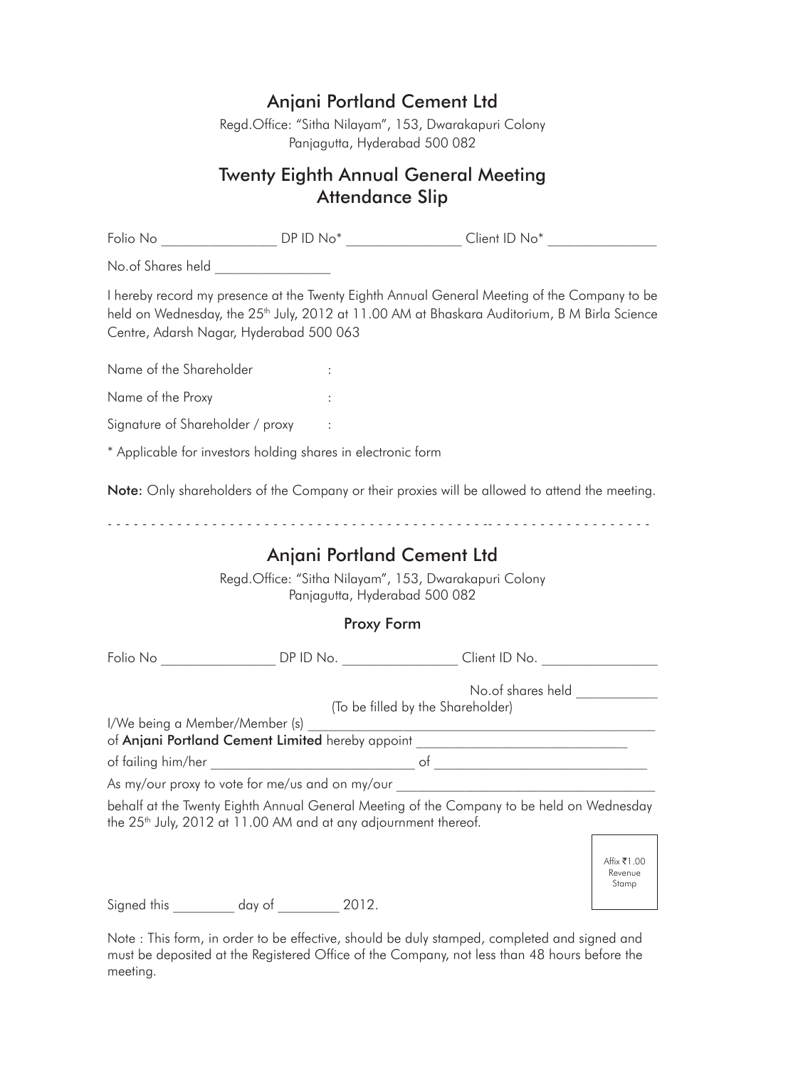# Anjani Portland Cement Ltd

Regd.Office: "Sitha Nilayam", 153, Dwarakapuri Colony
Panjagutta, Hyderabad 500 082

## Twenty Eighth Annual General Meeting
## Attendance Slip

Folio No ________________ DP ID No* ________________ Client ID No* _______________

No.of Shares held ________________

I hereby record my presence at the Twenty Eighth Annual General Meeting of the Company to be held on Wednesday, the 25th July, 2012 at 11.00 AM at Bhaskara Auditorium, B M Birla Science Centre, Adarsh Nagar, Hyderabad 500 063

Name of the Shareholder :

Name of the Proxy :

Signature of Shareholder / proxy :

* Applicable for investors holding shares in electronic form

**Note:** Only shareholders of the Company or their proxies will be allowed to attend the meeting.

- - - - - - - - - - - - - - - - - - - - - - - - - - - - - - - - - - - - - - - - - - - - - - - - - - - - - - - - - - - - -

# Anjani Portland Cement Ltd

Regd.Office: "Sitha Nilayam", 153, Dwarakapuri Colony
Panjagutta, Hyderabad 500 082

## Proxy Form

Folio No ________________ DP ID No. ________________ Client ID No. ________________

No.of shares held ___________

(To be filled by the Shareholder)

I/We being a Member/Member (s) ________________________________________________

of **Anjani Portland Cement Limited** hereby appoint ______________________________

of failing him/her ____________________________ of ______________________________

As my/our proxy to vote for me/us and on my/our ____________________________________

behalf at the Twenty Eighth Annual General Meeting of the Company to be held on Wednesday the 25th July, 2012 at 11.00 AM and at any adjournment thereof.

Affix ₹1.00 Revenue Stamp

Signed this ________ day of ________ 2012.

Note : This form, in order to be effective, should be duly stamped, completed and signed and must be deposited at the Registered Office of the Company, not less than 48 hours before the meeting.